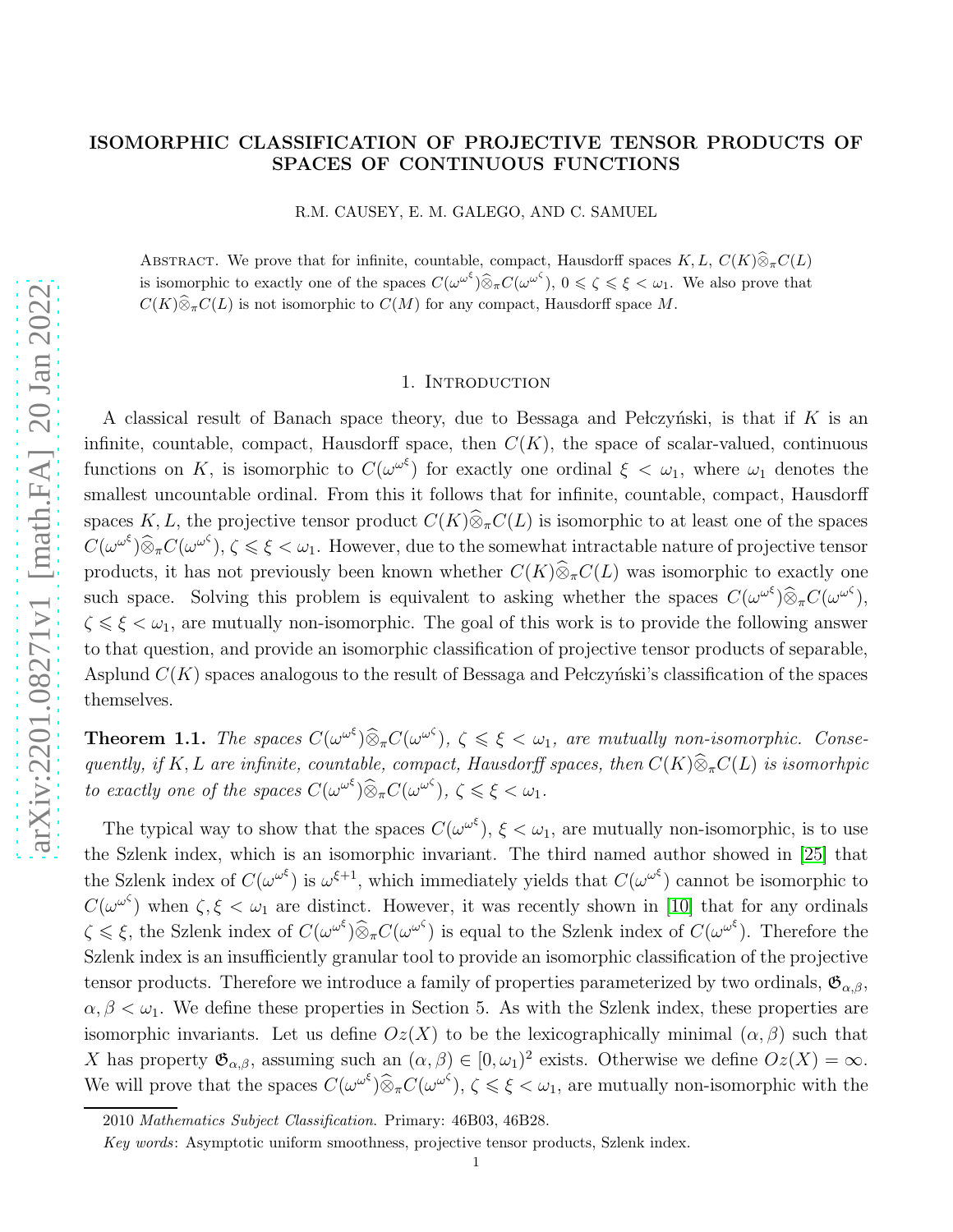# ISOMORPHIC CLASSIFICATION OF PROJECTIVE TENSOR PRODUCTS OF SPACES OF CONTINUOUS FUNCTIONS

R.M. CAUSEY, E. M. GALEGO, AND C. SAMUEL

Abstract. We prove that for infinite, countable, compact, Hausdorff spaces $K, L$, $C(K)\widehat{\otimes}_\pi C(L)$ is isomorphic to exactly one of the spaces $C(\omega^{\omega^\xi})\widehat{\otimes}_\pi C(\omega^{\omega^\zeta})$, $0 \leqslant \zeta \leqslant \xi < \omega_1$. We also prove that $C(K)\widehat{\otimes}_\pi C(L)$ is not isomorphic to $C(M)$ for any compact, Hausdorff space $M$.

## 1. Introduction

A classical result of Banach space theory, due to Bessaga and Pełczyński, is that if $K$ is an infinite, countable, compact, Hausdorff space, then $C(K)$, the space of scalar-valued, continuous functions on $K$, is isomorphic to $C(\omega^{\omega^\xi})$ for exactly one ordinal $\xi < \omega_1$, where $\omega_1$ denotes the smallest uncountable ordinal. From this it follows that for infinite, countable, compact, Hausdorff spaces $K, L$, the projective tensor product $C(K)\widehat{\otimes}_\pi C(L)$ is isomorphic to at least one of the spaces $C(\omega^{\omega^\xi})\widehat{\otimes}_\pi C(\omega^{\omega^\zeta})$, $\zeta \leqslant \xi < \omega_1$. However, due to the somewhat intractable nature of projective tensor products, it has not previously been known whether $C(K)\widehat{\otimes}_\pi C(L)$ was isomorphic to exactly one such space. Solving this problem is equivalent to asking whether the spaces $C(\omega^{\omega^\xi})\widehat{\otimes}_\pi C(\omega^{\omega^\zeta})$, $\zeta \leqslant \xi < \omega_1$, are mutually non-isomorphic. The goal of this work is to provide the following answer to that question, and provide an isomorphic classification of projective tensor products of separable, Asplund $C(K)$ spaces analogous to the result of Bessaga and Pełczyński's classification of the spaces themselves.

**Theorem 1.1.** *The spaces $C(\omega^{\omega^\xi})\widehat{\otimes}_\pi C(\omega^{\omega^\zeta})$, $\zeta \leqslant \xi < \omega_1$, are mutually non-isomorphic. Consequently, if $K, L$ are infinite, countable, compact, Hausdorff spaces, then $C(K)\widehat{\otimes}_\pi C(L)$ is isomorhpic to exactly one of the spaces $C(\omega^{\omega^\xi})\widehat{\otimes}_\pi C(\omega^{\omega^\zeta})$, $\zeta \leqslant \xi < \omega_1$.*

The typical way to show that the spaces $C(\omega^{\omega^\xi})$, $\xi < \omega_1$, are mutually non-isomorphic, is to use the Szlenk index, which is an isomorphic invariant. The third named author showed in [25] that the Szlenk index of $C(\omega^{\omega^\xi})$ is $\omega^{\xi+1}$, which immediately yields that $C(\omega^{\omega^\xi})$ cannot be isomorphic to $C(\omega^{\omega^\zeta})$ when $\zeta, \xi < \omega_1$ are distinct. However, it was recently shown in [10] that for any ordinals $\zeta \leqslant \xi$, the Szlenk index of $C(\omega^{\omega^\xi})\widehat{\otimes}_\pi C(\omega^{\omega^\zeta})$ is equal to the Szlenk index of $C(\omega^{\omega^\xi})$. Therefore the Szlenk index is an insufficiently granular tool to provide an isomorphic classification of the projective tensor products. Therefore we introduce a family of properties parameterized by two ordinals, $\mathfrak{G}_{\alpha,\beta}$, $\alpha, \beta < \omega_1$. We define these properties in Section 5. As with the Szlenk index, these properties are isomorphic invariants. Let us define $Oz(X)$ to be the lexicographically minimal $(\alpha, \beta)$ such that $X$ has property $\mathfrak{G}_{\alpha,\beta}$, assuming such an $(\alpha, \beta) \in [0, \omega_1)^2$ exists. Otherwise we define $Oz(X) = \infty$. We will prove that the spaces $C(\omega^{\omega^\xi})\widehat{\otimes}_\pi C(\omega^{\omega^\zeta})$, $\zeta \leqslant \xi < \omega_1$, are mutually non-isomorphic with the

2010 *Mathematics Subject Classification*. Primary: 46B03, 46B28.

*Key words*: Asymptotic uniform smoothness, projective tensor products, Szlenk index.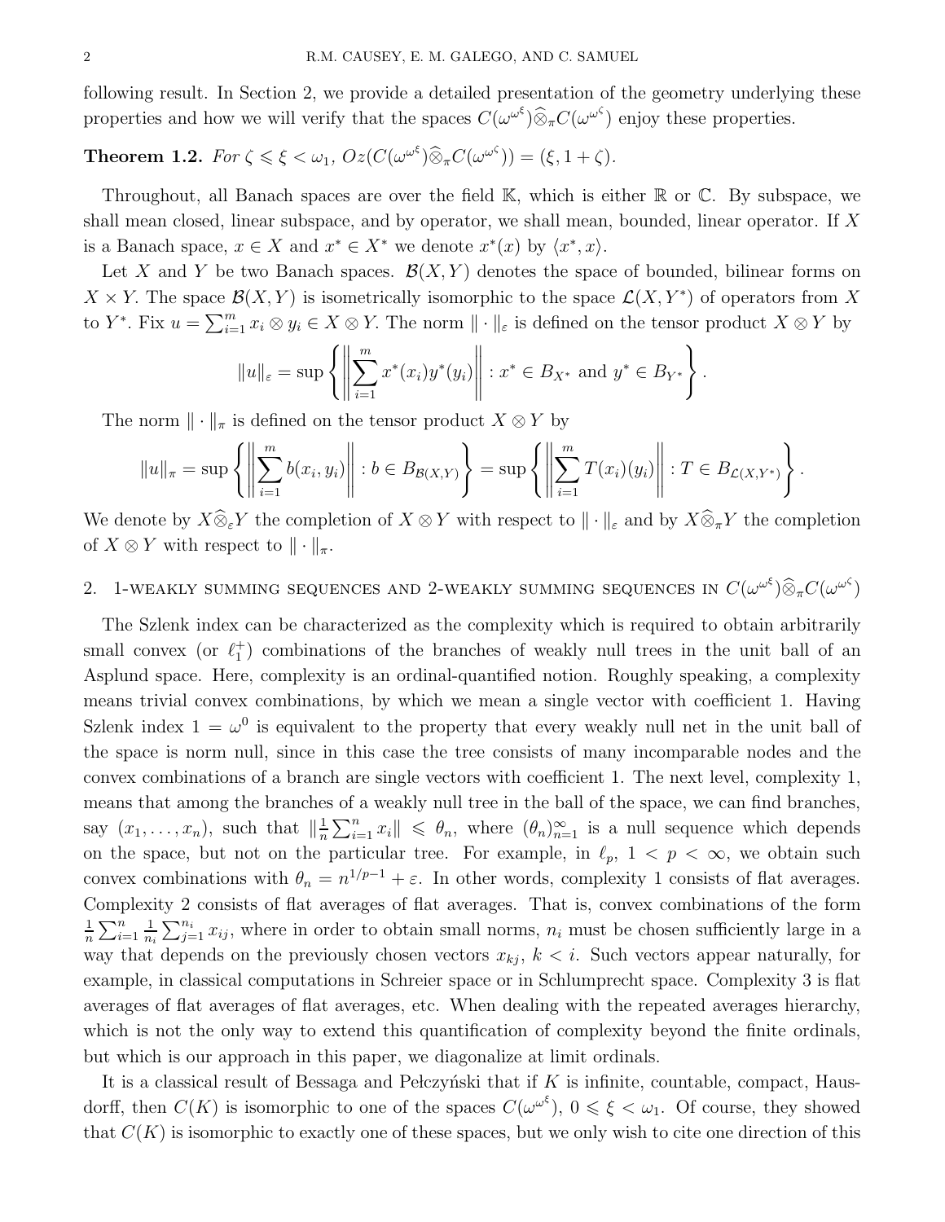following result. In Section 2, we provide a detailed presentation of the geometry underlying these properties and how we will verify that the spaces $C(\omega^{\omega^\xi})\widehat{\otimes}_\pi C(\omega^{\omega^\zeta})$ enjoy these properties.

**Theorem 1.2.** *For $\zeta \leqslant \xi < \omega_1$, $Oz(C(\omega^{\omega^\xi})\widehat{\otimes}_\pi C(\omega^{\omega^\zeta})) = (\xi, 1+\zeta)$.*

Throughout, all Banach spaces are over the field $\mathbb{K}$, which is either $\mathbb{R}$ or $\mathbb{C}$. By subspace, we shall mean closed, linear subspace, and by operator, we shall mean, bounded, linear operator. If $X$ is a Banach space, $x \in X$ and $x^* \in X^*$ we denote $x^*(x)$ by $\langle x^*, x\rangle$.

Let $X$ and $Y$ be two Banach spaces. $\mathcal{B}(X,Y)$ denotes the space of bounded, bilinear forms on $X \times Y$. The space $\mathcal{B}(X,Y)$ is isometrically isomorphic to the space $\mathcal{L}(X, Y^*)$ of operators from $X$ to $Y^*$. Fix $u = \sum_{i=1}^m x_i \otimes y_i \in X \otimes Y$. The norm $\|\cdot\|_\varepsilon$ is defined on the tensor product $X \otimes Y$ by

$$\|u\|_\varepsilon = \sup\left\{\left\|\sum_{i=1}^m x^*(x_i)y^*(y_i)\right\| : x^* \in B_{X^*} \text{ and } y^* \in B_{Y^*}\right\}.$$

The norm $\|\cdot\|_\pi$ is defined on the tensor product $X \otimes Y$ by

$$\|u\|_\pi = \sup\left\{\left\|\sum_{i=1}^m b(x_i, y_i)\right\| : b \in B_{\mathcal{B}(X,Y)}\right\} = \sup\left\{\left\|\sum_{i=1}^m T(x_i)(y_i)\right\| : T \in B_{\mathcal{L}(X,Y^*)}\right\}.$$

We denote by $X\widehat{\otimes}_\varepsilon Y$ the completion of $X \otimes Y$ with respect to $\|\cdot\|_\varepsilon$ and by $X\widehat{\otimes}_\pi Y$ the completion of $X \otimes Y$ with respect to $\|\cdot\|_\pi$.

## 2. 1-weakly summing sequences and 2-weakly summing sequences in $C(\omega^{\omega^\xi})\widehat{\otimes}_\pi C(\omega^{\omega^\zeta})$

The Szlenk index can be characterized as the complexity which is required to obtain arbitrarily small convex (or $\ell_1^+$) combinations of the branches of weakly null trees in the unit ball of an Asplund space. Here, complexity is an ordinal-quantified notion. Roughly speaking, a complexity means trivial convex combinations, by which we mean a single vector with coefficient 1. Having Szlenk index $1 = \omega^0$ is equivalent to the property that every weakly null net in the unit ball of the space is norm null, since in this case the tree consists of many incomparable nodes and the convex combinations of a branch are single vectors with coefficient 1. The next level, complexity 1, means that among the branches of a weakly null tree in the ball of the space, we can find branches, say $(x_1, \ldots, x_n)$, such that $\|\frac{1}{n}\sum_{i=1}^n x_i\| \leqslant \theta_n$, where $(\theta_n)_{n=1}^\infty$ is a null sequence which depends on the space, but not on the particular tree. For example, in $\ell_p$, $1 < p < \infty$, we obtain such convex combinations with $\theta_n = n^{1/p-1} + \varepsilon$. In other words, complexity 1 consists of flat averages. Complexity 2 consists of flat averages of flat averages. That is, convex combinations of the form $\frac{1}{n}\sum_{i=1}^n \frac{1}{n_i}\sum_{j=1}^{n_i} x_{ij}$, where in order to obtain small norms, $n_i$ must be chosen sufficiently large in a way that depends on the previously chosen vectors $x_{kj}$, $k < i$. Such vectors appear naturally, for example, in classical computations in Schreier space or in Schlumprecht space. Complexity 3 is flat averages of flat averages of flat averages, etc. When dealing with the repeated averages hierarchy, which is not the only way to extend this quantification of complexity beyond the finite ordinals, but which is our approach in this paper, we diagonalize at limit ordinals.

It is a classical result of Bessaga and Pełczyński that if $K$ is infinite, countable, compact, Hausdorff, then $C(K)$ is isomorphic to one of the spaces $C(\omega^{\omega^\xi})$, $0 \leqslant \xi < \omega_1$. Of course, they showed that $C(K)$ is isomorphic to exactly one of these spaces, but we only wish to cite one direction of this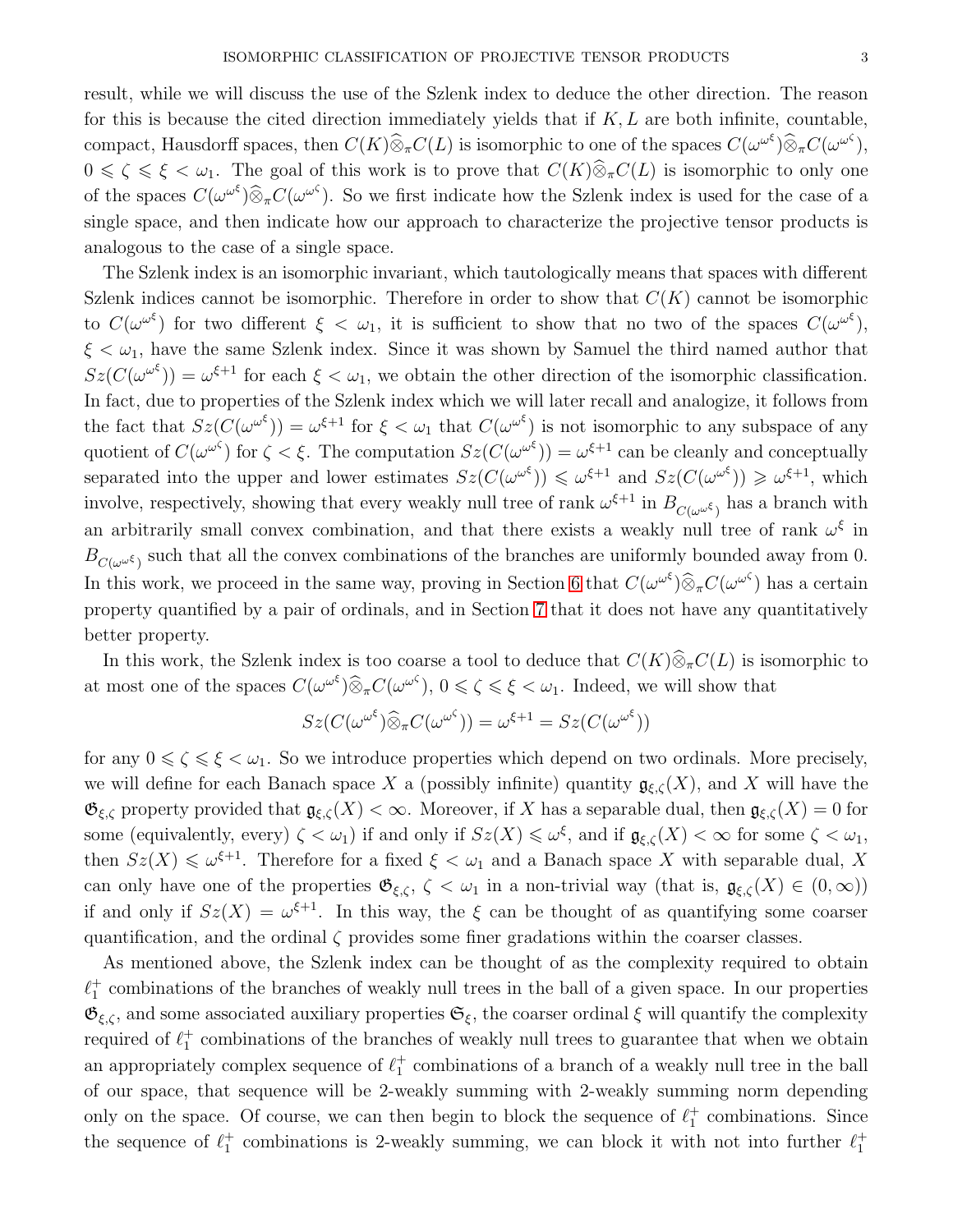result, while we will discuss the use of the Szlenk index to deduce the other direction. The reason for this is because the cited direction immediately yields that if $K, L$ are both infinite, countable, compact, Hausdorff spaces, then $C(K)\widehat{\otimes}_\pi C(L)$ is isomorphic to one of the spaces $C(\omega^{\omega^\xi})\widehat{\otimes}_\pi C(\omega^{\omega^\zeta})$, $0 \leqslant \zeta \leqslant \xi < \omega_1$. The goal of this work is to prove that $C(K)\widehat{\otimes}_\pi C(L)$ is isomorphic to only one of the spaces $C(\omega^{\omega^\xi})\widehat{\otimes}_\pi C(\omega^{\omega^\zeta})$. So we first indicate how the Szlenk index is used for the case of a single space, and then indicate how our approach to characterize the projective tensor products is analogous to the case of a single space.

The Szlenk index is an isomorphic invariant, which tautologically means that spaces with different Szlenk indices cannot be isomorphic. Therefore in order to show that $C(K)$ cannot be isomorphic to $C(\omega^{\omega^\xi})$ for two different $\xi < \omega_1$, it is sufficient to show that no two of the spaces $C(\omega^{\omega^\xi})$, $\xi < \omega_1$, have the same Szlenk index. Since it was shown by Samuel the third named author that $Sz(C(\omega^{\omega^\xi})) = \omega^{\xi+1}$ for each $\xi < \omega_1$, we obtain the other direction of the isomorphic classification. In fact, due to properties of the Szlenk index which we will later recall and analogize, it follows from the fact that $Sz(C(\omega^{\omega^\xi})) = \omega^{\xi+1}$ for $\xi < \omega_1$ that $C(\omega^{\omega^\xi})$ is not isomorphic to any subspace of any quotient of $C(\omega^{\omega^\zeta})$ for $\zeta < \xi$. The computation $Sz(C(\omega^{\omega^\xi})) = \omega^{\xi+1}$ can be cleanly and conceptually separated into the upper and lower estimates $Sz(C(\omega^{\omega^\xi})) \leqslant \omega^{\xi+1}$ and $Sz(C(\omega^{\omega^\xi})) \geqslant \omega^{\xi+1}$, which involve, respectively, showing that every weakly null tree of rank $\omega^{\xi+1}$ in $B_{C(\omega^{\omega^\xi})}$ has a branch with an arbitrarily small convex combination, and that there exists a weakly null tree of rank $\omega^\xi$ in $B_{C(\omega^{\omega^\xi})}$ such that all the convex combinations of the branches are uniformly bounded away from 0. In this work, we proceed in the same way, proving in Section 6 that $C(\omega^{\omega^\xi})\widehat{\otimes}_\pi C(\omega^{\omega^\zeta})$ has a certain property quantified by a pair of ordinals, and in Section 7 that it does not have any quantitatively better property.

In this work, the Szlenk index is too coarse a tool to deduce that $C(K)\widehat{\otimes}_\pi C(L)$ is isomorphic to at most one of the spaces $C(\omega^{\omega^\xi})\widehat{\otimes}_\pi C(\omega^{\omega^\zeta})$, $0 \leqslant \zeta \leqslant \xi < \omega_1$. Indeed, we will show that

$$Sz(C(\omega^{\omega^\xi})\widehat{\otimes}_\pi C(\omega^{\omega^\zeta})) = \omega^{\xi+1} = Sz(C(\omega^{\omega^\xi}))$$

for any $0 \leqslant \zeta \leqslant \xi < \omega_1$. So we introduce properties which depend on two ordinals. More precisely, we will define for each Banach space $X$ a (possibly infinite) quantity $\mathfrak{g}_{\xi,\zeta}(X)$, and $X$ will have the $\mathfrak{G}_{\xi,\zeta}$ property provided that $\mathfrak{g}_{\xi,\zeta}(X) < \infty$. Moreover, if $X$ has a separable dual, then $\mathfrak{g}_{\xi,\zeta}(X) = 0$ for some (equivalently, every) $\zeta < \omega_1$) if and only if $Sz(X) \leqslant \omega^\xi$, and if $\mathfrak{g}_{\xi,\zeta}(X) < \infty$ for some $\zeta < \omega_1$, then $Sz(X) \leqslant \omega^{\xi+1}$. Therefore for a fixed $\xi < \omega_1$ and a Banach space $X$ with separable dual, $X$ can only have one of the properties $\mathfrak{G}_{\xi,\zeta}$, $\zeta < \omega_1$ in a non-trivial way (that is, $\mathfrak{g}_{\xi,\zeta}(X) \in (0, \infty)$) if and only if $Sz(X) = \omega^{\xi+1}$. In this way, the $\xi$ can be thought of as quantifying some coarser quantification, and the ordinal $\zeta$ provides some finer gradations within the coarser classes.

As mentioned above, the Szlenk index can be thought of as the complexity required to obtain $\ell_1^+$ combinations of the branches of weakly null trees in the ball of a given space. In our properties $\mathfrak{G}_{\xi,\zeta}$, and some associated auxiliary properties $\mathfrak{S}_\xi$, the coarser ordinal $\xi$ will quantify the complexity required of $\ell_1^+$ combinations of the branches of weakly null trees to guarantee that when we obtain an appropriately complex sequence of $\ell_1^+$ combinations of a branch of a weakly null tree in the ball of our space, that sequence will be 2-weakly summing with 2-weakly summing norm depending only on the space. Of course, we can then begin to block the sequence of $\ell_1^+$ combinations. Since the sequence of $\ell_1^+$ combinations is 2-weakly summing, we can block it with not into further $\ell_1^+$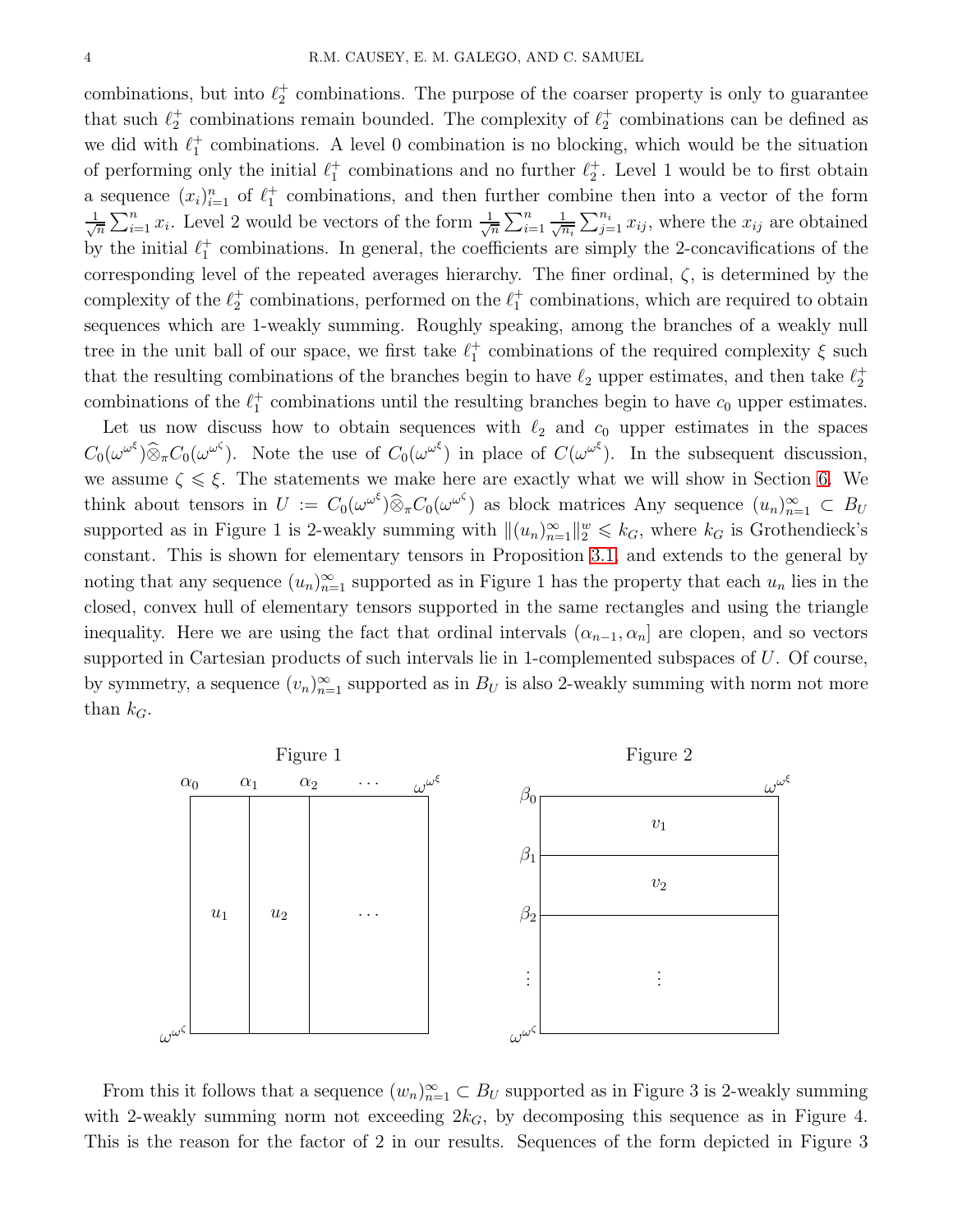combinations, but into $\ell_2^+$ combinations. The purpose of the coarser property is only to guarantee that such $\ell_2^+$ combinations remain bounded. The complexity of $\ell_2^+$ combinations can be defined as we did with $\ell_1^+$ combinations. A level 0 combination is no blocking, which would be the situation of performing only the initial $\ell_1^+$ combinations and no further $\ell_2^+$. Level 1 would be to first obtain a sequence $(x_i)_{i=1}^n$ of $\ell_1^+$ combinations, and then further combine then into a vector of the form $\frac{1}{\sqrt{n}}\sum_{i=1}^n x_i$. Level 2 would be vectors of the form $\frac{1}{\sqrt{n}}\sum_{i=1}^n \frac{1}{\sqrt{n_i}}\sum_{j=1}^{n_i} x_{ij}$, where the $x_{ij}$ are obtained by the initial $\ell_1^+$ combinations. In general, the coefficients are simply the 2-concavifications of the corresponding level of the repeated averages hierarchy. The finer ordinal, $\zeta$, is determined by the complexity of the $\ell_2^+$ combinations, performed on the $\ell_1^+$ combinations, which are required to obtain sequences which are 1-weakly summing. Roughly speaking, among the branches of a weakly null tree in the unit ball of our space, we first take $\ell_1^+$ combinations of the required complexity $\xi$ such that the resulting combinations of the branches begin to have $\ell_2$ upper estimates, and then take $\ell_2^+$ combinations of the $\ell_1^+$ combinations until the resulting branches begin to have $c_0$ upper estimates.

Let us now discuss how to obtain sequences with $\ell_2$ and $c_0$ upper estimates in the spaces $C_0(\omega^{\omega^\xi})\widehat{\otimes}_\pi C_0(\omega^{\omega^\zeta})$. Note the use of $C_0(\omega^{\omega^\xi})$ in place of $C(\omega^{\omega^\xi})$. In the subsequent discussion, we assume $\zeta \leqslant \xi$. The statements we make here are exactly what we will show in Section 6. We think about tensors in $U := C_0(\omega^{\omega^\xi})\widehat{\otimes}_\pi C_0(\omega^{\omega^\zeta})$ as block matrices Any sequence $(u_n)_{n=1}^\infty \subset B_U$ supported as in Figure 1 is 2-weakly summing with $\|(u_n)_{n=1}^\infty\|_2^w \leqslant k_G$, where $k_G$ is Grothendieck's constant. This is shown for elementary tensors in Proposition 3.1, and extends to the general by noting that any sequence $(u_n)_{n=1}^\infty$ supported as in Figure 1 has the property that each $u_n$ lies in the closed, convex hull of elementary tensors supported in the same rectangles and using the triangle inequality. Here we are using the fact that ordinal intervals $(\alpha_{n-1}, \alpha_n]$ are clopen, and so vectors supported in Cartesian products of such intervals lie in 1-complemented subspaces of $U$. Of course, by symmetry, a sequence $(v_n)_{n=1}^\infty$ supported as in $B_U$ is also 2-weakly summing with norm not more than $k_G$.

Figure 1

Figure 2

From this it follows that a sequence $(w_n)_{n=1}^\infty \subset B_U$ supported as in Figure 3 is 2-weakly summing with 2-weakly summing norm not exceeding $2k_G$, by decomposing this sequence as in Figure 4. This is the reason for the factor of 2 in our results. Sequences of the form depicted in Figure 3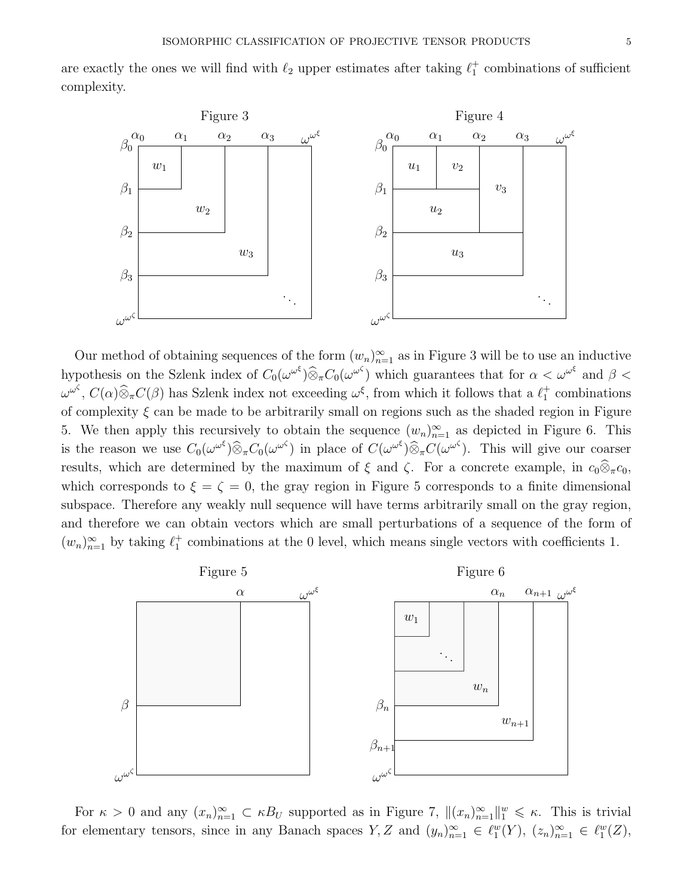are exactly the ones we will find with $\ell_2$ upper estimates after taking $\ell_1^+$ combinations of sufficient complexity.

Figure 3

Figure 4

Our method of obtaining sequences of the form $(w_n)_{n=1}^\infty$ as in Figure 3 will be to use an inductive hypothesis on the Szlenk index of $C_0(\omega^{\omega^\xi})\widehat{\otimes}_\pi C_0(\omega^{\omega^\zeta})$ which guarantees that for $\alpha < \omega^{\omega^\xi}$ and $\beta < \omega^{\omega^\zeta}$, $C(\alpha)\widehat{\otimes}_\pi C(\beta)$ has Szlenk index not exceeding $\omega^\xi$, from which it follows that a $\ell_1^+$ combinations of complexity $\xi$ can be made to be arbitrarily small on regions such as the shaded region in Figure 5. We then apply this recursively to obtain the sequence $(w_n)_{n=1}^\infty$ as depicted in Figure 6. This is the reason we use $C_0(\omega^{\omega^\xi})\widehat{\otimes}_\pi C_0(\omega^{\omega^\zeta})$ in place of $C(\omega^{\omega^\xi})\widehat{\otimes}_\pi C(\omega^{\omega^\zeta})$. This will give our coarser results, which are determined by the maximum of $\xi$ and $\zeta$. For a concrete example, in $c_0\widehat{\otimes}_\pi c_0$, which corresponds to $\xi = \zeta = 0$, the gray region in Figure 5 corresponds to a finite dimensional subspace. Therefore any weakly null sequence will have terms arbitrarily small on the gray region, and therefore we can obtain vectors which are small perturbations of a sequence of the form of $(w_n)_{n=1}^\infty$ by taking $\ell_1^+$ combinations at the 0 level, which means single vectors with coefficients 1.

Figure 5

Figure 6

For $\kappa > 0$ and any $(x_n)_{n=1}^\infty \subset \kappa B_U$ supported as in Figure 7, $\|(x_n)_{n=1}^\infty\|_1^w \leqslant \kappa$. This is trivial for elementary tensors, since in any Banach spaces $Y, Z$ and $(y_n)_{n=1}^\infty \in \ell_1^w(Y)$, $(z_n)_{n=1}^\infty \in \ell_1^w(Z)$,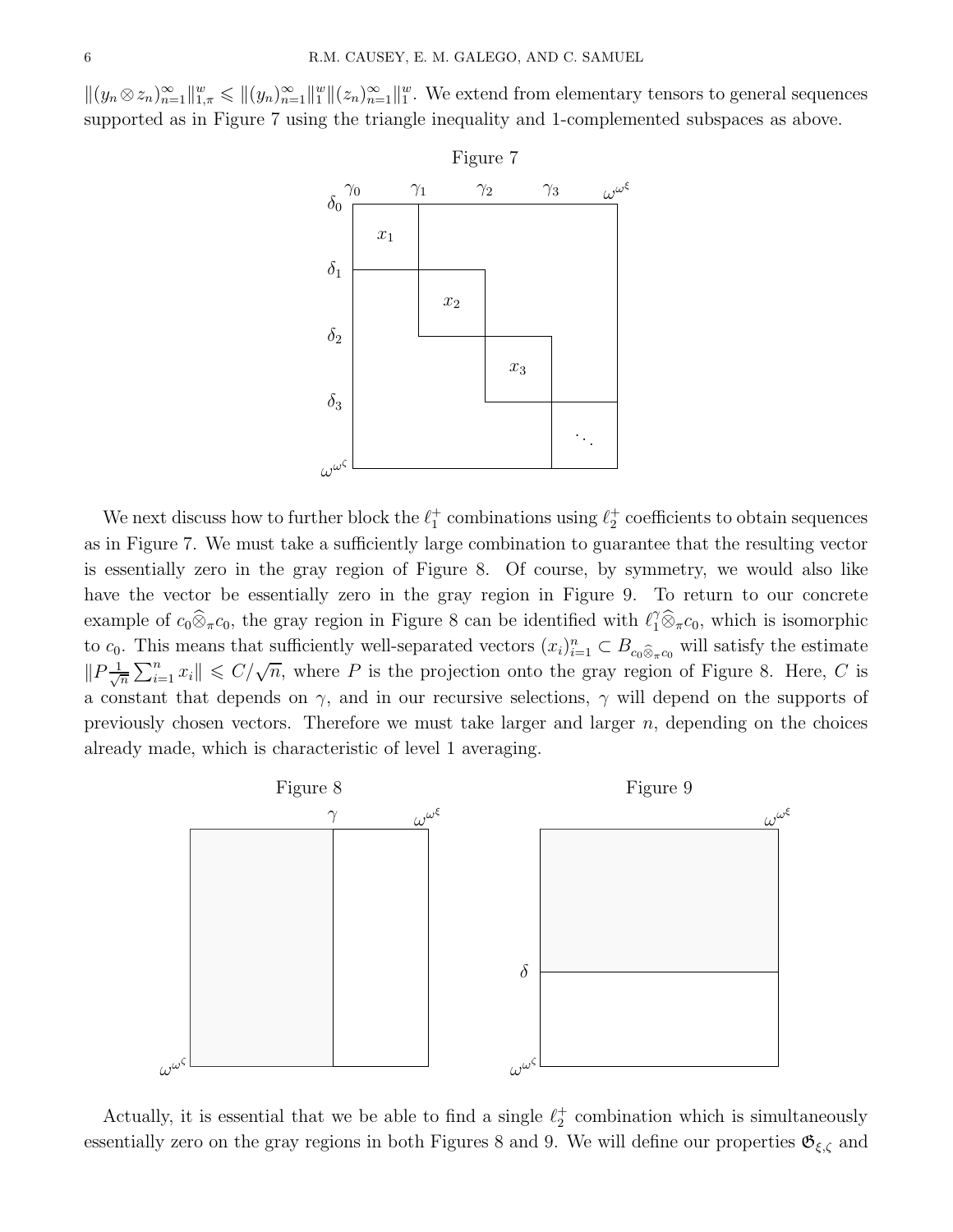$\|(y_n\otimes z_n)_{n=1}^\infty\|_{1,\pi}^w \leqslant \|(y_n)_{n=1}^\infty\|_1^w\|(z_n)_{n=1}^\infty\|_1^w$. We extend from elementary tensors to general sequences supported as in Figure 7 using the triangle inequality and 1-complemented subspaces as above.

Figure 7

We next discuss how to further block the $\ell_1^+$ combinations using $\ell_2^+$ coefficients to obtain sequences as in Figure 7. We must take a sufficiently large combination to guarantee that the resulting vector is essentially zero in the gray region of Figure 8. Of course, by symmetry, we would also like have the vector be essentially zero in the gray region in Figure 9. To return to our concrete example of $c_0\widehat{\otimes}_\pi c_0$, the gray region in Figure 8 can be identified with $\ell_1^\gamma\widehat{\otimes}_\pi c_0$, which is isomorphic to $c_0$. This means that sufficiently well-separated vectors $(x_i)_{i=1}^n \subset B_{c_0\widehat{\otimes}_\pi c_0}$ will satisfy the estimate $\|P\frac{1}{\sqrt{n}}\sum_{i=1}^n x_i\| \leqslant C/\sqrt{n}$, where $P$ is the projection onto the gray region of Figure 8. Here, $C$ is a constant that depends on $\gamma$, and in our recursive selections, $\gamma$ will depend on the supports of previously chosen vectors. Therefore we must take larger and larger $n$, depending on the choices already made, which is characteristic of level 1 averaging.

Figure 8

Figure 9

Actually, it is essential that we be able to find a single $\ell_2^+$ combination which is simultaneously essentially zero on the gray regions in both Figures 8 and 9. We will define our properties $\mathfrak{G}_{\xi,\zeta}$ and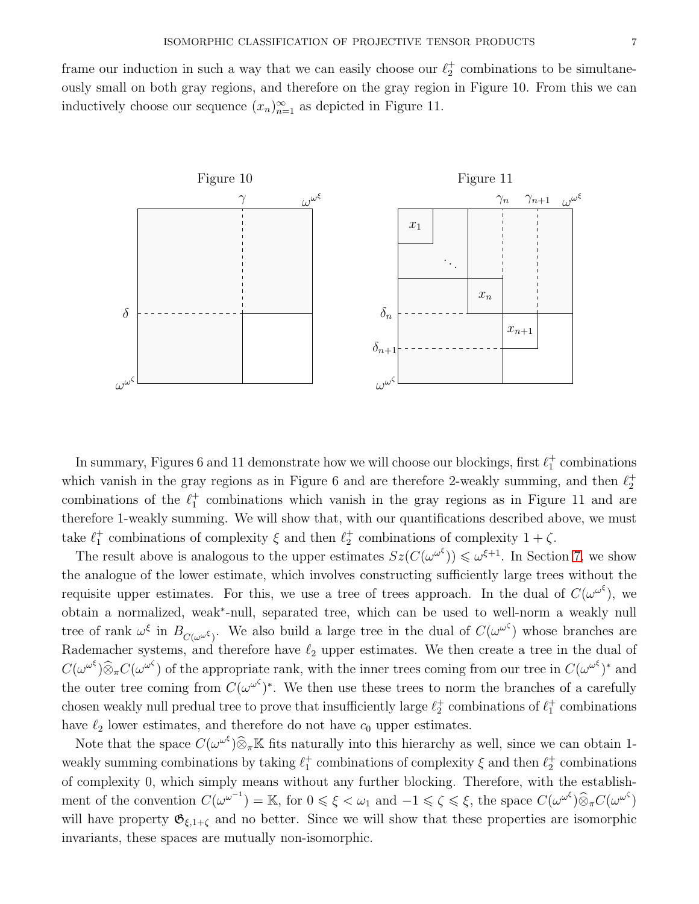frame our induction in such a way that we can easily choose our $\ell_2^+$ combinations to be simultaneously small on both gray regions, and therefore on the gray region in Figure 10. From this we can inductively choose our sequence $(x_n)_{n=1}^\infty$ as depicted in Figure 11.

Figure 10

Figure 11

In summary, Figures 6 and 11 demonstrate how we will choose our blockings, first $\ell_1^+$ combinations which vanish in the gray regions as in Figure 6 and are therefore 2-weakly summing, and then $\ell_2^+$ combinations of the $\ell_1^+$ combinations which vanish in the gray regions as in Figure 11 and are therefore 1-weakly summing. We will show that, with our quantifications described above, we must take $\ell_1^+$ combinations of complexity $\xi$ and then $\ell_2^+$ combinations of complexity $1+\zeta$.

The result above is analogous to the upper estimates $Sz(C(\omega^{\omega^\xi})) \leqslant \omega^{\xi+1}$. In Section 7, we show the analogue of the lower estimate, which involves constructing sufficiently large trees without the requisite upper estimates. For this, we use a tree of trees approach. In the dual of $C(\omega^{\omega^\xi})$, we obtain a normalized, weak$^*$-null, separated tree, which can be used to well-norm a weakly null tree of rank $\omega^\xi$ in $B_{C(\omega^{\omega^\xi})}$. We also build a large tree in the dual of $C(\omega^{\omega^\zeta})$ whose branches are Rademacher systems, and therefore have $\ell_2$ upper estimates. We then create a tree in the dual of $C(\omega^{\omega^\xi})\widehat{\otimes}_\pi C(\omega^{\omega^\zeta})$ of the appropriate rank, with the inner trees coming from our tree in $C(\omega^{\omega^\xi})^*$ and the outer tree coming from $C(\omega^{\omega^\zeta})^*$. We then use these trees to norm the branches of a carefully chosen weakly null predual tree to prove that insufficiently large $\ell_2^+$ combinations of $\ell_1^+$ combinations have $\ell_2$ lower estimates, and therefore do not have $c_0$ upper estimates.

Note that the space $C(\omega^{\omega^\xi})\widehat{\otimes}_\pi\mathbb{K}$ fits naturally into this hierarchy as well, since we can obtain 1-weakly summing combinations by taking $\ell_1^+$ combinations of complexity $\xi$ and then $\ell_2^+$ combinations of complexity 0, which simply means without any further blocking. Therefore, with the establishment of the convention $C(\omega^{\omega^{-1}}) = \mathbb{K}$, for $0 \leqslant \xi < \omega_1$ and $-1 \leqslant \zeta \leqslant \xi$, the space $C(\omega^{\omega^\xi})\widehat{\otimes}_\pi C(\omega^{\omega^\zeta})$ will have property $\mathfrak{G}_{\xi,1+\zeta}$ and no better. Since we will show that these properties are isomorphic invariants, these spaces are mutually non-isomorphic.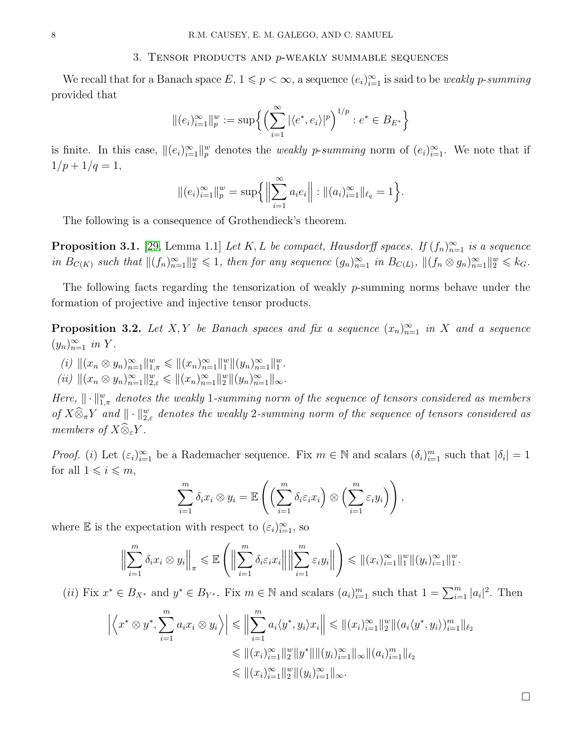## 3. Tensor products and $p$-weakly summable sequences

We recall that for a Banach space $E$, $1 \leqslant p < \infty$, a sequence $(e_i)_{i=1}^\infty$ is said to be *weakly $p$-summing* provided that

$$\|(e_i)_{i=1}^\infty\|_p^w := \sup\Big\{ \Big(\sum_{i=1}^\infty |\langle e^*, e_i\rangle|^p\Big)^{1/p} : e^* \in B_{E^*}\Big\}$$

is finite. In this case, $\|(e_i)_{i=1}^\infty\|_p^w$ denotes the *weakly $p$-summing* norm of $(e_i)_{i=1}^\infty$. We note that if $1/p + 1/q = 1$,

$$\|(e_i)_{i=1}^\infty\|_p^w = \sup\Big\{ \Big\|\sum_{i=1}^\infty a_i e_i\Big\| : \|(a_i)_{i=1}^\infty\|_{\ell_q} = 1\Big\}.$$

The following is a consequence of Grothendieck's theorem.

**Proposition 3.1.** [29, Lemma 1.1] *Let $K, L$ be compact, Hausdorff spaces. If $(f_n)_{n=1}^\infty$ is a sequence in $B_{C(K)}$ such that $\|(f_n)_{n=1}^\infty\|_2^w \leqslant 1$, then for any sequence $(g_n)_{n=1}^\infty$ in $B_{C(L)}$, $\|(f_n \otimes g_n)_{n=1}^\infty\|_2^w \leqslant k_G$.*

The following facts regarding the tensorization of weakly $p$-summing norms behave under the formation of projective and injective tensor products.

**Proposition 3.2.** *Let $X, Y$ be Banach spaces and fix a sequence $(x_n)_{n=1}^\infty$ in $X$ and a sequence $(y_n)_{n=1}^\infty$ in $Y$.*

*(i) $\|(x_n \otimes y_n)_{n=1}^\infty\|_{1,\pi}^w \leqslant \|(x_n)_{n=1}^\infty\|_1^w \|(y_n)_{n=1}^\infty\|_1^w$.*
*(ii) $\|(x_n \otimes y_n)_{n=1}^\infty\|_{2,\varepsilon}^w \leqslant \|(x_n)_{n=1}^\infty\|_2^w \|(y_n)_{n=1}^\infty\|_\infty$.*

*Here, $\|\cdot\|_{1,\pi}^w$ denotes the weakly 1-summing norm of the sequence of tensors considered as members of $X\widehat{\otimes}_\pi Y$ and $\|\cdot\|_{2,\varepsilon}^w$ denotes the weakly 2-summing norm of the sequence of tensors considered as members of $X\widehat{\otimes}_\varepsilon Y$.*

*Proof.* $(i)$ Let $(\varepsilon_i)_{i=1}^\infty$ be a Rademacher sequence. Fix $m \in \mathbb{N}$ and scalars $(\delta_i)_{i=1}^m$ such that $|\delta_i| = 1$ for all $1 \leqslant i \leqslant m$,

$$\sum_{i=1}^m \delta_i x_i \otimes y_i = \mathbb{E}\left(\Big(\sum_{i=1}^m \delta_i \varepsilon_i x_i\Big) \otimes \Big(\sum_{i=1}^m \varepsilon_i y_i\Big)\right),$$

where $\mathbb{E}$ is the expectation with respect to $(\varepsilon_i)_{i=1}^\infty$, so

$$\Big\|\sum_{i=1}^m \delta_i x_i \otimes y_i\Big\|_\pi \leqslant \mathbb{E}\left(\Big\|\sum_{i=1}^m \delta_i \varepsilon_i x_i\Big\|\Big\|\sum_{i=1}^m \varepsilon_i y_i\Big\|\right) \leqslant \|(x_i)_{i=1}^\infty\|_1^w \|(y_i)_{i=1}^\infty\|_1^w.$$

$(ii)$ Fix $x^* \in B_{X^*}$ and $y^* \in B_{Y^*}$. Fix $m \in \mathbb{N}$ and scalars $(a_i)_{i=1}^m$ such that $1 = \sum_{i=1}^m |a_i|^2$. Then

$$\begin{aligned}
\Big|\Big\langle x^* \otimes y^*, \sum_{i=1}^m a_i x_i \otimes y_i\Big\rangle\Big| &\leqslant \Big\|\sum_{i=1}^m a_i \langle y^*, y_i\rangle x_i\Big\| \leqslant \|(x_i)_{i=1}^\infty\|_2^w \|(a_i\langle y^*, y_i\rangle)_{i=1}^m\|_{\ell_2} \\
&\leqslant \|(x_i)_{i=1}^\infty\|_2^w \|y^*\| \|(y_i)_{i=1}^\infty\|_\infty \|(a_i)_{i=1}^m\|_{\ell_2} \\
&\leqslant \|(x_i)_{i=1}^\infty\|_2^w \|(y_i)_{i=1}^\infty\|_\infty.
\end{aligned}$$

$\square$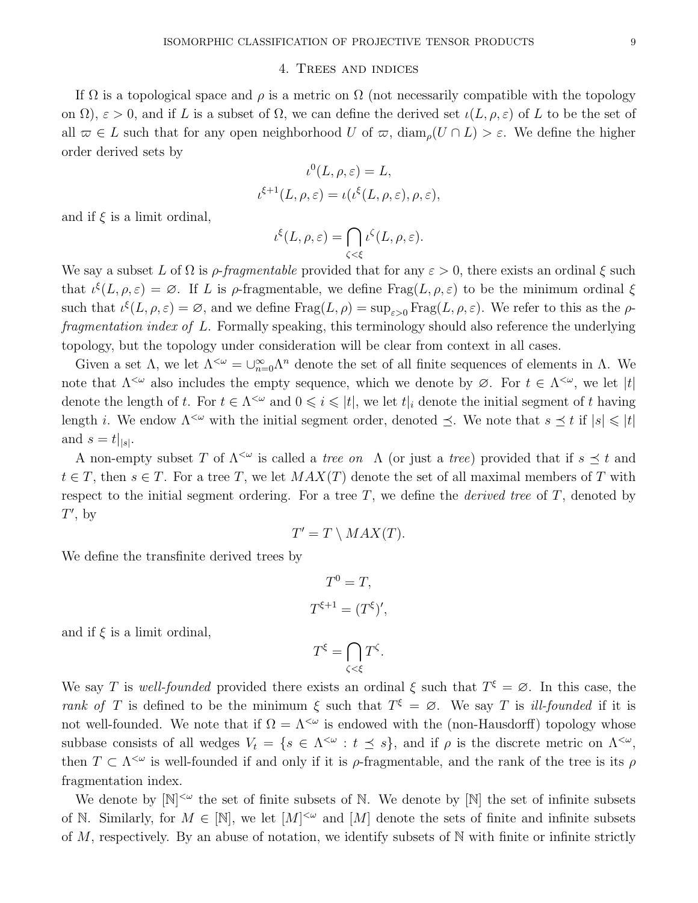## 4. Trees and indices

If $\Omega$ is a topological space and $\rho$ is a metric on $\Omega$ (not necessarily compatible with the topology on $\Omega$), $\varepsilon > 0$, and if $L$ is a subset of $\Omega$, we can define the derived set $\iota(L, \rho, \varepsilon)$ of $L$ to be the set of all $\varpi \in L$ such that for any open neighborhood $U$ of $\varpi$, $\text{diam}_\rho(U \cap L) > \varepsilon$. We define the higher order derived sets by

$$\iota^0(L, \rho, \varepsilon) = L,$$

$$\iota^{\xi+1}(L, \rho, \varepsilon) = \iota(\iota^\xi(L, \rho, \varepsilon), \rho, \varepsilon),$$

and if $\xi$ is a limit ordinal,

$$\iota^\xi(L, \rho, \varepsilon) = \bigcap_{\zeta<\xi} \iota^\zeta(L, \rho, \varepsilon).$$

We say a subset $L$ of $\Omega$ is *$\rho$-fragmentable* provided that for any $\varepsilon > 0$, there exists an ordinal $\xi$ such that $\iota^\xi(L, \rho, \varepsilon) = \varnothing$. If $L$ is $\rho$-fragmentable, we define $\text{Frag}(L, \rho, \varepsilon)$ to be the minimum ordinal $\xi$ such that $\iota^\xi(L, \rho, \varepsilon) = \varnothing$, and we define $\text{Frag}(L, \rho) = \sup_{\varepsilon>0} \text{Frag}(L, \rho, \varepsilon)$. We refer to this as the *$\rho$-fragmentation index of* $L$. Formally speaking, this terminology should also reference the underlying topology, but the topology under consideration will be clear from context in all cases.

Given a set $\Lambda$, we let $\Lambda^{<\omega} = \cup_{n=0}^\infty \Lambda^n$ denote the set of all finite sequences of elements in $\Lambda$. We note that $\Lambda^{<\omega}$ also includes the empty sequence, which we denote by $\varnothing$. For $t \in \Lambda^{<\omega}$, we let $|t|$ denote the length of $t$. For $t \in \Lambda^{<\omega}$ and $0 \leqslant i \leqslant |t|$, we let $t|_i$ denote the initial segment of $t$ having length $i$. We endow $\Lambda^{<\omega}$ with the initial segment order, denoted $\preceq$. We note that $s \preceq t$ if $|s| \leqslant |t|$ and $s = t|_{|s|}$.

A non-empty subset $T$ of $\Lambda^{<\omega}$ is called a *tree on* $\Lambda$ (or just a *tree*) provided that if $s \preceq t$ and $t \in T$, then $s \in T$. For a tree $T$, we let $MAX(T)$ denote the set of all maximal members of $T$ with respect to the initial segment ordering. For a tree $T$, we define the *derived tree* of $T$, denoted by $T'$, by

$$T' = T \setminus MAX(T).$$

We define the transfinite derived trees by

$$T^0 = T,$$

$$T^{\xi+1} = (T^\xi)',$$

and if $\xi$ is a limit ordinal,

$$T^\xi = \bigcap_{\zeta<\xi} T^\zeta.$$

We say $T$ is *well-founded* provided there exists an ordinal $\xi$ such that $T^\xi = \varnothing$. In this case, the *rank of* $T$ is defined to be the minimum $\xi$ such that $T^\xi = \varnothing$. We say $T$ is *ill-founded* if it is not well-founded. We note that if $\Omega = \Lambda^{<\omega}$ is endowed with the (non-Hausdorff) topology whose subbase consists of all wedges $V_t = \{s \in \Lambda^{<\omega} : t \preceq s\}$, and if $\rho$ is the discrete metric on $\Lambda^{<\omega}$, then $T \subset \Lambda^{<\omega}$ is well-founded if and only if it is $\rho$-fragmentable, and the rank of the tree is its $\rho$ fragmentation index.

We denote by $[\mathbb{N}]^{<\omega}$ the set of finite subsets of $\mathbb{N}$. We denote by $[\mathbb{N}]$ the set of infinite subsets of $\mathbb{N}$. Similarly, for $M \in [\mathbb{N}]$, we let $[M]^{<\omega}$ and $[M]$ denote the sets of finite and infinite subsets of $M$, respectively. By an abuse of notation, we identify subsets of $\mathbb{N}$ with finite or infinite strictly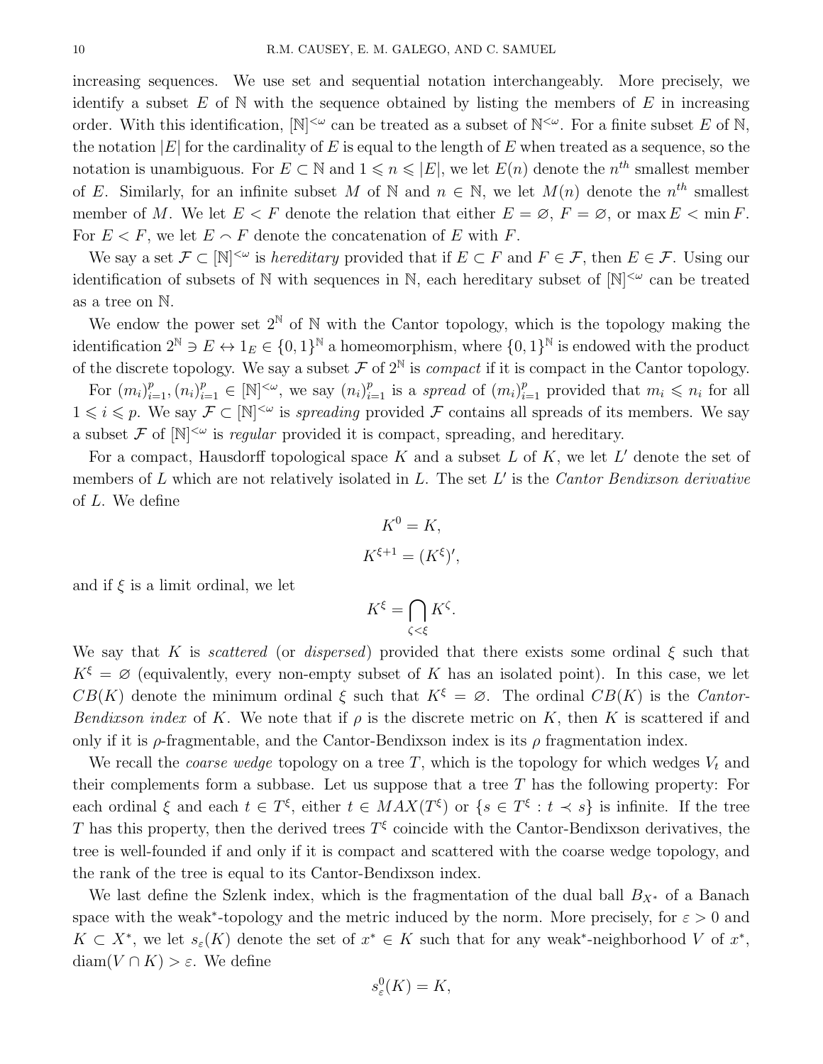increasing sequences. We use set and sequential notation interchangeably. More precisely, we identify a subset $E$ of $\mathbb{N}$ with the sequence obtained by listing the members of $E$ in increasing order. With this identification, $[\mathbb{N}]^{<\omega}$ can be treated as a subset of $\mathbb{N}^{<\omega}$. For a finite subset $E$ of $\mathbb{N}$, the notation $|E|$ for the cardinality of $E$ is equal to the length of $E$ when treated as a sequence, so the notation is unambiguous. For $E \subset \mathbb{N}$ and $1 \leqslant n \leqslant |E|$, we let $E(n)$ denote the $n^{th}$ smallest member of $E$. Similarly, for an infinite subset $M$ of $\mathbb{N}$ and $n \in \mathbb{N}$, we let $M(n)$ denote the $n^{th}$ smallest member of $M$. We let $E < F$ denote the relation that either $E = \varnothing$, $F = \varnothing$, or $\max E < \min F$. For $E < F$, we let $E \frown F$ denote the concatenation of $E$ with $F$.

We say a set $\mathcal{F} \subset [\mathbb{N}]^{<\omega}$ is *hereditary* provided that if $E \subset F$ and $F \in \mathcal{F}$, then $E \in \mathcal{F}$. Using our identification of subsets of $\mathbb{N}$ with sequences in $\mathbb{N}$, each hereditary subset of $[\mathbb{N}]^{<\omega}$ can be treated as a tree on $\mathbb{N}$.

We endow the power set $2^{\mathbb{N}}$ of $\mathbb{N}$ with the Cantor topology, which is the topology making the identification $2^{\mathbb{N}} \ni E \leftrightarrow 1_E \in \{0,1\}^{\mathbb{N}}$ a homeomorphism, where $\{0,1\}^{\mathbb{N}}$ is endowed with the product of the discrete topology. We say a subset $\mathcal{F}$ of $2^{\mathbb{N}}$ is *compact* if it is compact in the Cantor topology.

For $(m_i)_{i=1}^p, (n_i)_{i=1}^p \in [\mathbb{N}]^{<\omega}$, we say $(n_i)_{i=1}^p$ is a *spread* of $(m_i)_{i=1}^p$ provided that $m_i \leqslant n_i$ for all $1 \leqslant i \leqslant p$. We say $\mathcal{F} \subset [\mathbb{N}]^{<\omega}$ is *spreading* provided $\mathcal{F}$ contains all spreads of its members. We say a subset $\mathcal{F}$ of $[\mathbb{N}]^{<\omega}$ is *regular* provided it is compact, spreading, and hereditary.

For a compact, Hausdorff topological space $K$ and a subset $L$ of $K$, we let $L'$ denote the set of members of $L$ which are not relatively isolated in $L$. The set $L'$ is the *Cantor Bendixson derivative* of $L$. We define

$$K^0 = K,$$

$$K^{\xi+1} = (K^\xi)',$$

and if $\xi$ is a limit ordinal, we let

$$K^\xi = \bigcap_{\zeta<\xi} K^\zeta.$$

We say that $K$ is *scattered* (or *dispersed*) provided that there exists some ordinal $\xi$ such that $K^\xi = \varnothing$ (equivalently, every non-empty subset of $K$ has an isolated point). In this case, we let $CB(K)$ denote the minimum ordinal $\xi$ such that $K^\xi = \varnothing$. The ordinal $CB(K)$ is the *Cantor-Bendixson index* of $K$. We note that if $\rho$ is the discrete metric on $K$, then $K$ is scattered if and only if it is $\rho$-fragmentable, and the Cantor-Bendixson index is its $\rho$ fragmentation index.

We recall the *coarse wedge* topology on a tree $T$, which is the topology for which wedges $V_t$ and their complements form a subbase. Let us suppose that a tree $T$ has the following property: For each ordinal $\xi$ and each $t \in T^\xi$, either $t \in MAX(T^\xi)$ or $\{s \in T^\xi : t \prec s\}$ is infinite. If the tree $T$ has this property, then the derived trees $T^\xi$ coincide with the Cantor-Bendixson derivatives, the tree is well-founded if and only if it is compact and scattered with the coarse wedge topology, and the rank of the tree is equal to its Cantor-Bendixson index.

We last define the Szlenk index, which is the fragmentation of the dual ball $B_{X^*}$ of a Banach space with the weak$^*$-topology and the metric induced by the norm. More precisely, for $\varepsilon > 0$ and $K \subset X^*$, we let $s_\varepsilon(K)$ denote the set of $x^* \in K$ such that for any weak$^*$-neighborhood $V$ of $x^*$, $\text{diam}(V \cap K) > \varepsilon$. We define

$$s^0_\varepsilon(K) = K,$$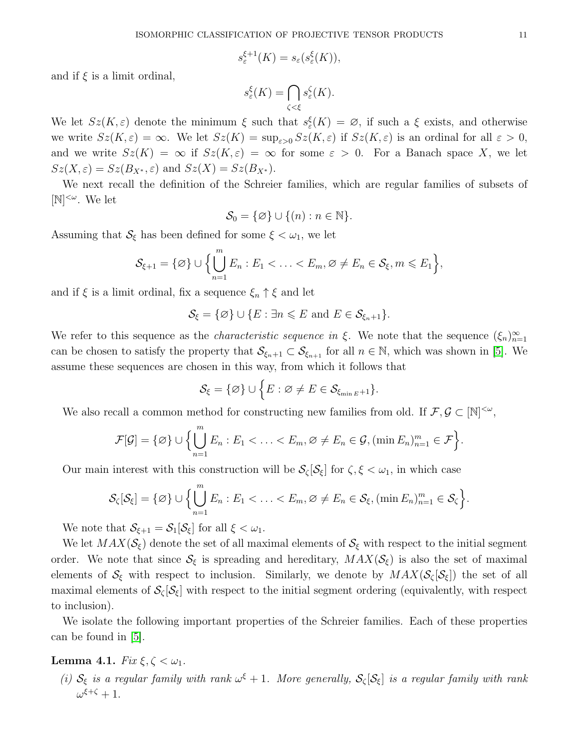$$s_\varepsilon^{\xi+1}(K) = s_\varepsilon(s_\varepsilon^\xi(K)),$$

and if $\xi$ is a limit ordinal,

$$s_\varepsilon^\xi(K) = \bigcap_{\zeta<\xi} s_\varepsilon^\zeta(K).$$

We let $Sz(K,\varepsilon)$ denote the minimum $\xi$ such that $s_\varepsilon^\xi(K) = \varnothing$, if such a $\xi$ exists, and otherwise we write $Sz(K,\varepsilon) = \infty$. We let $Sz(K) = \sup_{\varepsilon>0} Sz(K,\varepsilon)$ if $Sz(K,\varepsilon)$ is an ordinal for all $\varepsilon > 0$, and we write $Sz(K) = \infty$ if $Sz(K,\varepsilon) = \infty$ for some $\varepsilon > 0$. For a Banach space $X$, we let $Sz(X,\varepsilon) = Sz(B_{X^*},\varepsilon)$ and $Sz(X) = Sz(B_{X^*})$.

We next recall the definition of the Schreier families, which are regular families of subsets of $[\mathbb{N}]^{<\omega}$. We let

$$\mathcal{S}_0 = \{\varnothing\} \cup \{(n) : n \in \mathbb{N}\}.$$

Assuming that $\mathcal{S}_\xi$ has been defined for some $\xi < \omega_1$, we let

$$\mathcal{S}_{\xi+1} = \{\varnothing\} \cup \Bigl\{\bigcup_{n=1}^m E_n : E_1 < \ldots < E_m, \varnothing \neq E_n \in \mathcal{S}_\xi, m \leqslant E_1\Bigr\},$$

and if $\xi$ is a limit ordinal, fix a sequence $\xi_n \uparrow \xi$ and let

$$\mathcal{S}_\xi = \{\varnothing\} \cup \{E : \exists n \leqslant E \text{ and } E \in \mathcal{S}_{\xi_n+1}\}.$$

We refer to this sequence as the *characteristic sequence in* $\xi$. We note that the sequence $(\xi_n)_{n=1}^\infty$ can be chosen to satisfy the property that $\mathcal{S}_{\xi_n+1} \subset \mathcal{S}_{\xi_{n+1}}$ for all $n \in \mathbb{N}$, which was shown in [5]. We assume these sequences are chosen in this way, from which it follows that

$$\mathcal{S}_\xi = \{\varnothing\} \cup \Bigl\{E : \varnothing \neq E \in \mathcal{S}_{\xi_{\min E}+1}\Bigr\}.$$

We also recall a common method for constructing new families from old. If $\mathcal{F}, \mathcal{G} \subset [\mathbb{N}]^{<\omega}$,

$$\mathcal{F}[\mathcal{G}] = \{\varnothing\} \cup \Bigl\{\bigcup_{n=1}^m E_n : E_1 < \ldots < E_m, \varnothing \neq E_n \in \mathcal{G}, (\min E_n)_{n=1}^m \in \mathcal{F}\Bigr\}.$$

Our main interest with this construction will be $\mathcal{S}_\zeta[\mathcal{S}_\xi]$ for $\zeta, \xi < \omega_1$, in which case

$$\mathcal{S}_\zeta[\mathcal{S}_\xi] = \{\varnothing\} \cup \Bigl\{\bigcup_{n=1}^m E_n : E_1 < \ldots < E_m, \varnothing \neq E_n \in \mathcal{S}_\xi, (\min E_n)_{n=1}^m \in \mathcal{S}_\zeta\Bigr\}.$$

We note that $\mathcal{S}_{\xi+1} = \mathcal{S}_1[\mathcal{S}_\xi]$ for all $\xi < \omega_1$.

We let $MAX(\mathcal{S}_\xi)$ denote the set of all maximal elements of $\mathcal{S}_\xi$ with respect to the initial segment order. We note that since $\mathcal{S}_\xi$ is spreading and hereditary, $MAX(\mathcal{S}_\xi)$ is also the set of maximal elements of $\mathcal{S}_\xi$ with respect to inclusion. Similarly, we denote by $MAX(\mathcal{S}_\zeta[\mathcal{S}_\xi])$ the set of all maximal elements of $\mathcal{S}_\zeta[\mathcal{S}_\xi]$ with respect to the initial segment ordering (equivalently, with respect to inclusion).

We isolate the following important properties of the Schreier families. Each of these properties can be found in [5].

**Lemma 4.1.** *Fix $\xi, \zeta < \omega_1$.*

*(i) $\mathcal{S}_\xi$ is a regular family with rank $\omega^\xi + 1$. More generally, $\mathcal{S}_\zeta[\mathcal{S}_\xi]$ is a regular family with rank $\omega^{\xi+\zeta} + 1$.*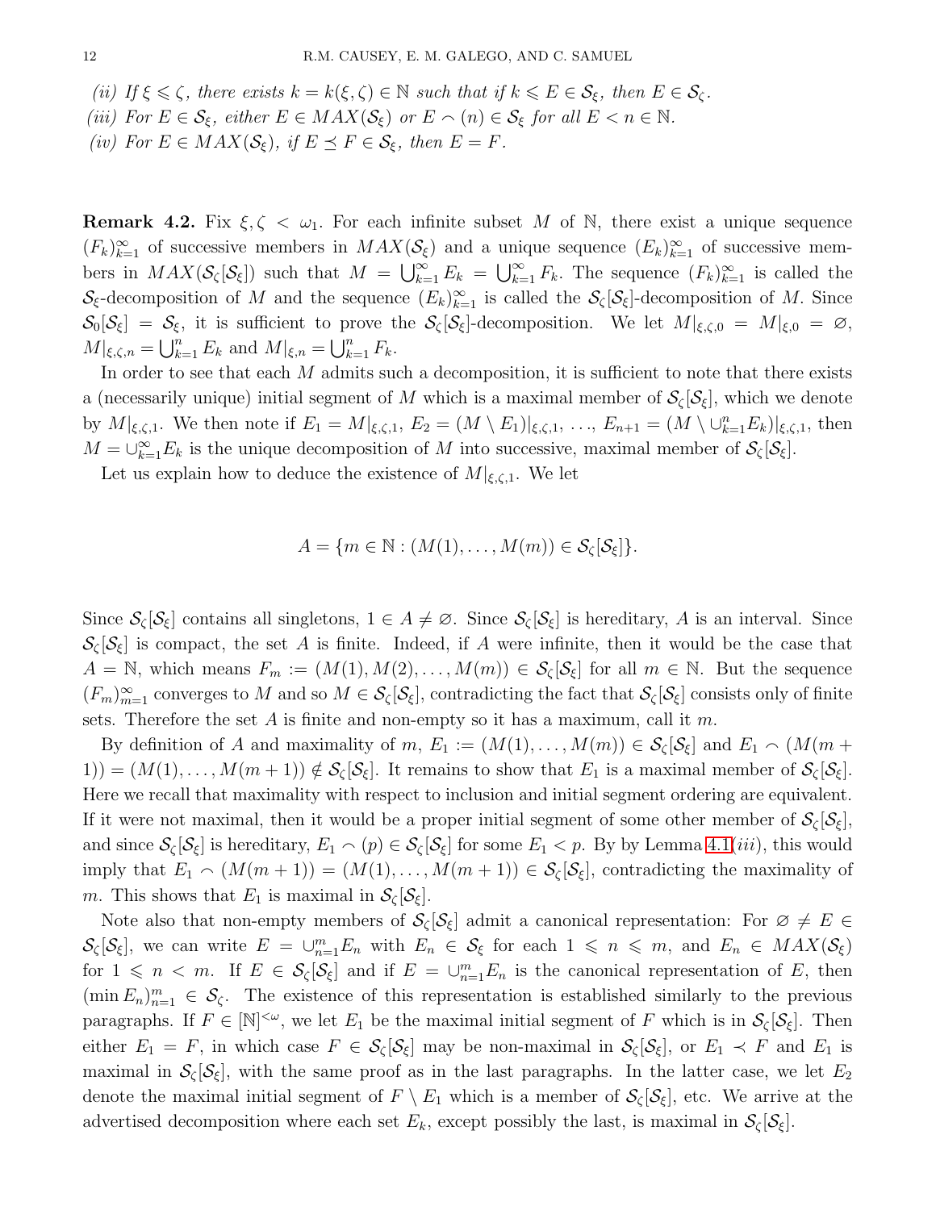*(ii)* *If $\xi \leqslant \zeta$, there exists $k = k(\xi, \zeta) \in \mathbb{N}$ such that if $k \leqslant E \in \mathcal{S}_\xi$, then $E \in \mathcal{S}_\zeta$.*
*(iii)* *For $E \in \mathcal{S}_\xi$, either $E \in MAX(\mathcal{S}_\xi)$ or $E \frown (n) \in \mathcal{S}_\xi$ for all $E < n \in \mathbb{N}$.*
*(iv)* *For $E \in MAX(\mathcal{S}_\xi)$, if $E \preceq F \in \mathcal{S}_\xi$, then $E = F$.*

**Remark 4.2.** Fix $\xi, \zeta < \omega_1$. For each infinite subset $M$ of $\mathbb{N}$, there exist a unique sequence $(F_k)_{k=1}^\infty$ of successive members in $MAX(\mathcal{S}_\xi)$ and a unique sequence $(E_k)_{k=1}^\infty$ of successive members in $MAX(\mathcal{S}_\zeta[\mathcal{S}_\xi])$ such that $M = \bigcup_{k=1}^\infty E_k = \bigcup_{k=1}^\infty F_k$. The sequence $(F_k)_{k=1}^\infty$ is called the $\mathcal{S}_\xi$-decomposition of $M$ and the sequence $(E_k)_{k=1}^\infty$ is called the $\mathcal{S}_\zeta[\mathcal{S}_\xi]$-decomposition of $M$. Since $\mathcal{S}_0[\mathcal{S}_\xi] = \mathcal{S}_\xi$, it is sufficient to prove the $\mathcal{S}_\zeta[\mathcal{S}_\xi]$-decomposition. We let $M|_{\xi,\zeta,0} = M|_{\xi,0} = \varnothing$, $M|_{\xi,\zeta,n} = \bigcup_{k=1}^n E_k$ and $M|_{\xi,n} = \bigcup_{k=1}^n F_k$.

In order to see that each $M$ admits such a decomposition, it is sufficient to note that there exists a (necessarily unique) initial segment of $M$ which is a maximal member of $\mathcal{S}_\zeta[\mathcal{S}_\xi]$, which we denote by $M|_{\xi,\zeta,1}$. We then note if $E_1 = M|_{\xi,\zeta,1}$, $E_2 = (M \setminus E_1)|_{\xi,\zeta,1}$, $\ldots$, $E_{n+1} = (M \setminus \cup_{k=1}^n E_k)|_{\xi,\zeta,1}$, then $M = \cup_{k=1}^\infty E_k$ is the unique decomposition of $M$ into successive, maximal member of $\mathcal{S}_\zeta[\mathcal{S}_\xi]$.

Let us explain how to deduce the existence of $M|_{\xi,\zeta,1}$. We let

$$A = \{m \in \mathbb{N} : (M(1), \ldots, M(m)) \in \mathcal{S}_\zeta[\mathcal{S}_\xi]\}.$$

Since $\mathcal{S}_\zeta[\mathcal{S}_\xi]$ contains all singletons, $1 \in A \neq \varnothing$. Since $\mathcal{S}_\zeta[\mathcal{S}_\xi]$ is hereditary, $A$ is an interval. Since $\mathcal{S}_\zeta[\mathcal{S}_\xi]$ is compact, the set $A$ is finite. Indeed, if $A$ were infinite, then it would be the case that $A = \mathbb{N}$, which means $F_m := (M(1), M(2), \ldots, M(m)) \in \mathcal{S}_\zeta[\mathcal{S}_\xi]$ for all $m \in \mathbb{N}$. But the sequence $(F_m)_{m=1}^\infty$ converges to $M$ and so $M \in \mathcal{S}_\zeta[\mathcal{S}_\xi]$, contradicting the fact that $\mathcal{S}_\zeta[\mathcal{S}_\xi]$ consists only of finite sets. Therefore the set $A$ is finite and non-empty so it has a maximum, call it $m$.

By definition of $A$ and maximality of $m$, $E_1 := (M(1), \ldots, M(m)) \in \mathcal{S}_\zeta[\mathcal{S}_\xi]$ and $E_1 \frown (M(m+1)) = (M(1), \ldots, M(m+1)) \notin \mathcal{S}_\zeta[\mathcal{S}_\xi]$. It remains to show that $E_1$ is a maximal member of $\mathcal{S}_\zeta[\mathcal{S}_\xi]$. Here we recall that maximality with respect to inclusion and initial segment ordering are equivalent. If it were not maximal, then it would be a proper initial segment of some other member of $\mathcal{S}_\zeta[\mathcal{S}_\xi]$, and since $\mathcal{S}_\zeta[\mathcal{S}_\xi]$ is hereditary, $E_1 \frown (p) \in \mathcal{S}_\zeta[\mathcal{S}_\xi]$ for some $E_1 < p$. By by Lemma 4.1(*iii*), this would imply that $E_1 \frown (M(m+1)) = (M(1), \ldots, M(m+1)) \in \mathcal{S}_\zeta[\mathcal{S}_\xi]$, contradicting the maximality of $m$. This shows that $E_1$ is maximal in $\mathcal{S}_\zeta[\mathcal{S}_\xi]$.

Note also that non-empty members of $\mathcal{S}_\zeta[\mathcal{S}_\xi]$ admit a canonical representation: For $\varnothing \neq E \in \mathcal{S}_\zeta[\mathcal{S}_\xi]$, we can write $E = \cup_{n=1}^m E_n$ with $E_n \in \mathcal{S}_\xi$ for each $1 \leqslant n \leqslant m$, and $E_n \in MAX(\mathcal{S}_\xi)$ for $1 \leqslant n < m$. If $E \in \mathcal{S}_\zeta[\mathcal{S}_\xi]$ and if $E = \cup_{n=1}^m E_n$ is the canonical representation of $E$, then $(\min E_n)_{n=1}^m \in \mathcal{S}_\zeta$. The existence of this representation is established similarly to the previous paragraphs. If $F \in [\mathbb{N}]^{<\omega}$, we let $E_1$ be the maximal initial segment of $F$ which is in $\mathcal{S}_\zeta[\mathcal{S}_\xi]$. Then either $E_1 = F$, in which case $F \in \mathcal{S}_\zeta[\mathcal{S}_\xi]$ may be non-maximal in $\mathcal{S}_\zeta[\mathcal{S}_\xi]$, or $E_1 \prec F$ and $E_1$ is maximal in $\mathcal{S}_\zeta[\mathcal{S}_\xi]$, with the same proof as in the last paragraphs. In the latter case, we let $E_2$ denote the maximal initial segment of $F \setminus E_1$ which is a member of $\mathcal{S}_\zeta[\mathcal{S}_\xi]$, etc. We arrive at the advertised decomposition where each set $E_k$, except possibly the last, is maximal in $\mathcal{S}_\zeta[\mathcal{S}_\xi]$.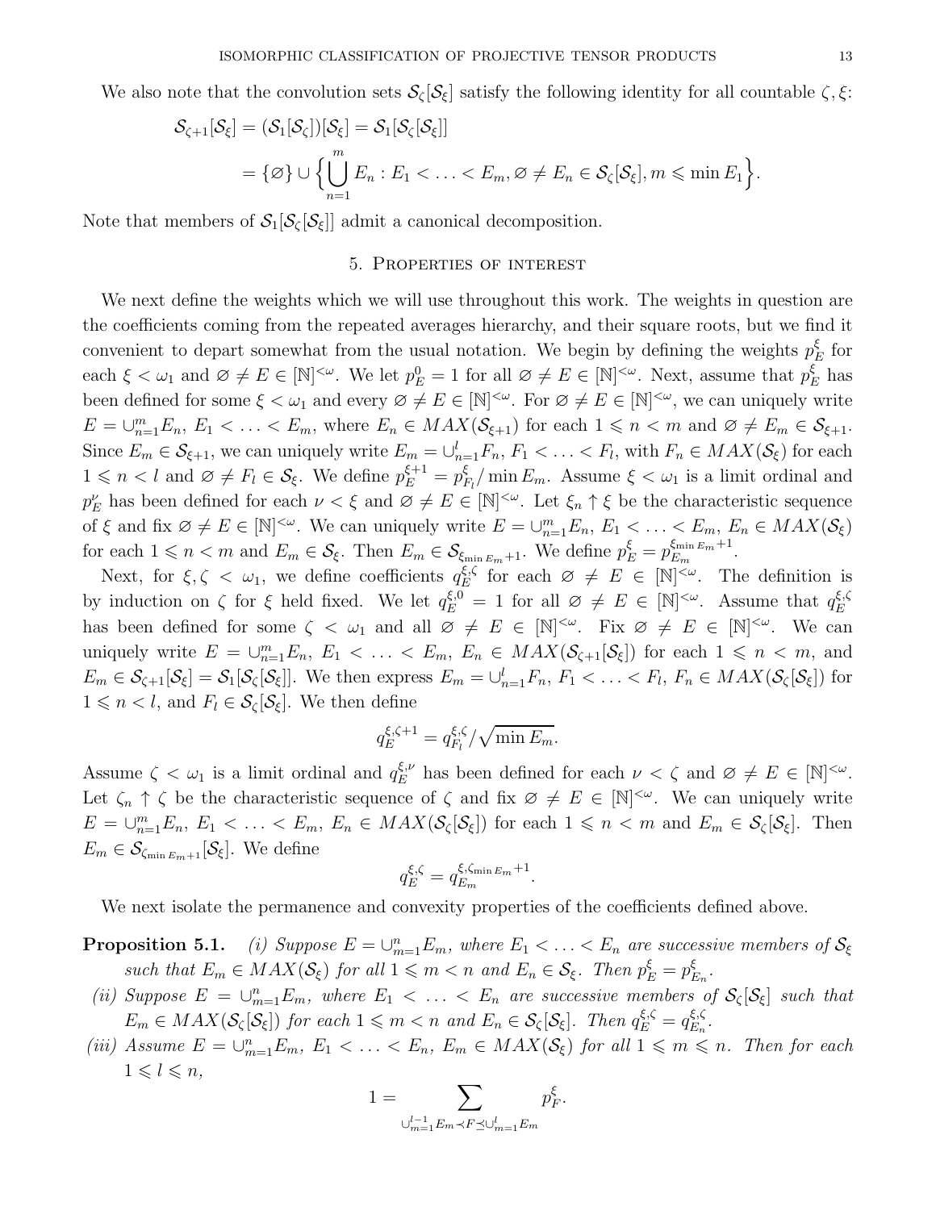We also note that the convolution sets $\mathcal{S}_\zeta[\mathcal{S}_\xi]$ satisfy the following identity for all countable $\zeta, \xi$:

$$\begin{aligned}\mathcal{S}_{\zeta+1}[\mathcal{S}_\xi] &= (\mathcal{S}_1[\mathcal{S}_\zeta])[\mathcal{S}_\xi] = \mathcal{S}_1[\mathcal{S}_\zeta[\mathcal{S}_\xi]] \\ &= \{\varnothing\} \cup \Big\{\bigcup_{n=1}^m E_n : E_1 < \ldots < E_m, \varnothing \neq E_n \in \mathcal{S}_\zeta[\mathcal{S}_\xi], m \leqslant \min E_1\Big\}.\end{aligned}$$

Note that members of $\mathcal{S}_1[\mathcal{S}_\zeta[\mathcal{S}_\xi]]$ admit a canonical decomposition.

## 5. Properties of interest

We next define the weights which we will use throughout this work. The weights in question are the coefficients coming from the repeated averages hierarchy, and their square roots, but we find it convenient to depart somewhat from the usual notation. We begin by defining the weights $p^\xi_E$ for each $\xi < \omega_1$ and $\varnothing \neq E \in [\mathbb{N}]^{<\omega}$. We let $p^0_E = 1$ for all $\varnothing \neq E \in [\mathbb{N}]^{<\omega}$. Next, assume that $p^\xi_E$ has been defined for some $\xi < \omega_1$ and every $\varnothing \neq E \in [\mathbb{N}]^{<\omega}$. For $\varnothing \neq E \in [\mathbb{N}]^{<\omega}$, we can uniquely write $E = \cup_{n=1}^m E_n$, $E_1 < \ldots < E_m$, where $E_n \in MAX(\mathcal{S}_{\xi+1})$ for each $1 \leqslant n < m$ and $\varnothing \neq E_m \in \mathcal{S}_{\xi+1}$. Since $E_m \in \mathcal{S}_{\xi+1}$, we can uniquely write $E_m = \cup_{n=1}^l F_n$, $F_1 < \ldots < F_l$, with $F_n \in MAX(\mathcal{S}_\xi)$ for each $1 \leqslant n < l$ and $\varnothing \neq F_l \in \mathcal{S}_\xi$. We define $p^{\xi+1}_E = p^\xi_{F_l}/\min E_m$. Assume $\xi < \omega_1$ is a limit ordinal and $p^\nu_E$ has been defined for each $\nu < \xi$ and $\varnothing \neq E \in [\mathbb{N}]^{<\omega}$. Let $\xi_n \uparrow \xi$ be the characteristic sequence of $\xi$ and fix $\varnothing \neq E \in [\mathbb{N}]^{<\omega}$. We can uniquely write $E = \cup_{n=1}^m E_n$, $E_1 < \ldots < E_m$, $E_n \in MAX(\mathcal{S}_\xi)$ for each $1 \leqslant n < m$ and $E_m \in \mathcal{S}_\xi$. Then $E_m \in \mathcal{S}_{\xi_{\min E_m}+1}$. We define $p^\xi_E = p^{\xi_{\min E_m}+1}_{E_m}$.

Next, for $\xi, \zeta < \omega_1$, we define coefficients $q^{\xi,\zeta}_E$ for each $\varnothing \neq E \in [\mathbb{N}]^{<\omega}$. The definition is by induction on $\zeta$ for $\xi$ held fixed. We let $q^{\xi,0}_E = 1$ for all $\varnothing \neq E \in [\mathbb{N}]^{<\omega}$. Assume that $q^{\xi,\zeta}_E$ has been defined for some $\zeta < \omega_1$ and all $\varnothing \neq E \in [\mathbb{N}]^{<\omega}$. Fix $\varnothing \neq E \in [\mathbb{N}]^{<\omega}$. We can uniquely write $E = \cup_{n=1}^m E_n$, $E_1 < \ldots < E_m$, $E_n \in MAX(\mathcal{S}_{\zeta+1}[\mathcal{S}_\xi])$ for each $1 \leqslant n < m$, and $E_m \in \mathcal{S}_{\zeta+1}[\mathcal{S}_\xi] = \mathcal{S}_1[\mathcal{S}_\zeta[\mathcal{S}_\xi]]$. We then express $E_m = \cup_{n=1}^l F_n$, $F_1 < \ldots < F_l$, $F_n \in MAX(\mathcal{S}_\zeta[\mathcal{S}_\xi])$ for $1 \leqslant n < l$, and $F_l \in \mathcal{S}_\zeta[\mathcal{S}_\xi]$. We then define

$$q^{\xi,\zeta+1}_E = q^{\xi,\zeta}_{F_l}/\sqrt{\min E_m}.$$

Assume $\zeta < \omega_1$ is a limit ordinal and $q^{\xi,\nu}_E$ has been defined for each $\nu < \zeta$ and $\varnothing \neq E \in [\mathbb{N}]^{<\omega}$. Let $\zeta_n \uparrow \zeta$ be the characteristic sequence of $\zeta$ and fix $\varnothing \neq E \in [\mathbb{N}]^{<\omega}$. We can uniquely write $E = \cup_{n=1}^m E_n$, $E_1 < \ldots < E_m$, $E_n \in MAX(\mathcal{S}_\zeta[\mathcal{S}_\xi])$ for each $1 \leqslant n < m$ and $E_m \in \mathcal{S}_\zeta[\mathcal{S}_\xi]$. Then $E_m \in \mathcal{S}_{\zeta_{\min E_m}+1}[\mathcal{S}_\xi]$. We define

$$q^{\xi,\zeta}_E = q^{\xi,\zeta_{\min E_m}+1}_{E_m}.$$

We next isolate the permanence and convexity properties of the coefficients defined above.

**Proposition 5.1.** *(i) Suppose $E = \cup_{m=1}^n E_m$, where $E_1 < \ldots < E_n$ are successive members of $\mathcal{S}_\xi$ such that $E_m \in MAX(\mathcal{S}_\xi)$ for all $1 \leqslant m < n$ and $E_n \in \mathcal{S}_\xi$. Then $p^\xi_E = p^\xi_{E_n}$.*

*(ii) Suppose $E = \cup_{m=1}^n E_m$, where $E_1 < \ldots < E_n$ are successive members of $\mathcal{S}_\zeta[\mathcal{S}_\xi]$ such that $E_m \in MAX(\mathcal{S}_\zeta[\mathcal{S}_\xi])$ for each $1 \leqslant m < n$ and $E_n \in \mathcal{S}_\zeta[\mathcal{S}_\xi]$. Then $q^{\xi,\zeta}_E = q^{\xi,\zeta}_{E_n}$.*

*(iii) Assume $E = \cup_{m=1}^n E_m$, $E_1 < \ldots < E_n$, $E_m \in MAX(\mathcal{S}_\xi)$ for all $1 \leqslant m \leqslant n$. Then for each $1 \leqslant l \leqslant n$,*

$$1 = \sum_{\cup_{m=1}^{l-1} E_m \prec F \preceq \cup_{m=1}^l E_m} p^\xi_F.$$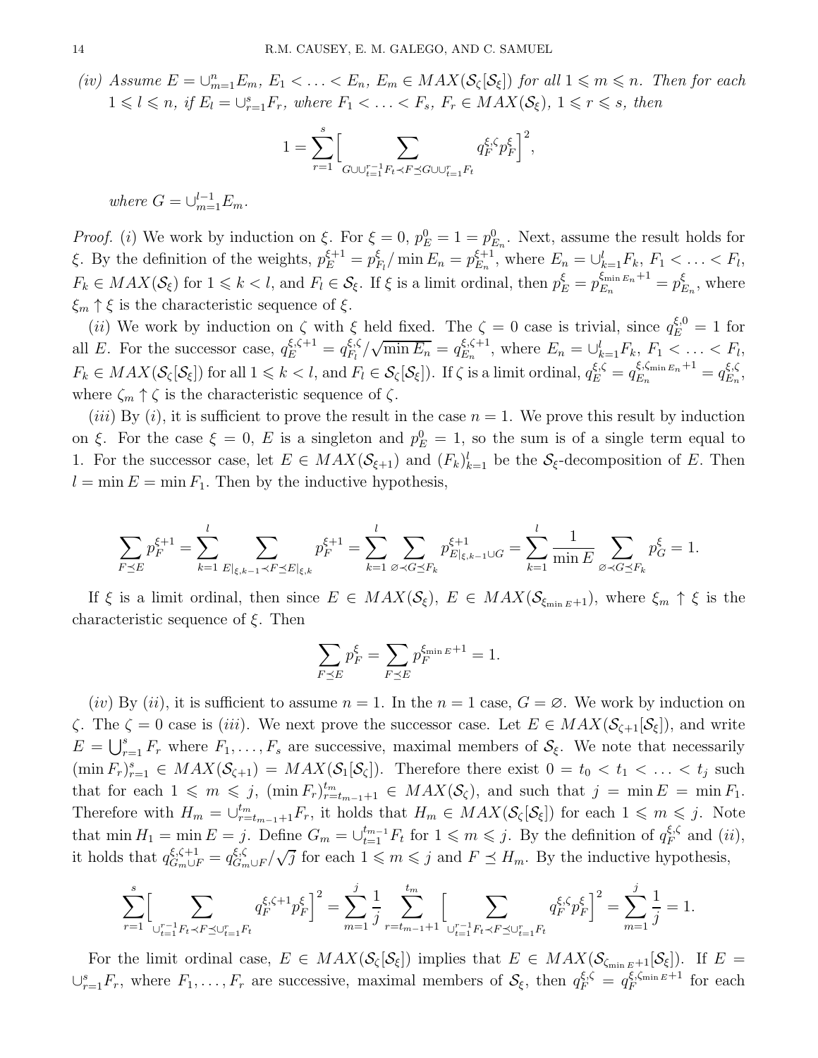*(iv) Assume $E = \cup_{m=1}^n E_m$, $E_1 < \ldots < E_n$, $E_m \in MAX(\mathcal{S}_\zeta[\mathcal{S}_\xi])$ for all $1 \leqslant m \leqslant n$. Then for each $1 \leqslant l \leqslant n$, if $E_l = \cup_{r=1}^s F_r$, where $F_1 < \ldots < F_s$, $F_r \in MAX(\mathcal{S}_\xi)$, $1 \leqslant r \leqslant s$, then*

$$1 = \sum_{r=1}^s \Big[ \sum_{G \cup \cup_{t=1}^{r-1} F_t \prec F \preceq G \cup \cup_{t=1}^{r} F_t} q_F^{\xi,\zeta} p_F^\xi \Big]^2,$$

*where $G = \cup_{m=1}^{l-1} E_m$.*

*Proof.* $(i)$ We work by induction on $\xi$. For $\xi = 0$, $p_E^0 = 1 = p_{E_n}^0$. Next, assume the result holds for $\xi$. By the definition of the weights, $p_E^{\xi+1} = p_{F_l}^\xi / \min E_n = p_{E_n}^{\xi+1}$, where $E_n = \cup_{k=1}^l F_k$, $F_1 < \ldots < F_l$, $F_k \in MAX(\mathcal{S}_\xi)$ for $1 \leqslant k < l$, and $F_l \in \mathcal{S}_\xi$. If $\xi$ is a limit ordinal, then $p_E^\xi = p_{E_n}^{\xi_{\min E_n}+1} = p_{E_n}^\xi$, where $\xi_m \uparrow \xi$ is the characteristic sequence of $\xi$.

$(ii)$ We work by induction on $\zeta$ with $\xi$ held fixed. The $\zeta = 0$ case is trivial, since $q_E^{\xi,0} = 1$ for all $E$. For the successor case, $q_E^{\xi,\zeta+1} = q_{F_l}^{\xi,\zeta}/\sqrt{\min E_n} = q_{E_n}^{\xi,\zeta+1}$, where $E_n = \cup_{k=1}^l F_k$, $F_1 < \ldots < F_l$, $F_k \in MAX(\mathcal{S}_\zeta[\mathcal{S}_\xi])$ for all $1 \leqslant k < l$, and $F_l \in \mathcal{S}_\zeta[\mathcal{S}_\xi])$. If $\zeta$ is a limit ordinal, $q_E^{\xi,\zeta} = q_{E_n}^{\xi,\zeta_{\min E_n}+1} = q_{E_n}^{\xi,\zeta}$, where $\zeta_m \uparrow \zeta$ is the characteristic sequence of $\zeta$.

$(iii)$ By $(i)$, it is sufficient to prove the result in the case $n = 1$. We prove this result by induction on $\xi$. For the case $\xi = 0$, $E$ is a singleton and $p_E^0 = 1$, so the sum is of a single term equal to 1. For the successor case, let $E \in MAX(\mathcal{S}_{\xi+1})$ and $(F_k)_{k=1}^l$ be the $\mathcal{S}_\xi$-decomposition of $E$. Then $l = \min E = \min F_1$. Then by the inductive hypothesis,

$$\sum_{F \preceq E} p_F^{\xi+1} = \sum_{k=1}^l \sum_{E|_{\xi,k-1} \prec F \preceq E|_{\xi,k}} p_F^{\xi+1} = \sum_{k=1}^l \sum_{\varnothing \prec G \preceq F_k} p_{E|_{\xi,k-1} \cup G}^{\xi+1} = \sum_{k=1}^l \frac{1}{\min E} \sum_{\varnothing \prec G \preceq F_k} p_G^\xi = 1.$$

If $\xi$ is a limit ordinal, then since $E \in MAX(\mathcal{S}_\xi)$, $E \in MAX(\mathcal{S}_{\xi_{\min E}+1})$, where $\xi_m \uparrow \xi$ is the characteristic sequence of $\xi$. Then

$$\sum_{F \preceq E} p_F^\xi = \sum_{F \preceq E} p_F^{\xi_{\min E}+1} = 1.$$

$(iv)$ By $(ii)$, it is sufficient to assume $n = 1$. In the $n = 1$ case, $G = \varnothing$. We work by induction on $\zeta$. The $\zeta = 0$ case is $(iii)$. We next prove the successor case. Let $E \in MAX(\mathcal{S}_{\zeta+1}[\mathcal{S}_\xi])$, and write $E = \bigcup_{r=1}^s F_r$ where $F_1, \ldots, F_s$ are successive, maximal members of $\mathcal{S}_\xi$. We note that necessarily $(\min F_r)_{r=1}^s \in MAX(\mathcal{S}_{\zeta+1}) = MAX(\mathcal{S}_1[\mathcal{S}_\zeta])$. Therefore there exist $0 = t_0 < t_1 < \ldots < t_j$ such that for each $1 \leqslant m \leqslant j$, $(\min F_r)_{r=t_{m-1}+1}^{t_m} \in MAX(\mathcal{S}_\zeta)$, and such that $j = \min E = \min F_1$. Therefore with $H_m = \cup_{r=t_{m-1}+1}^{t_m} F_r$, it holds that $H_m \in MAX(\mathcal{S}_\zeta[\mathcal{S}_\xi])$ for each $1 \leqslant m \leqslant j$. Note that $\min H_1 = \min E = j$. Define $G_m = \cup_{t=1}^{t_{m-1}} F_t$ for $1 \leqslant m \leqslant j$. By the definition of $q_F^{\xi,\zeta}$ and $(ii)$, it holds that $q_{G_m \cup F}^{\xi,\zeta+1} = q_{G_m \cup F}^{\xi,\zeta}/\sqrt{j}$ for each $1 \leqslant m \leqslant j$ and $F \preceq H_m$. By the inductive hypothesis,

$$\sum_{r=1}^s \Big[ \sum_{\cup_{t=1}^{r-1} F_t \prec F \preceq \cup_{t=1}^r F_t} q_F^{\xi,\zeta+1} p_F^\xi \Big]^2 = \sum_{m=1}^j \frac{1}{j} \sum_{r=t_{m-1}+1}^{t_m} \Big[ \sum_{\cup_{t=1}^{r-1} F_t \prec F \preceq \cup_{t=1}^r F_t} q_F^{\xi,\zeta} p_F^\xi \Big]^2 = \sum_{m=1}^j \frac{1}{j} = 1.$$

For the limit ordinal case, $E \in MAX(\mathcal{S}_\zeta[\mathcal{S}_\xi])$ implies that $E \in MAX(\mathcal{S}_{\zeta_{\min E}+1}[\mathcal{S}_\xi])$. If $E = \cup_{r=1}^s F_r$, where $F_1, \ldots, F_r$ are successive, maximal members of $\mathcal{S}_\xi$, then $q_F^{\xi,\zeta} = q_F^{\xi,\zeta_{\min E}+1}$ for each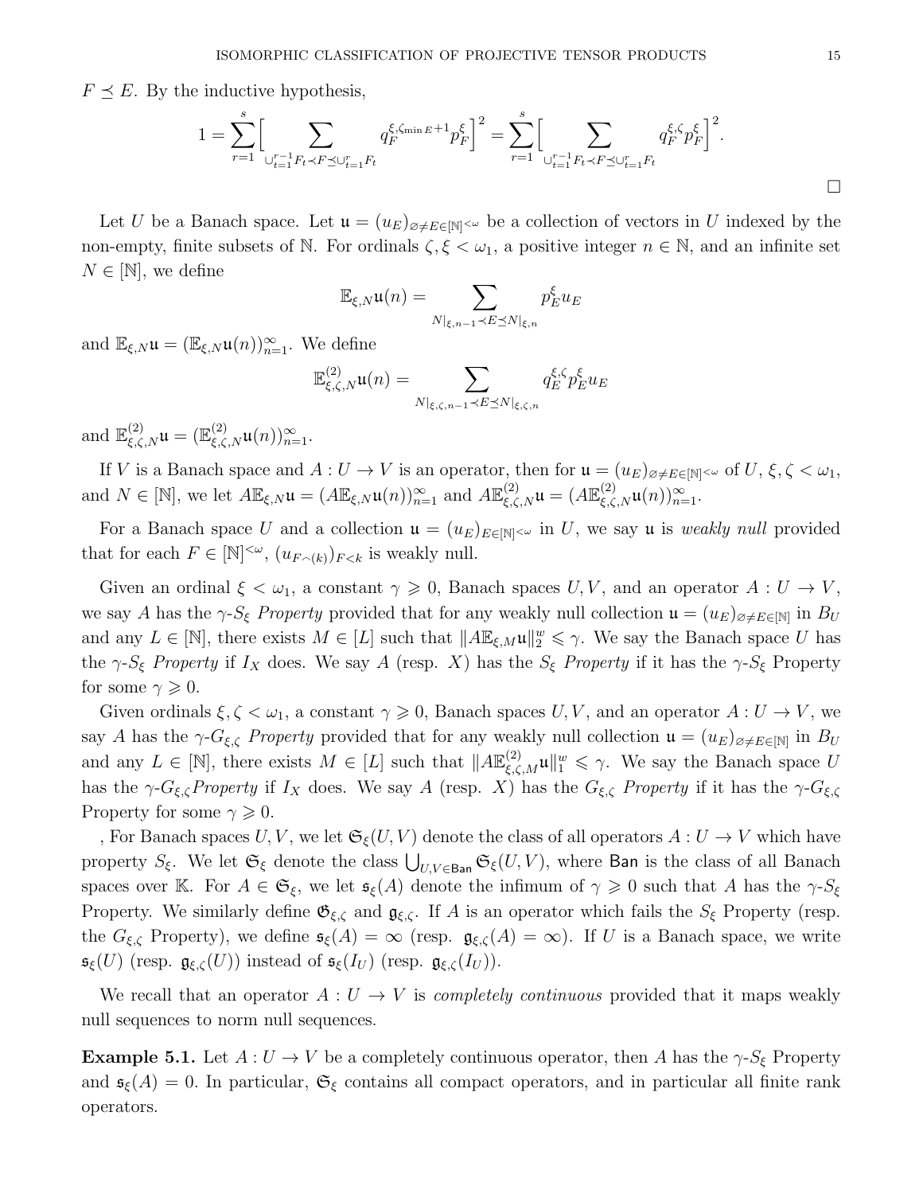$F \preceq E$. By the inductive hypothesis,

$$1 = \sum_{r=1}^{s} \Big[ \sum_{\cup_{t=1}^{r-1} F_t \prec F \preceq \cup_{t=1}^{r} F_t} q_F^{\xi, \zeta_{\min E}+1} p_F^\xi \Big]^2 = \sum_{r=1}^{s} \Big[ \sum_{\cup_{t=1}^{r-1} F_t \prec F \preceq \cup_{t=1}^{r} F_t} q_F^{\xi,\zeta} p_F^\xi \Big]^2.$$

□

Let $U$ be a Banach space. Let $\mathfrak{u} = (u_E)_{\varnothing \neq E \in [\mathbb{N}]^{<\omega}}$ be a collection of vectors in $U$ indexed by the non-empty, finite subsets of $\mathbb{N}$. For ordinals $\zeta, \xi < \omega_1$, a positive integer $n \in \mathbb{N}$, and an infinite set $N \in [\mathbb{N}]$, we define

$$\mathbb{E}_{\xi,N}\mathfrak{u}(n) = \sum_{N|_{\xi,n-1} \prec E \preceq N|_{\xi,n}} p_E^\xi u_E$$

and $\mathbb{E}_{\xi,N}\mathfrak{u} = (\mathbb{E}_{\xi,N}\mathfrak{u}(n))_{n=1}^\infty$. We define

$$\mathbb{E}^{(2)}_{\xi,\zeta,N}\mathfrak{u}(n) = \sum_{N|_{\xi,\zeta,n-1} \prec E \preceq N|_{\xi,\zeta,n}} q_E^{\xi,\zeta} p_E^\xi u_E$$

and $\mathbb{E}^{(2)}_{\xi,\zeta,N}\mathfrak{u} = (\mathbb{E}^{(2)}_{\xi,\zeta,N}\mathfrak{u}(n))_{n=1}^\infty$.

If $V$ is a Banach space and $A : U \to V$ is an operator, then for $\mathfrak{u} = (u_E)_{\varnothing \neq E \in [\mathbb{N}]^{<\omega}}$ of $U$, $\xi, \zeta < \omega_1$, and $N \in [\mathbb{N}]$, we let $A\mathbb{E}_{\xi,N}\mathfrak{u} = (A\mathbb{E}_{\xi,N}\mathfrak{u}(n))_{n=1}^\infty$ and $A\mathbb{E}^{(2)}_{\xi,\zeta,N}\mathfrak{u} = (A\mathbb{E}^{(2)}_{\xi,\zeta,N}\mathfrak{u}(n))_{n=1}^\infty$.

For a Banach space $U$ and a collection $\mathfrak{u} = (u_E)_{E \in [\mathbb{N}]^{<\omega}}$ in $U$, we say $\mathfrak{u}$ is *weakly null* provided that for each $F \in [\mathbb{N}]^{<\omega}$, $(u_{F \frown (k)})_{F<k}$ is weakly null.

Given an ordinal $\xi < \omega_1$, a constant $\gamma \geqslant 0$, Banach spaces $U, V$, and an operator $A : U \to V$, we say $A$ has the $\gamma$-$S_\xi$ *Property* provided that for any weakly null collection $\mathfrak{u} = (u_E)_{\varnothing \neq E \in [\mathbb{N}]}$ in $B_U$ and any $L \in [\mathbb{N}]$, there exists $M \in [L]$ such that $\|A\mathbb{E}_{\xi,M}\mathfrak{u}\|_2^w \leqslant \gamma$. We say the Banach space $U$ has the $\gamma$-$S_\xi$ *Property* if $I_X$ does. We say $A$ (resp. $X$) has the $S_\xi$ *Property* if it has the $\gamma$-$S_\xi$ Property for some $\gamma \geqslant 0$.

Given ordinals $\xi, \zeta < \omega_1$, a constant $\gamma \geqslant 0$, Banach spaces $U, V$, and an operator $A : U \to V$, we say $A$ has the $\gamma$-$G_{\xi,\zeta}$ *Property* provided that for any weakly null collection $\mathfrak{u} = (u_E)_{\varnothing \neq E \in [\mathbb{N}]}$ in $B_U$ and any $L \in [\mathbb{N}]$, there exists $M \in [L]$ such that $\|A\mathbb{E}^{(2)}_{\xi,\zeta,M}\mathfrak{u}\|_1^w \leqslant \gamma$. We say the Banach space $U$ has the $\gamma$-$G_{\xi,\zeta}$*Property* if $I_X$ does. We say $A$ (resp. $X$) has the $G_{\xi,\zeta}$ *Property* if it has the $\gamma$-$G_{\xi,\zeta}$ Property for some $\gamma \geqslant 0$.

, For Banach spaces $U, V$, we let $\mathfrak{S}_\xi(U, V)$ denote the class of all operators $A : U \to V$ which have property $S_\xi$. We let $\mathfrak{S}_\xi$ denote the class $\bigcup_{U,V \in \mathsf{Ban}} \mathfrak{S}_\xi(U, V)$, where $\mathsf{Ban}$ is the class of all Banach spaces over $\mathbb{K}$. For $A \in \mathfrak{S}_\xi$, we let $\mathfrak{s}_\xi(A)$ denote the infimum of $\gamma \geqslant 0$ such that $A$ has the $\gamma$-$S_\xi$ Property. We similarly define $\mathfrak{G}_{\xi,\zeta}$ and $\mathfrak{g}_{\xi,\zeta}$. If $A$ is an operator which fails the $S_\xi$ Property (resp. the $G_{\xi,\zeta}$ Property), we define $\mathfrak{s}_\xi(A) = \infty$ (resp. $\mathfrak{g}_{\xi,\zeta}(A) = \infty$). If $U$ is a Banach space, we write $\mathfrak{s}_\xi(U)$ (resp. $\mathfrak{g}_{\xi,\zeta}(U)$) instead of $\mathfrak{s}_\xi(I_U)$ (resp. $\mathfrak{g}_{\xi,\zeta}(I_U)$).

We recall that an operator $A : U \to V$ is *completely continuous* provided that it maps weakly null sequences to norm null sequences.

**Example 5.1.** Let $A : U \to V$ be a completely continuous operator, then $A$ has the $\gamma$-$S_\xi$ Property and $\mathfrak{s}_\xi(A) = 0$. In particular, $\mathfrak{S}_\xi$ contains all compact operators, and in particular all finite rank operators.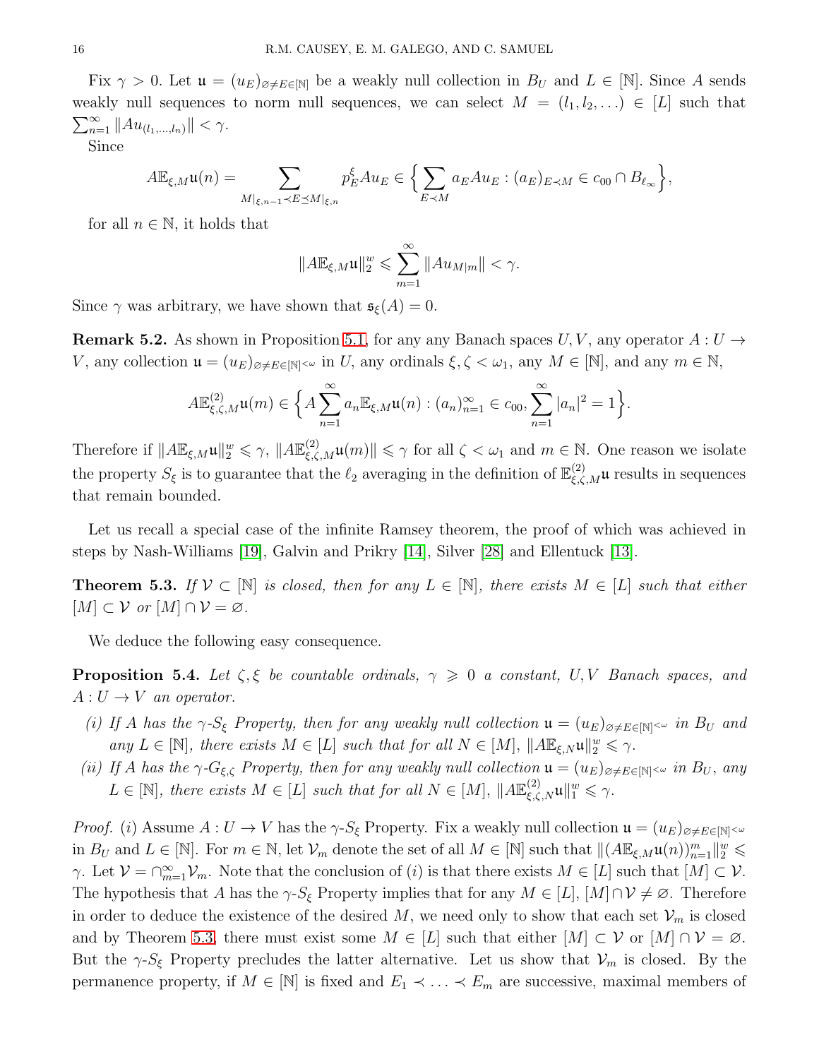Fix $\gamma > 0$. Let $\mathfrak{u} = (u_E)_{\varnothing \neq E \in [\mathbb{N}]}$ be a weakly null collection in $B_U$ and $L \in [\mathbb{N}]$. Since $A$ sends weakly null sequences to norm null sequences, we can select $M = (l_1, l_2, \ldots) \in [L]$ such that $\sum_{n=1}^\infty \|Au_{(l_1,\ldots,l_n)}\| < \gamma$.

Since

$$A\mathbb{E}_{\xi,M}\mathfrak{u}(n) = \sum_{M|_{\xi,n-1} \prec E \preceq M|_{\xi,n}} p_E^\xi Au_E \in \Big\{ \sum_{E \prec M} a_E Au_E : (a_E)_{E \prec M} \in c_{00} \cap B_{\ell_\infty} \Big\},$$

for all $n \in \mathbb{N}$, it holds that

$$\|A\mathbb{E}_{\xi,M}\mathfrak{u}\|_2^w \leqslant \sum_{m=1}^\infty \|Au_{M|m}\| < \gamma.$$

Since $\gamma$ was arbitrary, we have shown that $\mathfrak{s}_\xi(A) = 0$.

**Remark 5.2.** As shown in Proposition 5.1, for any any Banach spaces $U, V$, any operator $A : U \to V$, any collection $\mathfrak{u} = (u_E)_{\varnothing \neq E \in [\mathbb{N}]^{<\omega}}$ in $U$, any ordinals $\xi, \zeta < \omega_1$, any $M \in [\mathbb{N}]$, and any $m \in \mathbb{N}$,

$$A\mathbb{E}^{(2)}_{\xi,\zeta,M}\mathfrak{u}(m) \in \Big\{ A \sum_{n=1}^\infty a_n \mathbb{E}_{\xi,M}\mathfrak{u}(n) : (a_n)_{n=1}^\infty \in c_{00}, \sum_{n=1}^\infty |a_n|^2 = 1 \Big\}.$$

Therefore if $\|A\mathbb{E}_{\xi,M}\mathfrak{u}\|_2^w \leqslant \gamma$, $\|A\mathbb{E}^{(2)}_{\xi,\zeta,M}\mathfrak{u}(m)\| \leqslant \gamma$ for all $\zeta < \omega_1$ and $m \in \mathbb{N}$. One reason we isolate the property $S_\xi$ is to guarantee that the $\ell_2$ averaging in the definition of $\mathbb{E}^{(2)}_{\xi,\zeta,M}\mathfrak{u}$ results in sequences that remain bounded.

Let us recall a special case of the infinite Ramsey theorem, the proof of which was achieved in steps by Nash-Williams [19], Galvin and Prikry [14], Silver [28] and Ellentuck [13].

**Theorem 5.3.** *If $\mathcal{V} \subset [\mathbb{N}]$ is closed, then for any $L \in [\mathbb{N}]$, there exists $M \in [L]$ such that either $[M] \subset \mathcal{V}$ or $[M] \cap \mathcal{V} = \varnothing$.*

We deduce the following easy consequence.

**Proposition 5.4.** *Let $\zeta, \xi$ be countable ordinals, $\gamma \geqslant 0$ a constant, $U, V$ Banach spaces, and $A : U \to V$ an operator.*

*(i) If $A$ has the $\gamma$-$S_\xi$ Property, then for any weakly null collection $\mathfrak{u} = (u_E)_{\varnothing \neq E \in [\mathbb{N}]^{<\omega}}$ in $B_U$ and any $L \in [\mathbb{N}]$, there exists $M \in [L]$ such that for all $N \in [M]$, $\|A\mathbb{E}_{\xi,N}\mathfrak{u}\|_2^w \leqslant \gamma$.*

*(ii) If $A$ has the $\gamma$-$G_{\xi,\zeta}$ Property, then for any weakly null collection $\mathfrak{u} = (u_E)_{\varnothing \neq E \in [\mathbb{N}]^{<\omega}}$ in $B_U$, any $L \in [\mathbb{N}]$, there exists $M \in [L]$ such that for all $N \in [M]$, $\|A\mathbb{E}^{(2)}_{\xi,\zeta,N}\mathfrak{u}\|_1^w \leqslant \gamma$.*

*Proof.* $(i)$ Assume $A : U \to V$ has the $\gamma$-$S_\xi$ Property. Fix a weakly null collection $\mathfrak{u} = (u_E)_{\varnothing \neq E \in [\mathbb{N}]^{<\omega}}$ in $B_U$ and $L \in [\mathbb{N}]$. For $m \in \mathbb{N}$, let $\mathcal{V}_m$ denote the set of all $M \in [\mathbb{N}]$ such that $\|(A\mathbb{E}_{\xi,M}\mathfrak{u}(n))_{n=1}^m\|_2^w \leqslant \gamma$. Let $\mathcal{V} = \cap_{m=1}^\infty \mathcal{V}_m$. Note that the conclusion of $(i)$ is that there exists $M \in [L]$ such that $[M] \subset \mathcal{V}$. The hypothesis that $A$ has the $\gamma$-$S_\xi$ Property implies that for any $M \in [L]$, $[M] \cap \mathcal{V} \neq \varnothing$. Therefore in order to deduce the existence of the desired $M$, we need only to show that each set $\mathcal{V}_m$ is closed and by Theorem 5.3, there must exist some $M \in [L]$ such that either $[M] \subset \mathcal{V}$ or $[M] \cap \mathcal{V} = \varnothing$. But the $\gamma$-$S_\xi$ Property precludes the latter alternative. Let us show that $\mathcal{V}_m$ is closed. By the permanence property, if $M \in [\mathbb{N}]$ is fixed and $E_1 \prec \ldots \prec E_m$ are successive, maximal members of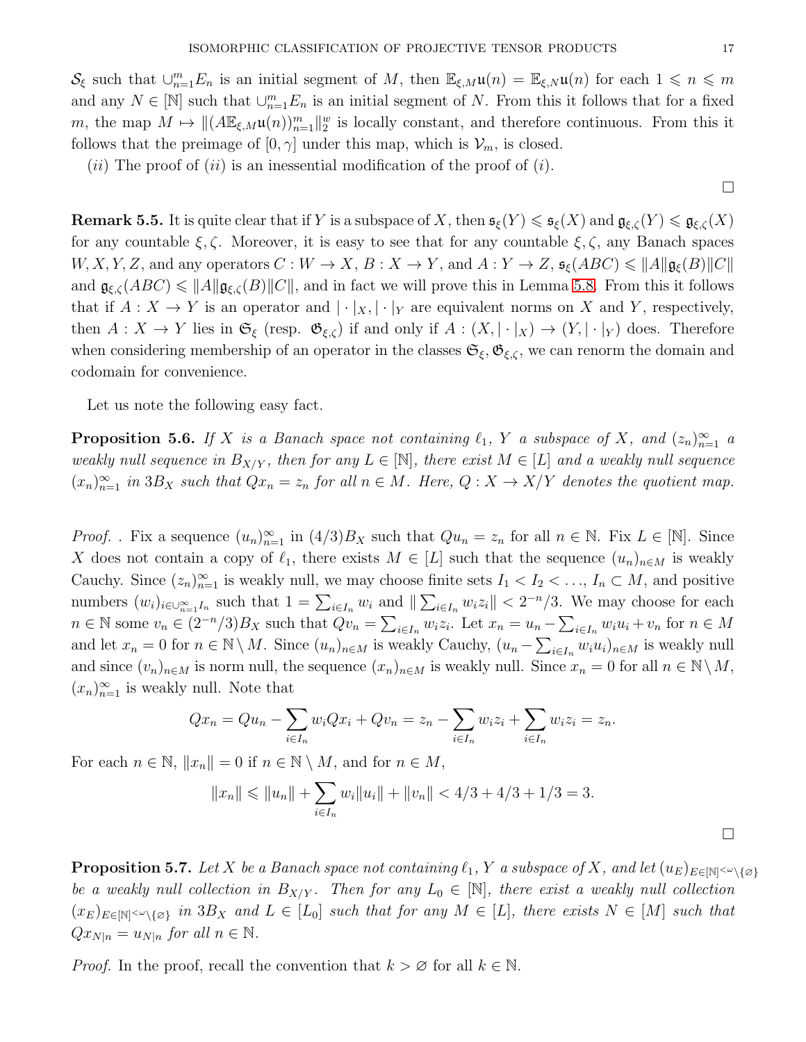$\mathcal{S}_\xi$ such that $\cup_{n=1}^m E_n$ is an initial segment of $M$, then $\mathbb{E}_{\xi,M}\mathfrak{u}(n) = \mathbb{E}_{\xi,N}\mathfrak{u}(n)$ for each $1 \leqslant n \leqslant m$ and any $N \in [\mathbb{N}]$ such that $\cup_{n=1}^m E_n$ is an initial segment of $N$. From this it follows that for a fixed $m$, the map $M \mapsto \|(A\mathbb{E}_{\xi,M}\mathfrak{u}(n))_{n=1}^m\|_2^w$ is locally constant, and therefore continuous. From this it follows that the preimage of $[0,\gamma]$ under this map, which is $\mathcal{V}_m$, is closed.

$(ii)$ The proof of $(ii)$ is an inessential modification of the proof of $(i)$.

□

**Remark 5.5.** It is quite clear that if $Y$ is a subspace of $X$, then $\mathfrak{s}_\xi(Y) \leqslant \mathfrak{s}_\xi(X)$ and $\mathfrak{g}_{\xi,\zeta}(Y) \leqslant \mathfrak{g}_{\xi,\zeta}(X)$ for any countable $\xi,\zeta$. Moreover, it is easy to see that for any countable $\xi,\zeta$, any Banach spaces $W,X,Y,Z$, and any operators $C : W \to X$, $B : X \to Y$, and $A : Y \to Z$, $\mathfrak{s}_\xi(ABC) \leqslant \|A\|\mathfrak{g}_\xi(B)\|C\|$ and $\mathfrak{g}_{\xi,\zeta}(ABC) \leqslant \|A\|\mathfrak{g}_{\xi,\zeta}(B)\|C\|$, and in fact we will prove this in Lemma 5.8. From this it follows that if $A : X \to Y$ is an operator and $|\cdot|_X, |\cdot|_Y$ are equivalent norms on $X$ and $Y$, respectively, then $A : X \to Y$ lies in $\mathfrak{S}_\xi$ (resp. $\mathfrak{G}_{\xi,\zeta}$) if and only if $A : (X, |\cdot|_X) \to (Y, |\cdot|_Y)$ does. Therefore when considering membership of an operator in the classes $\mathfrak{S}_\xi, \mathfrak{G}_{\xi,\zeta}$, we can renorm the domain and codomain for convenience.

Let us note the following easy fact.

**Proposition 5.6.** *If $X$ is a Banach space not containing $\ell_1$, $Y$ a subspace of $X$, and $(z_n)_{n=1}^\infty$ a weakly null sequence in $B_{X/Y}$, then for any $L \in [\mathbb{N}]$, there exist $M \in [L]$ and a weakly null sequence $(x_n)_{n=1}^\infty$ in $3B_X$ such that $Qx_n = z_n$ for all $n \in M$. Here, $Q : X \to X/Y$ denotes the quotient map.*

*Proof.* . Fix a sequence $(u_n)_{n=1}^\infty$ in $(4/3)B_X$ such that $Qu_n = z_n$ for all $n \in \mathbb{N}$. Fix $L \in [\mathbb{N}]$. Since $X$ does not contain a copy of $\ell_1$, there exists $M \in [L]$ such that the sequence $(u_n)_{n\in M}$ is weakly Cauchy. Since $(z_n)_{n=1}^\infty$ is weakly null, we may choose finite sets $I_1 < I_2 < \ldots$, $I_n \subset M$, and positive numbers $(w_i)_{i\in\cup_{n=1}^\infty I_n}$ such that $1 = \sum_{i\in I_n} w_i$ and $\|\sum_{i\in I_n} w_iz_i\| < 2^{-n}/3$. We may choose for each $n \in \mathbb{N}$ some $v_n \in (2^{-n}/3)B_X$ such that $Qv_n = \sum_{i\in I_n} w_iz_i$. Let $x_n = u_n - \sum_{i\in I_n} w_iu_i + v_n$ for $n \in M$ and let $x_n = 0$ for $n \in \mathbb{N} \setminus M$. Since $(u_n)_{n\in M}$ is weakly Cauchy, $(u_n - \sum_{i\in I_n} w_iu_i)_{n\in M}$ is weakly null and since $(v_n)_{n\in M}$ is norm null, the sequence $(x_n)_{n\in M}$ is weakly null. Since $x_n = 0$ for all $n \in \mathbb{N}\setminus M$, $(x_n)_{n=1}^\infty$ is weakly null. Note that

$$Qx_n = Qu_n - \sum_{i\in I_n} w_iQx_i + Qv_n = z_n - \sum_{i\in I_n} w_iz_i + \sum_{i\in I_n} w_iz_i = z_n.$$

For each $n \in \mathbb{N}$, $\|x_n\| = 0$ if $n \in \mathbb{N} \setminus M$, and for $n \in M$,

$$\|x_n\| \leqslant \|u_n\| + \sum_{i\in I_n} w_i\|u_i\| + \|v_n\| < 4/3 + 4/3 + 1/3 = 3.$$

□

**Proposition 5.7.** *Let $X$ be a Banach space not containing $\ell_1$, $Y$ a subspace of $X$, and let $(u_E)_{E\in[\mathbb{N}]^{<\omega}\setminus\{\varnothing\}}$ be a weakly null collection in $B_{X/Y}$. Then for any $L_0 \in [\mathbb{N}]$, there exist a weakly null collection $(x_E)_{E\in[\mathbb{N}]^{<\omega}\setminus\{\varnothing\}}$ in $3B_X$ and $L \in [L_0]$ such that for any $M \in [L]$, there exists $N \in [M]$ such that $Qx_{N|n} = u_{N|n}$ for all $n \in \mathbb{N}$.*

*Proof.* In the proof, recall the convention that $k > \varnothing$ for all $k \in \mathbb{N}$.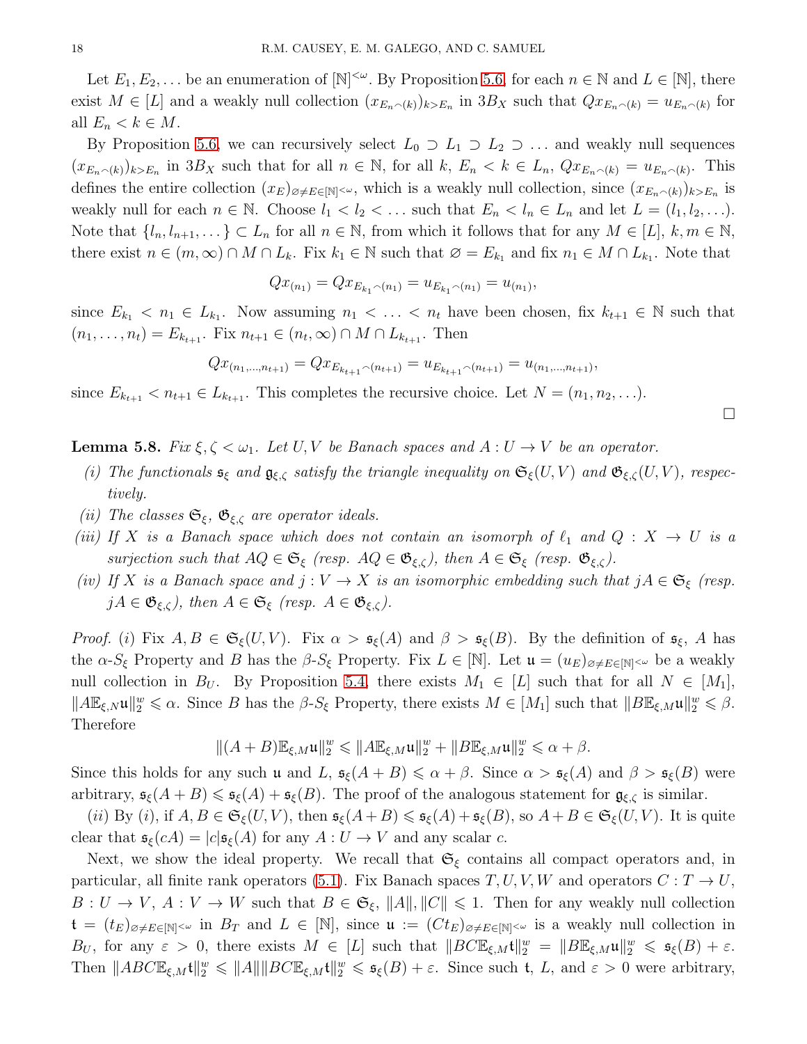Let $E_1, E_2, \dots$ be an enumeration of $[\mathbb{N}]^{<\omega}$. By Proposition 5.6, for each $n \in \mathbb{N}$ and $L \in [\mathbb{N}]$, there exist $M \in [L]$ and a weakly null collection $(x_{E_n\frown(k)})_{k>E_n}$ in $3B_X$ such that $Qx_{E_n\frown(k)} = u_{E_n\frown(k)}$ for all $E_n < k \in M$.

By Proposition 5.6, we can recursively select $L_0 \supset L_1 \supset L_2 \supset \dots$ and weakly null sequences $(x_{E_n\frown(k)})_{k>E_n}$ in $3B_X$ such that for all $n \in \mathbb{N}$, for all $k$, $E_n < k \in L_n$, $Qx_{E_n\frown(k)} = u_{E_n\frown(k)}$. This defines the entire collection $(x_E)_{\varnothing \neq E \in [\mathbb{N}]^{<\omega}}$, which is a weakly null collection, since $(x_{E_n\frown(k)})_{k>E_n}$ is weakly null for each $n \in \mathbb{N}$. Choose $l_1 < l_2 < \dots$ such that $E_n < l_n \in L_n$ and let $L = (l_1, l_2, \dots)$. Note that $\{l_n, l_{n+1}, \dots\} \subset L_n$ for all $n \in \mathbb{N}$, from which it follows that for any $M \in [L]$, $k, m \in \mathbb{N}$, there exist $n \in (m, \infty) \cap M \cap L_k$. Fix $k_1 \in \mathbb{N}$ such that $\varnothing = E_{k_1}$ and fix $n_1 \in M \cap L_{k_1}$. Note that

$$Qx_{(n_1)} = Qx_{E_{k_1}\frown(n_1)} = u_{E_{k_1}\frown(n_1)} = u_{(n_1)},$$

since $E_{k_1} < n_1 \in L_{k_1}$. Now assuming $n_1 < \dots < n_t$ have been chosen, fix $k_{t+1} \in \mathbb{N}$ such that $(n_1, \dots, n_t) = E_{k_{t+1}}$. Fix $n_{t+1} \in (n_t, \infty) \cap M \cap L_{k_{t+1}}$. Then

$$Qx_{(n_1,\dots,n_{t+1})} = Qx_{E_{k_{t+1}}\frown(n_{t+1})} = u_{E_{k_{t+1}}\frown(n_{t+1})} = u_{(n_1,\dots,n_{t+1})},$$

since $E_{k_{t+1}} < n_{t+1} \in L_{k_{t+1}}$. This completes the recursive choice. Let $N = (n_1, n_2, \dots)$.

$\square$

**Lemma 5.8.** *Fix $\xi, \zeta < \omega_1$. Let $U, V$ be Banach spaces and $A : U \to V$ be an operator.*

*(i) The functionals $\mathfrak{s}_\xi$ and $\mathfrak{g}_{\xi,\zeta}$ satisfy the triangle inequality on $\mathfrak{S}_\xi(U,V)$ and $\mathfrak{G}_{\xi,\zeta}(U,V)$, respectively.*

*(ii) The classes $\mathfrak{S}_\xi$, $\mathfrak{G}_{\xi,\zeta}$ are operator ideals.*

*(iii) If $X$ is a Banach space which does not contain an isomorph of $\ell_1$ and $Q : X \to U$ is a surjection such that $AQ \in \mathfrak{S}_\xi$ (resp. $AQ \in \mathfrak{G}_{\xi,\zeta}$), then $A \in \mathfrak{S}_\xi$ (resp. $\mathfrak{G}_{\xi,\zeta}$).*

*(iv) If $X$ is a Banach space and $j : V \to X$ is an isomorphic embedding such that $jA \in \mathfrak{S}_\xi$ (resp. $jA \in \mathfrak{G}_{\xi,\zeta}$), then $A \in \mathfrak{S}_\xi$ (resp. $A \in \mathfrak{G}_{\xi,\zeta}$).*

*Proof.* $(i)$ Fix $A, B \in \mathfrak{S}_\xi(U,V)$. Fix $\alpha > \mathfrak{s}_\xi(A)$ and $\beta > \mathfrak{s}_\xi(B)$. By the definition of $\mathfrak{s}_\xi$, $A$ has the $\alpha$-$S_\xi$ Property and $B$ has the $\beta$-$S_\xi$ Property. Fix $L \in [\mathbb{N}]$. Let $\mathfrak{u} = (u_E)_{\varnothing \neq E \in [\mathbb{N}]^{<\omega}}$ be a weakly null collection in $B_U$. By Proposition 5.4, there exists $M_1 \in [L]$ such that for all $N \in [M_1]$, $\|A\mathbb{E}_{\xi,N}\mathfrak{u}\|_2^w \leqslant \alpha$. Since $B$ has the $\beta$-$S_\xi$ Property, there exists $M \in [M_1]$ such that $\|B\mathbb{E}_{\xi,M}\mathfrak{u}\|_2^w \leqslant \beta$. Therefore

$$\|(A+B)\mathbb{E}_{\xi,M}\mathfrak{u}\|_2^w \leqslant \|A\mathbb{E}_{\xi,M}\mathfrak{u}\|_2^w + \|B\mathbb{E}_{\xi,M}\mathfrak{u}\|_2^w \leqslant \alpha + \beta.$$

Since this holds for any such $\mathfrak{u}$ and $L$, $\mathfrak{s}_\xi(A+B) \leqslant \alpha + \beta$. Since $\alpha > \mathfrak{s}_\xi(A)$ and $\beta > \mathfrak{s}_\xi(B)$ were arbitrary, $\mathfrak{s}_\xi(A+B) \leqslant \mathfrak{s}_\xi(A) + \mathfrak{s}_\xi(B)$. The proof of the analogous statement for $\mathfrak{g}_{\xi,\zeta}$ is similar.

$(ii)$ By $(i)$, if $A, B \in \mathfrak{S}_\xi(U,V)$, then $\mathfrak{s}_\xi(A+B) \leqslant \mathfrak{s}_\xi(A) + \mathfrak{s}_\xi(B)$, so $A + B \in \mathfrak{S}_\xi(U,V)$. It is quite clear that $\mathfrak{s}_\xi(cA) = |c|\mathfrak{s}_\xi(A)$ for any $A : U \to V$ and any scalar $c$.

Next, we show the ideal property. We recall that $\mathfrak{S}_\xi$ contains all compact operators and, in particular, all finite rank operators (5.1). Fix Banach spaces $T, U, V, W$ and operators $C : T \to U$, $B : U \to V$, $A : V \to W$ such that $B \in \mathfrak{S}_\xi$, $\|A\|, \|C\| \leqslant 1$. Then for any weakly null collection $\mathfrak{t} = (t_E)_{\varnothing \neq E \in [\mathbb{N}]^{<\omega}}$ in $B_T$ and $L \in [\mathbb{N}]$, since $\mathfrak{u} := (Ct_E)_{\varnothing \neq E \in [\mathbb{N}]^{<\omega}}$ is a weakly null collection in $B_U$, for any $\varepsilon > 0$, there exists $M \in [L]$ such that $\|BC\mathbb{E}_{\xi,M}\mathfrak{t}\|_2^w = \|B\mathbb{E}_{\xi,M}\mathfrak{u}\|_2^w \leqslant \mathfrak{s}_\xi(B) + \varepsilon$. Then $\|ABC\mathbb{E}_{\xi,M}\mathfrak{t}\|_2^w \leqslant \|A\|\|BC\mathbb{E}_{\xi,M}\mathfrak{t}\|_2^w \leqslant \mathfrak{s}_\xi(B) + \varepsilon$. Since such $\mathfrak{t}$, $L$, and $\varepsilon > 0$ were arbitrary,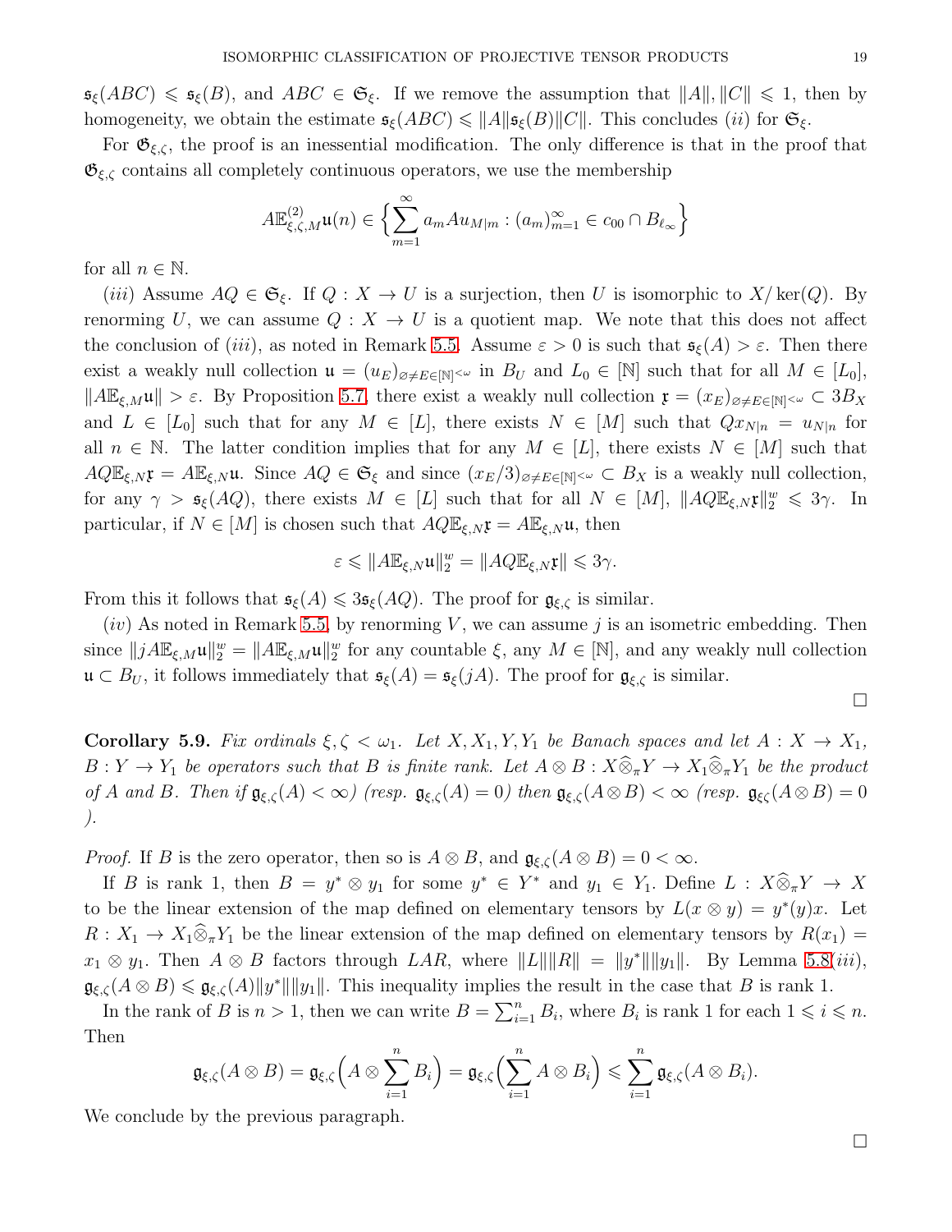$\mathfrak{s}_\xi(ABC) \leqslant \mathfrak{s}_\xi(B)$, and $ABC \in \mathfrak{S}_\xi$. If we remove the assumption that $\|A\|, \|C\| \leqslant 1$, then by homogeneity, we obtain the estimate $\mathfrak{s}_\xi(ABC) \leqslant \|A\|\mathfrak{s}_\xi(B)\|C\|$. This concludes $(ii)$ for $\mathfrak{S}_\xi$.

For $\mathfrak{G}_{\xi,\zeta}$, the proof is an inessential modification. The only difference is that in the proof that $\mathfrak{G}_{\xi,\zeta}$ contains all completely continuous operators, we use the membership

$$A\mathbb{E}^{(2)}_{\xi,\zeta,M}\mathfrak{u}(n) \in \Big\{\sum_{m=1}^\infty a_m A u_{M|m} : (a_m)_{m=1}^\infty \in c_{00} \cap B_{\ell_\infty}\Big\}$$

for all $n \in \mathbb{N}$.

$(iii)$ Assume $AQ \in \mathfrak{S}_\xi$. If $Q : X \to U$ is a surjection, then $U$ is isomorphic to $X/\ker(Q)$. By renorming $U$, we can assume $Q : X \to U$ is a quotient map. We note that this does not affect the conclusion of $(iii)$, as noted in Remark 5.5. Assume $\varepsilon > 0$ is such that $\mathfrak{s}_\xi(A) > \varepsilon$. Then there exist a weakly null collection $\mathfrak{u} = (u_E)_{\varnothing \neq E \in [\mathbb{N}]^{<\omega}}$ in $B_U$ and $L_0 \in [\mathbb{N}]$ such that for all $M \in [L_0]$, $\|A\mathbb{E}_{\xi,M}\mathfrak{u}\| > \varepsilon$. By Proposition 5.7, there exist a weakly null collection $\mathfrak{x} = (x_E)_{\varnothing \neq E \in [\mathbb{N}]^{<\omega}} \subset 3B_X$ and $L \in [L_0]$ such that for any $M \in [L]$, there exists $N \in [M]$ such that $Qx_{N|n} = u_{N|n}$ for all $n \in \mathbb{N}$. The latter condition implies that for any $M \in [L]$, there exists $N \in [M]$ such that $AQ\mathbb{E}_{\xi,N}\mathfrak{x} = A\mathbb{E}_{\xi,N}\mathfrak{u}$. Since $AQ \in \mathfrak{S}_\xi$ and since $(x_E/3)_{\varnothing \neq E \in [\mathbb{N}]^{<\omega}} \subset B_X$ is a weakly null collection, for any $\gamma > \mathfrak{s}_\xi(AQ)$, there exists $M \in [L]$ such that for all $N \in [M]$, $\|AQ\mathbb{E}_{\xi,N}\mathfrak{x}\|_2^w \leqslant 3\gamma$. In particular, if $N \in [M]$ is chosen such that $AQ\mathbb{E}_{\xi,N}\mathfrak{x} = A\mathbb{E}_{\xi,N}\mathfrak{u}$, then

$$\varepsilon \leqslant \|A\mathbb{E}_{\xi,N}\mathfrak{u}\|_2^w = \|AQ\mathbb{E}_{\xi,N}\mathfrak{x}\| \leqslant 3\gamma.$$

From this it follows that $\mathfrak{s}_\xi(A) \leqslant 3\mathfrak{s}_\xi(AQ)$. The proof for $\mathfrak{g}_{\xi,\zeta}$ is similar.

$(iv)$ As noted in Remark 5.5, by renorming $V$, we can assume $j$ is an isometric embedding. Then since $\|jA\mathbb{E}_{\xi,M}\mathfrak{u}\|_2^w = \|A\mathbb{E}_{\xi,M}\mathfrak{u}\|_2^w$ for any countable $\xi$, any $M \in [\mathbb{N}]$, and any weakly null collection $\mathfrak{u} \subset B_U$, it follows immediately that $\mathfrak{s}_\xi(A) = \mathfrak{s}_\xi(jA)$. The proof for $\mathfrak{g}_{\xi,\zeta}$ is similar.

□

**Corollary 5.9.** *Fix ordinals $\xi, \zeta < \omega_1$. Let $X, X_1, Y, Y_1$ be Banach spaces and let $A : X \to X_1$, $B : Y \to Y_1$ be operators such that $B$ is finite rank. Let $A \otimes B : X\widehat{\otimes}_\pi Y \to X_1\widehat{\otimes}_\pi Y_1$ be the product of $A$ and $B$. Then if $\mathfrak{g}_{\xi,\zeta}(A) < \infty$) (resp. $\mathfrak{g}_{\xi,\zeta}(A) = 0$) then $\mathfrak{g}_{\xi,\zeta}(A \otimes B) < \infty$ (resp. $\mathfrak{g}_{\xi\zeta}(A \otimes B) = 0$ ).*

*Proof.* If $B$ is the zero operator, then so is $A \otimes B$, and $\mathfrak{g}_{\xi,\zeta}(A \otimes B) = 0 < \infty$.

If $B$ is rank 1, then $B = y^* \otimes y_1$ for some $y^* \in Y^*$ and $y_1 \in Y_1$. Define $L : X\widehat{\otimes}_\pi Y \to X$ to be the linear extension of the map defined on elementary tensors by $L(x \otimes y) = y^*(y)x$. Let $R : X_1 \to X_1\widehat{\otimes}_\pi Y_1$ be the linear extension of the map defined on elementary tensors by $R(x_1) = x_1 \otimes y_1$. Then $A \otimes B$ factors through $LAR$, where $\|L\|\|R\| = \|y^*\|\|y_1\|$. By Lemma 5.8$(iii)$, $\mathfrak{g}_{\xi,\zeta}(A \otimes B) \leqslant \mathfrak{g}_{\xi,\zeta}(A)\|y^*\|\|y_1\|$. This inequality implies the result in the case that $B$ is rank 1.

In the rank of $B$ is $n > 1$, then we can write $B = \sum_{i=1}^n B_i$, where $B_i$ is rank 1 for each $1 \leqslant i \leqslant n$. Then

$$\mathfrak{g}_{\xi,\zeta}(A \otimes B) = \mathfrak{g}_{\xi,\zeta}\Big(A \otimes \sum_{i=1}^n B_i\Big) = \mathfrak{g}_{\xi,\zeta}\Big(\sum_{i=1}^n A \otimes B_i\Big) \leqslant \sum_{i=1}^n \mathfrak{g}_{\xi,\zeta}(A \otimes B_i).$$

We conclude by the previous paragraph.

□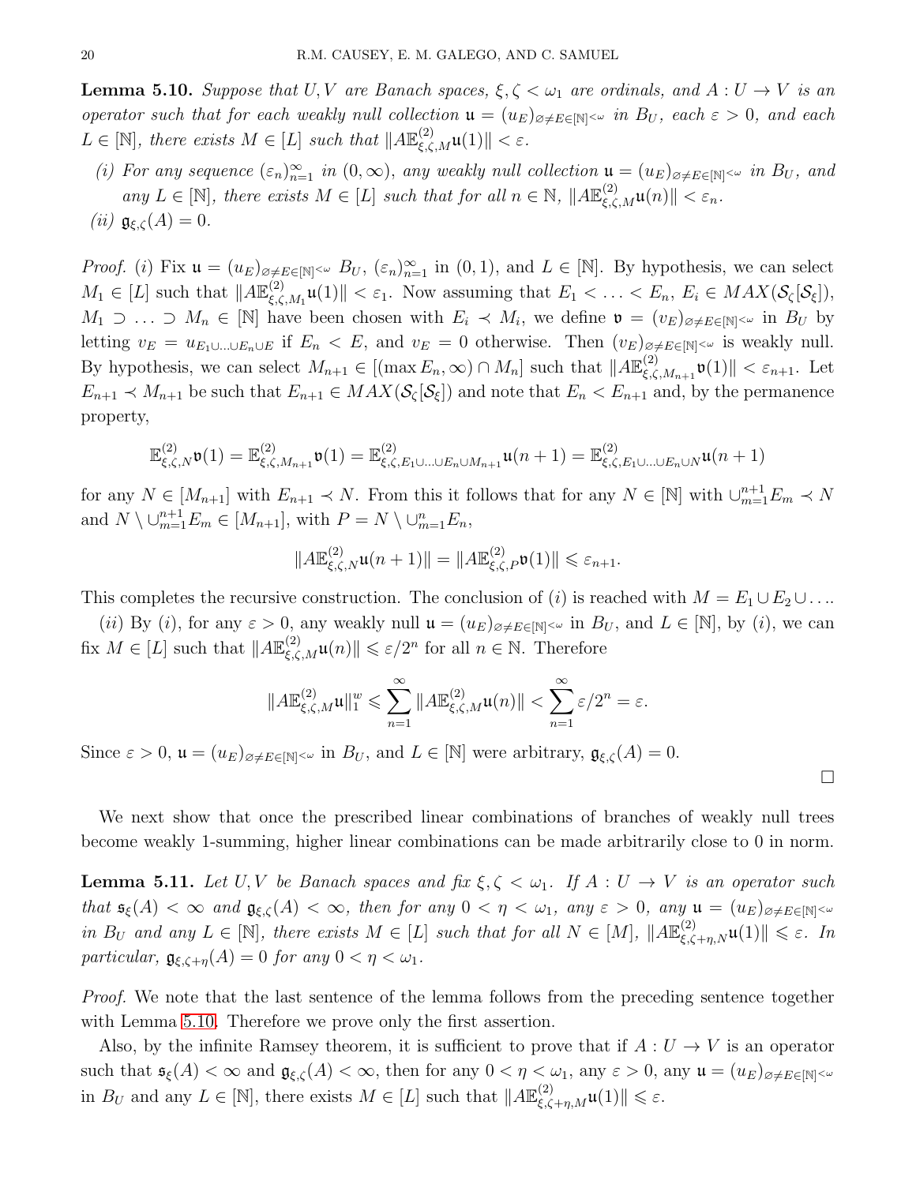**Lemma 5.10.** *Suppose that $U, V$ are Banach spaces, $\xi, \zeta < \omega_1$ are ordinals, and $A : U \to V$ is an operator such that for each weakly null collection $\mathfrak{u} = (u_E)_{\varnothing \neq E \in [\mathbb{N}]^{<\omega}}$ in $B_U$, each $\varepsilon > 0$, and each $L \in [\mathbb{N}]$, there exists $M \in [L]$ such that $\|A\mathbb{E}^{(2)}_{\xi,\zeta,M}\mathfrak{u}(1)\| < \varepsilon$.*

- *(i) For any sequence $(\varepsilon_n)_{n=1}^\infty$ in $(0, \infty)$, any weakly null collection $\mathfrak{u} = (u_E)_{\varnothing \neq E \in [\mathbb{N}]^{<\omega}}$ in $B_U$, and any $L \in [\mathbb{N}]$, there exists $M \in [L]$ such that for all $n \in \mathbb{N}$, $\|A\mathbb{E}^{(2)}_{\xi,\zeta,M}\mathfrak{u}(n)\| < \varepsilon_n$.*
- *(ii) $\mathfrak{g}_{\xi,\zeta}(A) = 0$.*

*Proof.* $(i)$ Fix $\mathfrak{u} = (u_E)_{\varnothing \neq E \in [\mathbb{N}]^{<\omega}}$ $B_U$, $(\varepsilon_n)_{n=1}^\infty$ in $(0, 1)$, and $L \in [\mathbb{N}]$. By hypothesis, we can select $M_1 \in [L]$ such that $\|A\mathbb{E}^{(2)}_{\xi,\zeta,M_1}\mathfrak{u}(1)\| < \varepsilon_1$. Now assuming that $E_1 < \ldots < E_n$, $E_i \in MAX(\mathcal{S}_\zeta[\mathcal{S}_\xi])$, $M_1 \supset \ldots \supset M_n \in [\mathbb{N}]$ have been chosen with $E_i \prec M_i$, we define $\mathfrak{v} = (v_E)_{\varnothing \neq E \in [\mathbb{N}]^{<\omega}}$ in $B_U$ by letting $v_E = u_{E_1 \cup \ldots \cup E_n \cup E}$ if $E_n < E$, and $v_E = 0$ otherwise. Then $(v_E)_{\varnothing \neq E \in [\mathbb{N}]^{<\omega}}$ is weakly null. By hypothesis, we can select $M_{n+1} \in [(\max E_n, \infty) \cap M_n]$ such that $\|A\mathbb{E}^{(2)}_{\xi,\zeta,M_{n+1}}\mathfrak{v}(1)\| < \varepsilon_{n+1}$. Let $E_{n+1} \prec M_{n+1}$ be such that $E_{n+1} \in MAX(\mathcal{S}_\zeta[\mathcal{S}_\xi])$ and note that $E_n < E_{n+1}$ and, by the permanence property,

$$\mathbb{E}^{(2)}_{\xi,\zeta,N}\mathfrak{v}(1) = \mathbb{E}^{(2)}_{\xi,\zeta,M_{n+1}}\mathfrak{v}(1) = \mathbb{E}^{(2)}_{\xi,\zeta,E_1\cup\ldots\cup E_n\cup M_{n+1}}\mathfrak{u}(n+1) = \mathbb{E}^{(2)}_{\xi,\zeta,E_1\cup\ldots\cup E_n\cup N}\mathfrak{u}(n+1)$$

for any $N \in [M_{n+1}]$ with $E_{n+1} \prec N$. From this it follows that for any $N \in [\mathbb{N}]$ with $\cup_{m=1}^{n+1} E_m \prec N$ and $N \setminus \cup_{m=1}^{n+1} E_m \in [M_{n+1}]$, with $P = N \setminus \cup_{m=1}^{n} E_n$,

$$\|A\mathbb{E}^{(2)}_{\xi,\zeta,N}\mathfrak{u}(n+1)\| = \|A\mathbb{E}^{(2)}_{\xi,\zeta,P}\mathfrak{v}(1)\| \leqslant \varepsilon_{n+1}.$$

This completes the recursive construction. The conclusion of $(i)$ is reached with $M = E_1 \cup E_2 \cup \ldots$.

$(ii)$ By $(i)$, for any $\varepsilon > 0$, any weakly null $\mathfrak{u} = (u_E)_{\varnothing \neq E \in [\mathbb{N}]^{<\omega}}$ in $B_U$, and $L \in [\mathbb{N}]$, by $(i)$, we can fix $M \in [L]$ such that $\|A\mathbb{E}^{(2)}_{\xi,\zeta,M}\mathfrak{u}(n)\| \leqslant \varepsilon/2^n$ for all $n \in \mathbb{N}$. Therefore

$$\|A\mathbb{E}^{(2)}_{\xi,\zeta,M}\mathfrak{u}\|_1^w \leqslant \sum_{n=1}^\infty \|A\mathbb{E}^{(2)}_{\xi,\zeta,M}\mathfrak{u}(n)\| < \sum_{n=1}^\infty \varepsilon/2^n = \varepsilon.$$

Since $\varepsilon > 0$, $\mathfrak{u} = (u_E)_{\varnothing \neq E \in [\mathbb{N}]^{<\omega}}$ in $B_U$, and $L \in [\mathbb{N}]$ were arbitrary, $\mathfrak{g}_{\xi,\zeta}(A) = 0$.

∎

We next show that once the prescribed linear combinations of branches of weakly null trees become weakly 1-summing, higher linear combinations can be made arbitrarily close to 0 in norm.

**Lemma 5.11.** *Let $U, V$ be Banach spaces and fix $\xi, \zeta < \omega_1$. If $A : U \to V$ is an operator such that $\mathfrak{s}_\xi(A) < \infty$ and $\mathfrak{g}_{\xi,\zeta}(A) < \infty$, then for any $0 < \eta < \omega_1$, any $\varepsilon > 0$, any $\mathfrak{u} = (u_E)_{\varnothing \neq E \in [\mathbb{N}]^{<\omega}}$ in $B_U$ and any $L \in [\mathbb{N}]$, there exists $M \in [L]$ such that for all $N \in [M]$, $\|A\mathbb{E}^{(2)}_{\xi,\zeta+\eta,N}\mathfrak{u}(1)\| \leqslant \varepsilon$. In particular, $\mathfrak{g}_{\xi,\zeta+\eta}(A) = 0$ for any $0 < \eta < \omega_1$.*

*Proof.* We note that the last sentence of the lemma follows from the preceding sentence together with Lemma 5.10. Therefore we prove only the first assertion.

Also, by the infinite Ramsey theorem, it is sufficient to prove that if $A : U \to V$ is an operator such that $\mathfrak{s}_\xi(A) < \infty$ and $\mathfrak{g}_{\xi,\zeta}(A) < \infty$, then for any $0 < \eta < \omega_1$, any $\varepsilon > 0$, any $\mathfrak{u} = (u_E)_{\varnothing \neq E \in [\mathbb{N}]^{<\omega}}$ in $B_U$ and any $L \in [\mathbb{N}]$, there exists $M \in [L]$ such that $\|A\mathbb{E}^{(2)}_{\xi,\zeta+\eta,M}\mathfrak{u}(1)\| \leqslant \varepsilon$.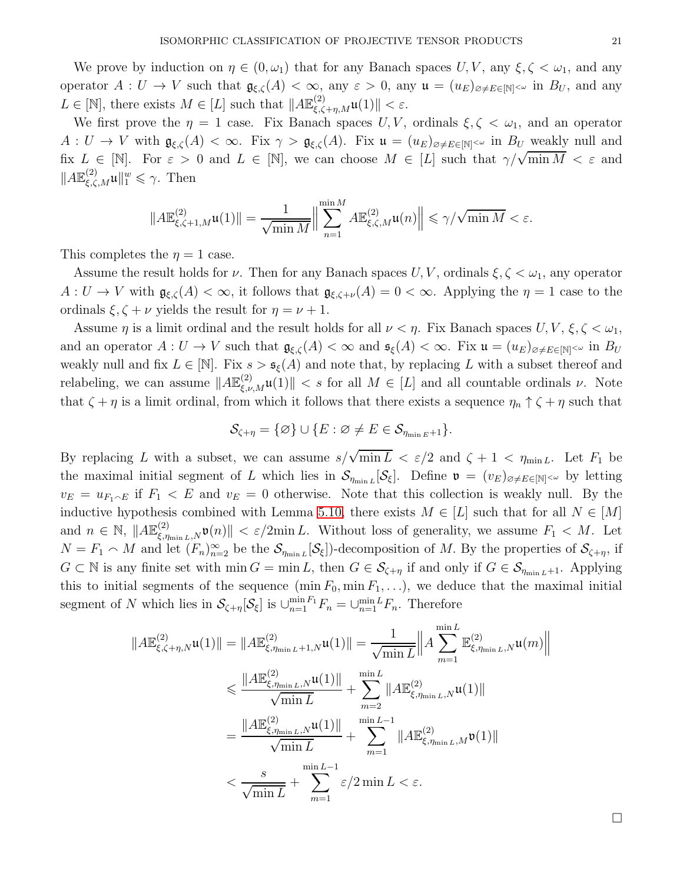We prove by induction on $\eta \in (0, \omega_1)$ that for any Banach spaces $U, V$, any $\xi, \zeta < \omega_1$, and any operator $A : U \to V$ such that $\mathfrak{g}_{\xi,\zeta}(A) < \infty$, any $\varepsilon > 0$, any $\mathfrak{u} = (u_E)_{\varnothing \neq E \in [\mathbb{N}]^{<\omega}}$ in $B_U$, and any $L \in [\mathbb{N}]$, there exists $M \in [L]$ such that $\|A\mathbb{E}^{(2)}_{\xi,\zeta+\eta,M}\mathfrak{u}(1)\| < \varepsilon$.

We first prove the $\eta = 1$ case. Fix Banach spaces $U, V$, ordinals $\xi, \zeta < \omega_1$, and an operator $A : U \to V$ with $\mathfrak{g}_{\xi,\zeta}(A) < \infty$. Fix $\gamma > \mathfrak{g}_{\xi,\zeta}(A)$. Fix $\mathfrak{u} = (u_E)_{\varnothing \neq E \in [\mathbb{N}]^{<\omega}}$ in $B_U$ weakly null and fix $L \in [\mathbb{N}]$. For $\varepsilon > 0$ and $L \in [\mathbb{N}]$, we can choose $M \in [L]$ such that $\gamma/\sqrt{\min M} < \varepsilon$ and $\|A\mathbb{E}^{(2)}_{\xi,\zeta,M}\mathfrak{u}\|_1^w \leqslant \gamma$. Then

$$\|A\mathbb{E}^{(2)}_{\xi,\zeta+1,M}\mathfrak{u}(1)\| = \frac{1}{\sqrt{\min M}}\Big\| \sum_{n=1}^{\min M} A\mathbb{E}^{(2)}_{\xi,\zeta,M}\mathfrak{u}(n)\Big\| \leqslant \gamma/\sqrt{\min M} < \varepsilon.$$

This completes the $\eta = 1$ case.

Assume the result holds for $\nu$. Then for any Banach spaces $U, V$, ordinals $\xi, \zeta < \omega_1$, any operator $A : U \to V$ with $\mathfrak{g}_{\xi,\zeta}(A) < \infty$, it follows that $\mathfrak{g}_{\xi,\zeta+\nu}(A) = 0 < \infty$. Applying the $\eta = 1$ case to the ordinals $\xi, \zeta + \nu$ yields the result for $\eta = \nu + 1$.

Assume $\eta$ is a limit ordinal and the result holds for all $\nu < \eta$. Fix Banach spaces $U, V$, $\xi, \zeta < \omega_1$, and an operator $A : U \to V$ such that $\mathfrak{g}_{\xi,\zeta}(A) < \infty$ and $\mathfrak{s}_\xi(A) < \infty$. Fix $\mathfrak{u} = (u_E)_{\varnothing \neq E \in [\mathbb{N}]^{<\omega}}$ in $B_U$ weakly null and fix $L \in [\mathbb{N}]$. Fix $s > \mathfrak{s}_\xi(A)$ and note that, by replacing $L$ with a subset thereof and relabeling, we can assume $\|A\mathbb{E}^{(2)}_{\xi,\nu,M}\mathfrak{u}(1)\| < s$ for all $M \in [L]$ and all countable ordinals $\nu$. Note that $\zeta + \eta$ is a limit ordinal, from which it follows that there exists a sequence $\eta_n \uparrow \zeta + \eta$ such that

$$\mathcal{S}_{\zeta+\eta} = \{\varnothing\} \cup \{E : \varnothing \neq E \in \mathcal{S}_{\eta_{\min E}+1}\}.$$

By replacing $L$ with a subset, we can assume $s/\sqrt{\min L} < \varepsilon/2$ and $\zeta + 1 < \eta_{\min L}$. Let $F_1$ be the maximal initial segment of $L$ which lies in $\mathcal{S}_{\eta_{\min L}}[\mathcal{S}_\xi]$. Define $\mathfrak{v} = (v_E)_{\varnothing \neq E \in [\mathbb{N}]^{<\omega}}$ by letting $v_E = u_{F_1 \frown E}$ if $F_1 < E$ and $v_E = 0$ otherwise. Note that this collection is weakly null. By the inductive hypothesis combined with Lemma 5.10, there exists $M \in [L]$ such that for all $N \in [M]$ and $n \in \mathbb{N}$, $\|A\mathbb{E}^{(2)}_{\xi,\eta_{\min L},N}\mathfrak{v}(n)\| < \varepsilon/2\min L$. Without loss of generality, we assume $F_1 < M$. Let $N = F_1 \frown M$ and let $(F_n)_{n=2}^\infty$ be the $\mathcal{S}_{\eta_{\min L}}[\mathcal{S}_\xi]$)-decomposition of $M$. By the properties of $\mathcal{S}_{\zeta+\eta}$, if $G \subset \mathbb{N}$ is any finite set with $\min G = \min L$, then $G \in \mathcal{S}_{\zeta+\eta}$ if and only if $G \in \mathcal{S}_{\eta_{\min L}+1}$. Applying this to initial segments of the sequence $(\min F_0, \min F_1, \ldots)$, we deduce that the maximal initial segment of $N$ which lies in $\mathcal{S}_{\zeta+\eta}[\mathcal{S}_\xi]$ is $\cup_{n=1}^{\min F_1} F_n = \cup_{n=1}^{\min L} F_n$. Therefore

$$\begin{aligned}
\|A\mathbb{E}^{(2)}_{\xi,\zeta+\eta,N}\mathfrak{u}(1)\| &= \|A\mathbb{E}^{(2)}_{\xi,\eta_{\min L}+1,N}\mathfrak{u}(1)\| = \frac{1}{\sqrt{\min L}}\Big\|A\sum_{m=1}^{\min L}\mathbb{E}^{(2)}_{\xi,\eta_{\min L},N}\mathfrak{u}(m)\Big\| \\
&\leqslant \frac{\|A\mathbb{E}^{(2)}_{\xi,\eta_{\min L},N}\mathfrak{u}(1)\|}{\sqrt{\min L}} + \sum_{m=2}^{\min L}\|A\mathbb{E}^{(2)}_{\xi,\eta_{\min L},N}\mathfrak{u}(1)\| \\
&= \frac{\|A\mathbb{E}^{(2)}_{\xi,\eta_{\min L},N}\mathfrak{u}(1)\|}{\sqrt{\min L}} + \sum_{m=1}^{\min L-1}\|A\mathbb{E}^{(2)}_{\xi,\eta_{\min L},M}\mathfrak{v}(1)\| \\
&< \frac{s}{\sqrt{\min L}} + \sum_{m=1}^{\min L-1}\varepsilon/2\min L < \varepsilon.
\end{aligned}$$

$\square$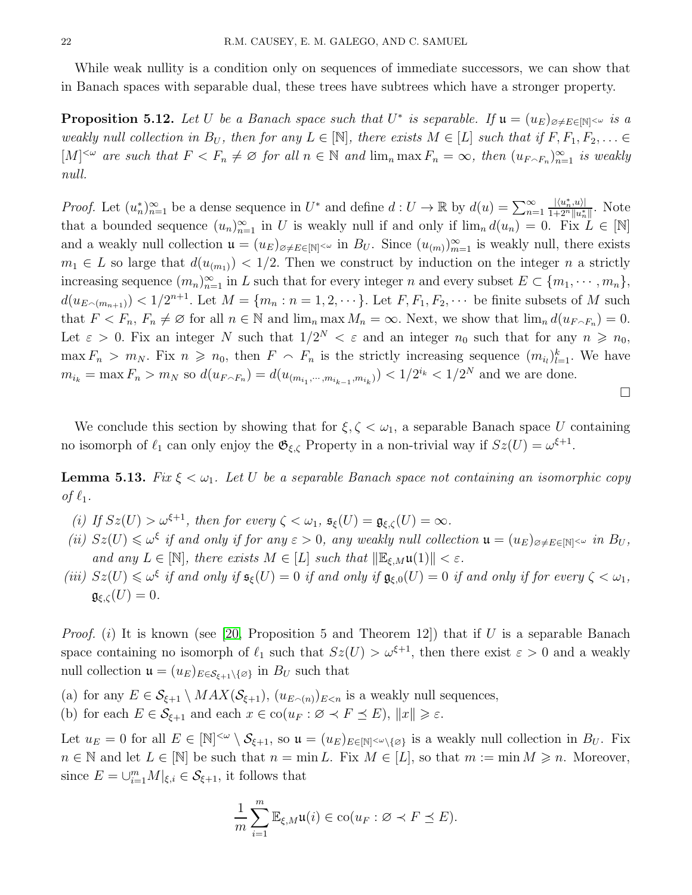While weak nullity is a condition only on sequences of immediate successors, we can show that in Banach spaces with separable dual, these trees have subtrees which have a stronger property.

**Proposition 5.12.** *Let $U$ be a Banach space such that $U^*$ is separable. If $\mathfrak{u} = (u_E)_{\varnothing \neq E \in [\mathbb{N}]^{<\omega}}$ is a weakly null collection in $B_U$, then for any $L \in [\mathbb{N}]$, there exists $M \in [L]$ such that if $F, F_1, F_2, \ldots \in [M]^{<\omega}$ are such that $F < F_n \neq \varnothing$ for all $n \in \mathbb{N}$ and $\lim_n \max F_n = \infty$, then $(u_{F\frown F_n})_{n=1}^\infty$ is weakly null.*

*Proof.* Let $(u_n^*)_{n=1}^\infty$ be a dense sequence in $U^*$ and define $d : U \to \mathbb{R}$ by $d(u) = \sum_{n=1}^\infty \frac{|\langle u_n^*, u\rangle|}{1+2^n\|u_n^*\|}$. Note that a bounded sequence $(u_n)_{n=1}^\infty$ in $U$ is weakly null if and only if $\lim_n d(u_n) = 0$. Fix $L \in [\mathbb{N}]$ and a weakly null collection $\mathfrak{u} = (u_E)_{\varnothing \neq E \in [\mathbb{N}]^{<\omega}}$ in $B_U$. Since $(u_{(m)})_{m=1}^\infty$ is weakly null, there exists $m_1 \in L$ so large that $d(u_{(m_1)}) < 1/2$. Then we construct by induction on the integer $n$ a strictly increasing sequence $(m_n)_{n=1}^\infty$ in $L$ such that for every integer $n$ and every subset $E \subset \{m_1, \cdots, m_n\}$, $d(u_{E\frown(m_{n+1})}) < 1/2^{n+1}$. Let $M = \{m_n : n = 1, 2, \cdots\}$. Let $F, F_1, F_2, \cdots$ be finite subsets of $M$ such that $F < F_n$, $F_n \neq \varnothing$ for all $n \in \mathbb{N}$ and $\lim_n \max M_n = \infty$. Next, we show that $\lim_n d(u_{F\frown F_n}) = 0$. Let $\varepsilon > 0$. Fix an integer $N$ such that $1/2^N < \varepsilon$ and an integer $n_0$ such that for any $n \geqslant n_0$, $\max F_n > m_N$. Fix $n \geqslant n_0$, then $F \frown F_n$ is the strictly increasing sequence $(m_{i_l})_{l=1}^k$. We have $m_{i_k} = \max F_n > m_N$ so $d(u_{F\frown F_n}) = d(u_{(m_{i_1}, \cdots, m_{i_{k-1}}, m_{i_k})}) < 1/2^{i_k} < 1/2^N$ and we are done. $\square$

We conclude this section by showing that for $\xi, \zeta < \omega_1$, a separable Banach space $U$ containing no isomorph of $\ell_1$ can only enjoy the $\mathfrak{G}_{\xi,\zeta}$ Property in a non-trivial way if $Sz(U) = \omega^{\xi+1}$.

**Lemma 5.13.** *Fix $\xi < \omega_1$. Let $U$ be a separable Banach space not containing an isomorphic copy of $\ell_1$.*

*(i) If $Sz(U) > \omega^{\xi+1}$, then for every $\zeta < \omega_1$, $\mathfrak{s}_\xi(U) = \mathfrak{g}_{\xi,\zeta}(U) = \infty$.*

*(ii) $Sz(U) \leqslant \omega^\xi$ if and only if for any $\varepsilon > 0$, any weakly null collection $\mathfrak{u} = (u_E)_{\varnothing \neq E \in [\mathbb{N}]^{<\omega}}$ in $B_U$, and any $L \in [\mathbb{N}]$, there exists $M \in [L]$ such that $\|\mathbb{E}_{\xi,M}\mathfrak{u}(1)\| < \varepsilon$.*

*(iii) $Sz(U) \leqslant \omega^\xi$ if and only if $\mathfrak{s}_\xi(U) = 0$ if and only if $\mathfrak{g}_{\xi,0}(U) = 0$ if and only if for every $\zeta < \omega_1$, $\mathfrak{g}_{\xi,\zeta}(U) = 0$.*

*Proof.* $(i)$ It is known (see [20, Proposition 5 and Theorem 12]) that if $U$ is a separable Banach space containing no isomorph of $\ell_1$ such that $Sz(U) > \omega^{\xi+1}$, then there exist $\varepsilon > 0$ and a weakly null collection $\mathfrak{u} = (u_E)_{E \in \mathcal{S}_{\xi+1} \setminus \{\varnothing\}}$ in $B_U$ such that

(a) for any $E \in \mathcal{S}_{\xi+1} \setminus MAX(\mathcal{S}_{\xi+1})$, $(u_{E\frown(n)})_{E<n}$ is a weakly null sequences,

(b) for each $E \in \mathcal{S}_{\xi+1}$ and each $x \in \text{co}(u_F : \varnothing \prec F \preceq E)$, $\|x\| \geqslant \varepsilon$.

Let $u_E = 0$ for all $E \in [\mathbb{N}]^{<\omega} \setminus \mathcal{S}_{\xi+1}$, so $\mathfrak{u} = (u_E)_{E \in [\mathbb{N}]^{<\omega}\setminus\{\varnothing\}}$ is a weakly null collection in $B_U$. Fix $n \in \mathbb{N}$ and let $L \in [\mathbb{N}]$ be such that $n = \min L$. Fix $M \in [L]$, so that $m := \min M \geqslant n$. Moreover, since $E = \cup_{i=1}^m M|_{\xi,i} \in \mathcal{S}_{\xi+1}$, it follows that

$$\frac{1}{m}\sum_{i=1}^m \mathbb{E}_{\xi,M}\mathfrak{u}(i) \in \text{co}(u_F : \varnothing \prec F \preceq E).$$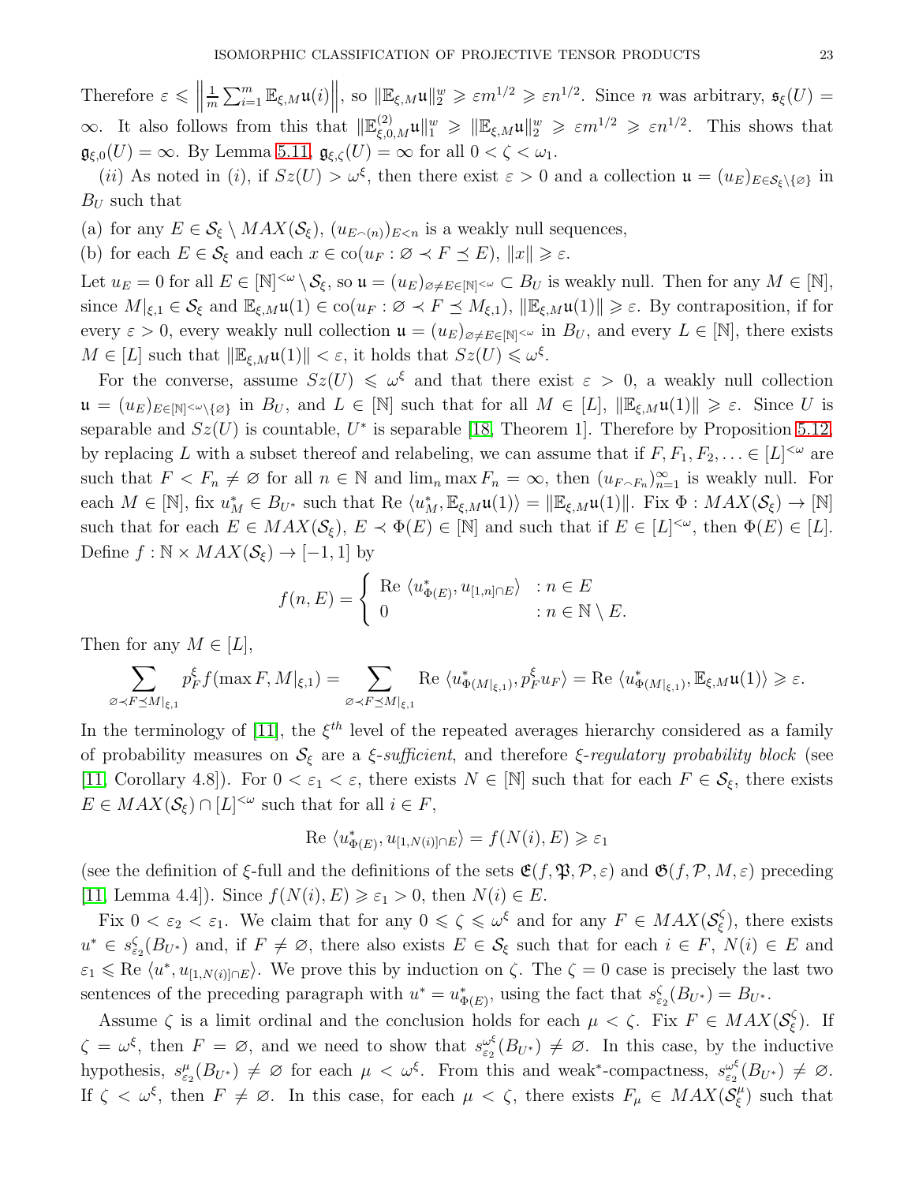Therefore $\varepsilon \leqslant \left\|\frac{1}{m}\sum_{i=1}^m \mathbb{E}_{\xi,M}\mathfrak{u}(i)\right\|$, so $\|\mathbb{E}_{\xi,M}\mathfrak{u}\|_2^w \geqslant \varepsilon m^{1/2} \geqslant \varepsilon n^{1/2}$. Since $n$ was arbitrary, $\mathfrak{s}_\xi(U) = \infty$. It also follows from this that $\|\mathbb{E}^{(2)}_{\xi,0,M}\mathfrak{u}\|_1^w \geqslant \|\mathbb{E}_{\xi,M}\mathfrak{u}\|_2^w \geqslant \varepsilon m^{1/2} \geqslant \varepsilon n^{1/2}$. This shows that $\mathfrak{g}_{\xi,0}(U) = \infty$. By Lemma 5.11, $\mathfrak{g}_{\xi,\zeta}(U) = \infty$ for all $0 < \zeta < \omega_1$.

$(ii)$ As noted in $(i)$, if $Sz(U) > \omega^\xi$, then there exist $\varepsilon > 0$ and a collection $\mathfrak{u} = (u_E)_{E\in\mathcal{S}_\xi\setminus\{\varnothing\}}$ in $B_U$ such that

(a) for any $E \in \mathcal{S}_\xi \setminus MAX(\mathcal{S}_\xi)$, $(u_{E\frown(n)})_{E<n}$ is a weakly null sequences,

(b) for each $E \in \mathcal{S}_\xi$ and each $x \in \text{co}(u_F : \varnothing \prec F \preceq E)$, $\|x\| \geqslant \varepsilon$.

Let $u_E = 0$ for all $E \in [\mathbb{N}]^{<\omega}\setminus \mathcal{S}_\xi$, so $\mathfrak{u} = (u_E)_{\varnothing\neq E\in[\mathbb{N}]^{<\omega}} \subset B_U$ is weakly null. Then for any $M \in [\mathbb{N}]$, since $M|_{\xi,1} \in \mathcal{S}_\xi$ and $\mathbb{E}_{\xi,M}\mathfrak{u}(1) \in \text{co}(u_F : \varnothing \prec F \preceq M_{\xi,1})$, $\|\mathbb{E}_{\xi,M}\mathfrak{u}(1)\| \geqslant \varepsilon$. By contraposition, if for every $\varepsilon > 0$, every weakly null collection $\mathfrak{u} = (u_E)_{\varnothing\neq E\in[\mathbb{N}]^{<\omega}}$ in $B_U$, and every $L \in [\mathbb{N}]$, there exists $M \in [L]$ such that $\|\mathbb{E}_{\xi,M}\mathfrak{u}(1)\| < \varepsilon$, it holds that $Sz(U) \leqslant \omega^\xi$.

For the converse, assume $Sz(U) \leqslant \omega^\xi$ and that there exist $\varepsilon > 0$, a weakly null collection $\mathfrak{u} = (u_E)_{E\in[\mathbb{N}]^{<\omega}\setminus\{\varnothing\}}$ in $B_U$, and $L \in [\mathbb{N}]$ such that for all $M \in [L]$, $\|\mathbb{E}_{\xi,M}\mathfrak{u}(1)\| \geqslant \varepsilon$. Since $U$ is separable and $Sz(U)$ is countable, $U^*$ is separable [18, Theorem 1]. Therefore by Proposition 5.12, by replacing $L$ with a subset thereof and relabeling, we can assume that if $F, F_1, F_2, \ldots \in [L]^{<\omega}$ are such that $F < F_n \neq \varnothing$ for all $n \in \mathbb{N}$ and $\lim_n \max F_n = \infty$, then $(u_{F\frown F_n})_{n=1}^\infty$ is weakly null. For each $M \in [\mathbb{N}]$, fix $u^*_M \in B_{U^*}$ such that $\text{Re } \langle u^*_M, \mathbb{E}_{\xi,M}\mathfrak{u}(1)\rangle = \|\mathbb{E}_{\xi,M}\mathfrak{u}(1)\|$. Fix $\Phi : MAX(\mathcal{S}_\xi) \to [\mathbb{N}]$ such that for each $E \in MAX(\mathcal{S}_\xi)$, $E \prec \Phi(E) \in [\mathbb{N}]$ and such that if $E \in [L]^{<\omega}$, then $\Phi(E) \in [L]$. Define $f : \mathbb{N} \times MAX(\mathcal{S}_\xi) \to [-1, 1]$ by

$$f(n, E) = \left\{ \begin{array}{ll} \text{Re } \langle u^*_{\Phi(E)}, u_{[1,n]\cap E}\rangle & : n \in E \\ 0 & : n \in \mathbb{N} \setminus E. \end{array}\right.$$

Then for any $M \in [L]$,

$$\sum_{\varnothing\prec F\preceq M|_{\xi,1}} p^\xi_F f(\max F, M|_{\xi,1}) = \sum_{\varnothing\prec F\preceq M|_{\xi,1}} \text{Re } \langle u^*_{\Phi(M|_{\xi,1})}, p^\xi_F u_F\rangle = \text{Re } \langle u^*_{\Phi(M|_{\xi,1})}, \mathbb{E}_{\xi,M}\mathfrak{u}(1)\rangle \geqslant \varepsilon.$$

In the terminology of [11], the $\xi^{th}$ level of the repeated averages hierarchy considered as a family of probability measures on $\mathcal{S}_\xi$ are a *$\xi$-sufficient*, and therefore *$\xi$-regulatory probability block* (see [11, Corollary 4.8]). For $0 < \varepsilon_1 < \varepsilon$, there exists $N \in [\mathbb{N}]$ such that for each $F \in \mathcal{S}_\xi$, there exists $E \in MAX(\mathcal{S}_\xi) \cap [L]^{<\omega}$ such that for all $i \in F$,

$$\text{Re } \langle u^*_{\Phi(E)}, u_{[1,N(i)]\cap E}\rangle = f(N(i), E) \geqslant \varepsilon_1$$

(see the definition of $\xi$-full and the definitions of the sets $\mathfrak{E}(f, \mathfrak{P}, \mathcal{P}, \varepsilon)$ and $\mathfrak{G}(f, \mathcal{P}, M, \varepsilon)$ preceding [11, Lemma 4.4]). Since $f(N(i), E) \geqslant \varepsilon_1 > 0$, then $N(i) \in E$.

Fix $0 < \varepsilon_2 < \varepsilon_1$. We claim that for any $0 \leqslant \zeta \leqslant \omega^\xi$ and for any $F \in MAX(\mathcal{S}^\zeta_\xi)$, there exists $u^* \in s^\zeta_{\varepsilon_2}(B_{U^*})$ and, if $F \neq \varnothing$, there also exists $E \in \mathcal{S}_\xi$ such that for each $i \in F$, $N(i) \in E$ and $\varepsilon_1 \leqslant \text{Re } \langle u^*, u_{[1,N(i)]\cap E}\rangle$. We prove this by induction on $\zeta$. The $\zeta = 0$ case is precisely the last two sentences of the preceding paragraph with $u^* = u^*_{\Phi(E)}$, using the fact that $s^\zeta_{\varepsilon_2}(B_{U^*}) = B_{U^*}$.

Assume $\zeta$ is a limit ordinal and the conclusion holds for each $\mu < \zeta$. Fix $F \in MAX(\mathcal{S}^\zeta_\xi)$. If $\zeta = \omega^\xi$, then $F = \varnothing$, and we need to show that $s^{\omega^\xi}_{\varepsilon_2}(B_{U^*}) \neq \varnothing$. In this case, by the inductive hypothesis, $s^\mu_{\varepsilon_2}(B_{U^*}) \neq \varnothing$ for each $\mu < \omega^\xi$. From this and weak$^*$-compactness, $s^{\omega^\xi}_{\varepsilon_2}(B_{U^*}) \neq \varnothing$. If $\zeta < \omega^\xi$, then $F \neq \varnothing$. In this case, for each $\mu < \zeta$, there exists $F_\mu \in MAX(\mathcal{S}^\mu_\xi)$ such that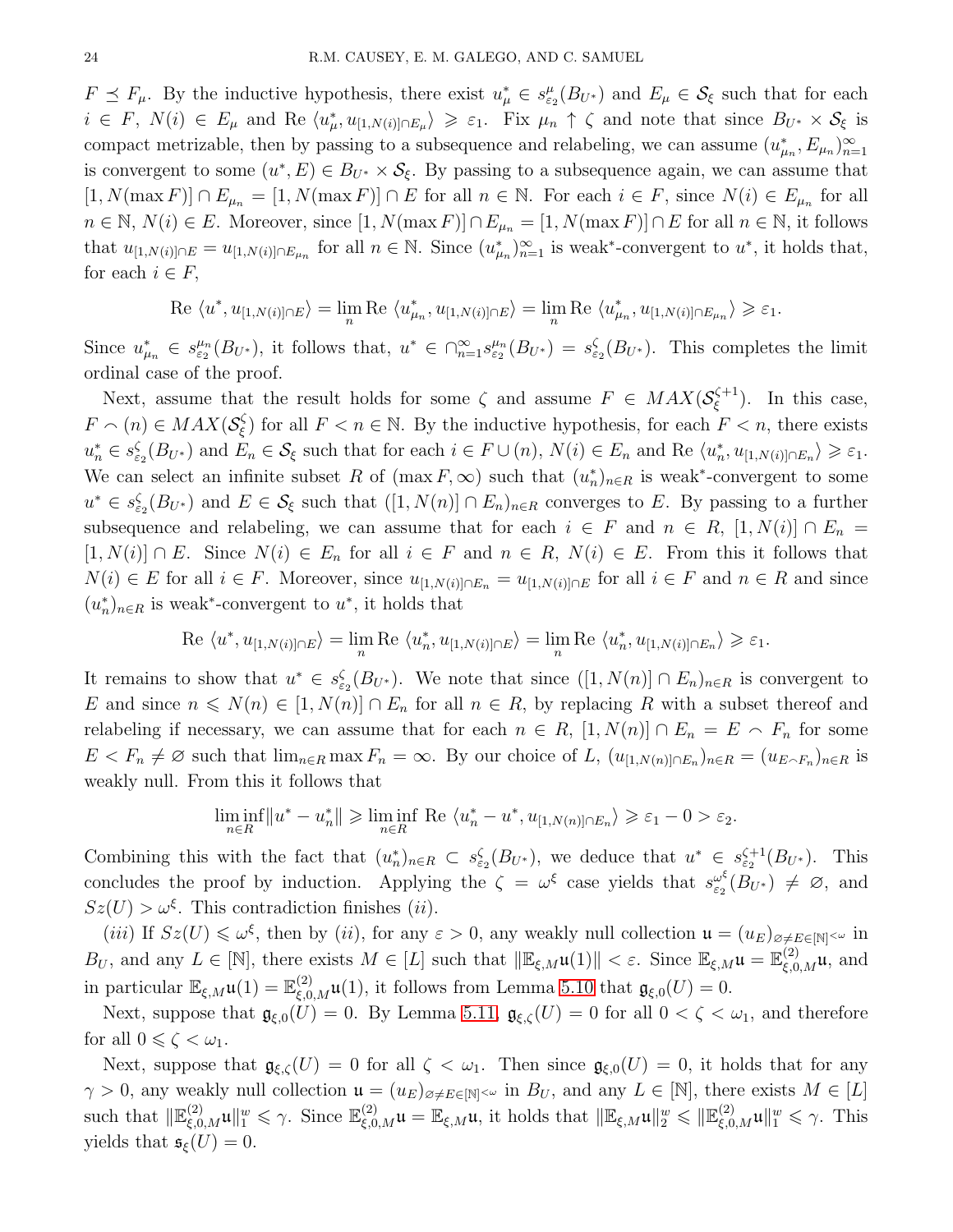$F \preceq F_\mu$. By the inductive hypothesis, there exist $u^*_\mu \in s^\mu_{\varepsilon_2}(B_{U^*})$ and $E_\mu \in \mathcal{S}_\xi$ such that for each $i \in F$, $N(i) \in E_\mu$ and $\text{Re } \langle u^*_\mu, u_{[1,N(i)]\cap E_\mu}\rangle \geqslant \varepsilon_1$. Fix $\mu_n \uparrow \zeta$ and note that since $B_{U^*} \times \mathcal{S}_\xi$ is compact metrizable, then by passing to a subsequence and relabeling, we can assume $(u^*_{\mu_n}, E_{\mu_n})_{n=1}^\infty$ is convergent to some $(u^*, E) \in B_{U^*} \times \mathcal{S}_\xi$. By passing to a subsequence again, we can assume that $[1, N(\max F)] \cap E_{\mu_n} = [1, N(\max F)] \cap E$ for all $n \in \mathbb{N}$. For each $i \in F$, since $N(i) \in E_{\mu_n}$ for all $n \in \mathbb{N}$, $N(i) \in E$. Moreover, since $[1, N(\max F)] \cap E_{\mu_n} = [1, N(\max F)] \cap E$ for all $n \in \mathbb{N}$, it follows that $u_{[1,N(i)]\cap E} = u_{[1,N(i)]\cap E_{\mu_n}}$ for all $n \in \mathbb{N}$. Since $(u^*_{\mu_n})_{n=1}^\infty$ is weak$^*$-convergent to $u^*$, it holds that, for each $i \in F$,

$$\text{Re } \langle u^*, u_{[1,N(i)]\cap E}\rangle = \lim_n \text{Re } \langle u^*_{\mu_n}, u_{[1,N(i)]\cap E}\rangle = \lim_n \text{Re } \langle u^*_{\mu_n}, u_{[1,N(i)]\cap E_{\mu_n}}\rangle \geqslant \varepsilon_1.$$

Since $u^*_{\mu_n} \in s^{\mu_n}_{\varepsilon_2}(B_{U^*})$, it follows that, $u^* \in \cap_{n=1}^\infty s^{\mu_n}_{\varepsilon_2}(B_{U^*}) = s^\zeta_{\varepsilon_2}(B_{U^*})$. This completes the limit ordinal case of the proof.

Next, assume that the result holds for some $\zeta$ and assume $F \in MAX(\mathcal{S}^{\zeta+1}_\xi)$. In this case, $F \frown (n) \in MAX(\mathcal{S}^\zeta_\xi)$ for all $F < n \in \mathbb{N}$. By the inductive hypothesis, for each $F < n$, there exists $u^*_n \in s^\zeta_{\varepsilon_2}(B_{U^*})$ and $E_n \in \mathcal{S}_\xi$ such that for each $i \in F \cup (n)$, $N(i) \in E_n$ and $\text{Re } \langle u^*_n, u_{[1,N(i)]\cap E_n}\rangle \geqslant \varepsilon_1$. We can select an infinite subset $R$ of $(\max F, \infty)$ such that $(u^*_n)_{n\in R}$ is weak$^*$-convergent to some $u^* \in s^\zeta_{\varepsilon_2}(B_{U^*})$ and $E \in \mathcal{S}_\xi$ such that $([1, N(n)] \cap E_n)_{n\in R}$ converges to $E$. By passing to a further subsequence and relabeling, we can assume that for each $i \in F$ and $n \in R$, $[1, N(i)] \cap E_n = [1, N(i)] \cap E$. Since $N(i) \in E_n$ for all $i \in F$ and $n \in R$, $N(i) \in E$. From this it follows that $N(i) \in E$ for all $i \in F$. Moreover, since $u_{[1,N(i)]\cap E_n} = u_{[1,N(i)]\cap E}$ for all $i \in F$ and $n \in R$ and since $(u^*_n)_{n\in R}$ is weak$^*$-convergent to $u^*$, it holds that

$$\text{Re } \langle u^*, u_{[1,N(i)]\cap E}\rangle = \lim_n \text{Re } \langle u^*_n, u_{[1,N(i)]\cap E}\rangle = \lim_n \text{Re } \langle u^*_n, u_{[1,N(i)]\cap E_n}\rangle \geqslant \varepsilon_1.$$

It remains to show that $u^* \in s^\zeta_{\varepsilon_2}(B_{U^*})$. We note that since $([1, N(n)] \cap E_n)_{n\in R}$ is convergent to $E$ and since $n \leqslant N(n) \in [1, N(n)] \cap E_n$ for all $n \in R$, by replacing $R$ with a subset thereof and relabeling if necessary, we can assume that for each $n \in R$, $[1, N(n)] \cap E_n = E \frown F_n$ for some $E < F_n \neq \varnothing$ such that $\lim_{n\in R} \max F_n = \infty$. By our choice of $L$, $(u_{[1,N(n)]\cap E_n})_{n\in R} = (u_{E\frown F_n})_{n\in R}$ is weakly null. From this it follows that

$$\liminf_{n\in R} \|u^* - u^*_n\| \geqslant \liminf_{n\in R} \text{ Re } \langle u^*_n - u^*, u_{[1,N(n)]\cap E_n}\rangle \geqslant \varepsilon_1 - 0 > \varepsilon_2.$$

Combining this with the fact that $(u^*_n)_{n\in R} \subset s^\zeta_{\varepsilon_2}(B_{U^*})$, we deduce that $u^* \in s^{\zeta+1}_{\varepsilon_2}(B_{U^*})$. This concludes the proof by induction. Applying the $\zeta = \omega^\xi$ case yields that $s^{\omega^\xi}_{\varepsilon_2}(B_{U^*}) \neq \varnothing$, and $Sz(U) > \omega^\xi$. This contradiction finishes $(ii)$.

$(iii)$ If $Sz(U) \leqslant \omega^\xi$, then by $(ii)$, for any $\varepsilon > 0$, any weakly null collection $\mathfrak{u} = (u_E)_{\varnothing\neq E\in[\mathbb{N}]^{<\omega}}$ in $B_U$, and any $L \in [\mathbb{N}]$, there exists $M \in [L]$ such that $\|\mathbb{E}_{\xi,M}\mathfrak{u}(1)\| < \varepsilon$. Since $\mathbb{E}_{\xi,M}\mathfrak{u} = \mathbb{E}^{(2)}_{\xi,0,M}\mathfrak{u}$, and in particular $\mathbb{E}_{\xi,M}\mathfrak{u}(1) = \mathbb{E}^{(2)}_{\xi,0,M}\mathfrak{u}(1)$, it follows from Lemma 5.10 that $\mathfrak{g}_{\xi,0}(U) = 0$.

Next, suppose that $\mathfrak{g}_{\xi,0}(U) = 0$. By Lemma 5.11, $\mathfrak{g}_{\xi,\zeta}(U) = 0$ for all $0 < \zeta < \omega_1$, and therefore for all $0 \leqslant \zeta < \omega_1$.

Next, suppose that $\mathfrak{g}_{\xi,\zeta}(U) = 0$ for all $\zeta < \omega_1$. Then since $\mathfrak{g}_{\xi,0}(U) = 0$, it holds that for any $\gamma > 0$, any weakly null collection $\mathfrak{u} = (u_E)_{\varnothing\neq E\in[\mathbb{N}]^{<\omega}}$ in $B_U$, and any $L \in [\mathbb{N}]$, there exists $M \in [L]$ such that $\|\mathbb{E}^{(2)}_{\xi,0,M}\mathfrak{u}\|^w_1 \leqslant \gamma$. Since $\mathbb{E}^{(2)}_{\xi,0,M}\mathfrak{u} = \mathbb{E}_{\xi,M}\mathfrak{u}$, it holds that $\|\mathbb{E}_{\xi,M}\mathfrak{u}\|^w_2 \leqslant \|\mathbb{E}^{(2)}_{\xi,0,M}\mathfrak{u}\|^w_1 \leqslant \gamma$. This yields that $\mathfrak{s}_\xi(U) = 0$.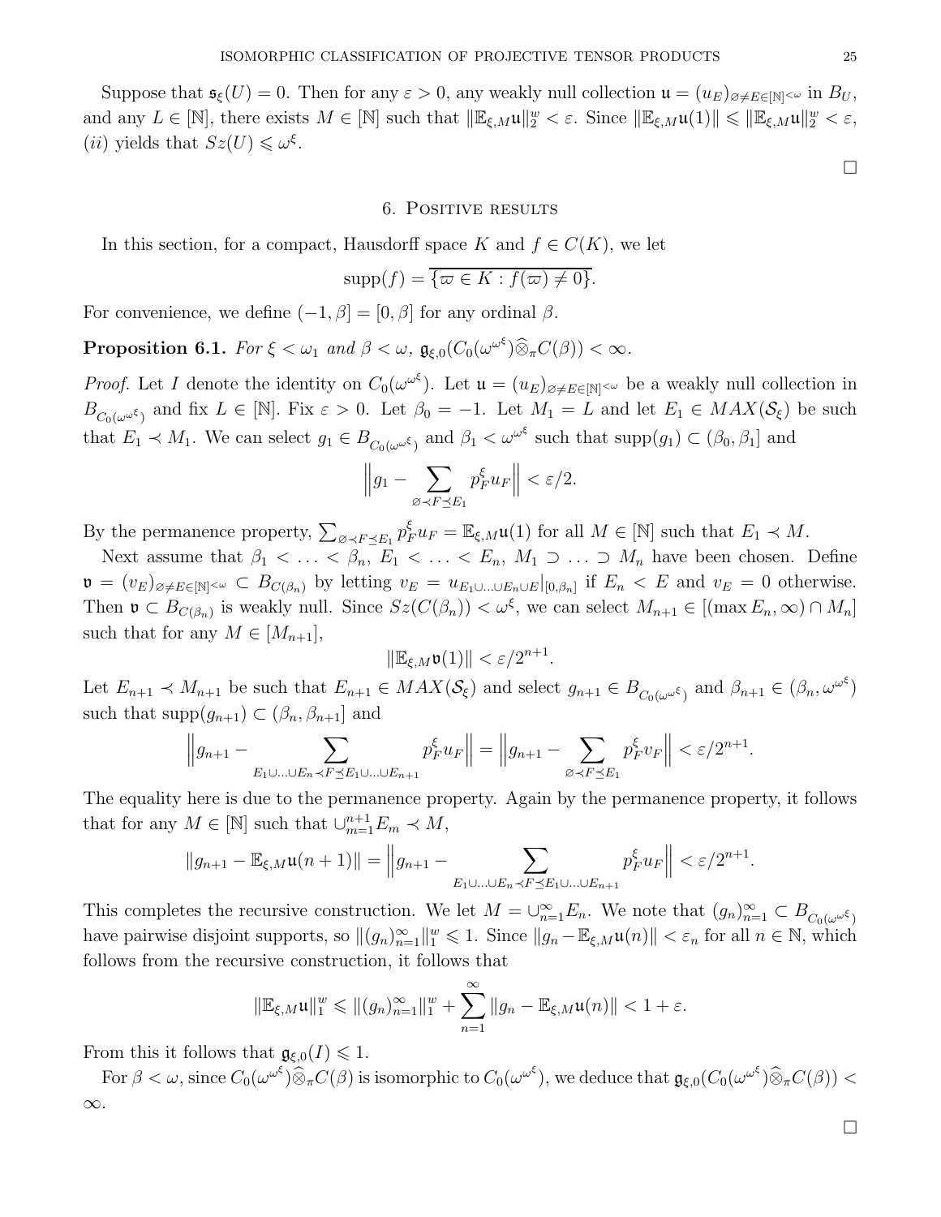Suppose that $\mathfrak{s}_\xi(U) = 0$. Then for any $\varepsilon > 0$, any weakly null collection $\mathfrak{u} = (u_E)_{\varnothing \neq E \in [\mathbb{N}]^{<\omega}}$ in $B_U$, and any $L \in [\mathbb{N}]$, there exists $M \in [\mathbb{N}]$ such that $\|\mathbb{E}_{\xi,M}\mathfrak{u}\|_2^w < \varepsilon$. Since $\|\mathbb{E}_{\xi,M}\mathfrak{u}(1)\| \leqslant \|\mathbb{E}_{\xi,M}\mathfrak{u}\|_2^w < \varepsilon$, $(ii)$ yields that $Sz(U) \leqslant \omega^\xi$.

∎

## 6. Positive results

In this section, for a compact, Hausdorff space $K$ and $f \in C(K)$, we let

$$\text{supp}(f) = \overline{\{\varpi \in K : f(\varpi) \neq 0\}}.$$

For convenience, we define $(-1, \beta] = [0, \beta]$ for any ordinal $\beta$.

**Proposition 6.1.** *For $\xi < \omega_1$ and $\beta < \omega$, $\mathfrak{g}_{\xi,0}(C_0(\omega^{\omega^\xi})\widehat{\otimes}_\pi C(\beta)) < \infty$.*

*Proof.* Let $I$ denote the identity on $C_0(\omega^{\omega^\xi})$. Let $\mathfrak{u} = (u_E)_{\varnothing \neq E \in [\mathbb{N}]^{<\omega}}$ be a weakly null collection in $B_{C_0(\omega^{\omega^\xi})}$ and fix $L \in [\mathbb{N}]$. Fix $\varepsilon > 0$. Let $\beta_0 = -1$. Let $M_1 = L$ and let $E_1 \in MAX(\mathcal{S}_\xi)$ be such that $E_1 \prec M_1$. We can select $g_1 \in B_{C_0(\omega^{\omega^\xi})}$ and $\beta_1 < \omega^{\omega^\xi}$ such that $\text{supp}(g_1) \subset (\beta_0, \beta_1]$ and

$$\Big\| g_1 - \sum_{\varnothing \prec F \preceq E_1} p_F^\xi u_F \Big\| < \varepsilon/2.$$

By the permanence property, $\sum_{\varnothing \prec F \preceq E_1} p_F^\xi u_F = \mathbb{E}_{\xi,M}\mathfrak{u}(1)$ for all $M \in [\mathbb{N}]$ such that $E_1 \prec M$.

Next assume that $\beta_1 < \ldots < \beta_n$, $E_1 < \ldots < E_n$, $M_1 \supset \ldots \supset M_n$ have been chosen. Define $\mathfrak{v} = (v_E)_{\varnothing \neq E \in [\mathbb{N}]^{<\omega}} \subset B_{C(\beta_n)}$ by letting $v_E = u_{E_1 \cup \ldots \cup E_n \cup E}|_{[0,\beta_n]}$ if $E_n < E$ and $v_E = 0$ otherwise. Then $\mathfrak{v} \subset B_{C(\beta_n)}$ is weakly null. Since $Sz(C(\beta_n)) < \omega^\xi$, we can select $M_{n+1} \in [(\max E_n, \infty) \cap M_n]$ such that for any $M \in [M_{n+1}]$,

$$\|\mathbb{E}_{\xi,M}\mathfrak{v}(1)\| < \varepsilon/2^{n+1}.$$

Let $E_{n+1} \prec M_{n+1}$ be such that $E_{n+1} \in MAX(\mathcal{S}_\xi)$ and select $g_{n+1} \in B_{C_0(\omega^{\omega^\xi})}$ and $\beta_{n+1} \in (\beta_n, \omega^{\omega^\xi})$ such that $\text{supp}(g_{n+1}) \subset (\beta_n, \beta_{n+1}]$ and

$$\Big\| g_{n+1} - \sum_{E_1 \cup \ldots \cup E_n \prec F \preceq E_1 \cup \ldots \cup E_{n+1}} p_F^\xi u_F \Big\| = \Big\| g_{n+1} - \sum_{\varnothing \prec F \preceq E_1} p_F^\xi v_F \Big\| < \varepsilon/2^{n+1}.$$

The equality here is due to the permanence property. Again by the permanence property, it follows that for any $M \in [\mathbb{N}]$ such that $\cup_{m=1}^{n+1} E_m \prec M$,

$$\|g_{n+1} - \mathbb{E}_{\xi,M}\mathfrak{u}(n+1)\| = \Big\| g_{n+1} - \sum_{E_1 \cup \ldots \cup E_n \prec F \preceq E_1 \cup \ldots \cup E_{n+1}} p_F^\xi u_F \Big\| < \varepsilon/2^{n+1}.$$

This completes the recursive construction. We let $M = \cup_{n=1}^\infty E_n$. We note that $(g_n)_{n=1}^\infty \subset B_{C_0(\omega^{\omega^\xi})}$ have pairwise disjoint supports, so $\|(g_n)_{n=1}^\infty\|_1^w \leqslant 1$. Since $\|g_n - \mathbb{E}_{\xi,M}\mathfrak{u}(n)\| < \varepsilon_n$ for all $n \in \mathbb{N}$, which follows from the recursive construction, it follows that

$$\|\mathbb{E}_{\xi,M}\mathfrak{u}\|_1^w \leqslant \|(g_n)_{n=1}^\infty\|_1^w + \sum_{n=1}^\infty \|g_n - \mathbb{E}_{\xi,M}\mathfrak{u}(n)\| < 1 + \varepsilon.$$

From this it follows that $\mathfrak{g}_{\xi,0}(I) \leqslant 1$.

For $\beta < \omega$, since $C_0(\omega^{\omega^\xi})\widehat{\otimes}_\pi C(\beta)$ is isomorphic to $C_0(\omega^{\omega^\xi})$, we deduce that $\mathfrak{g}_{\xi,0}(C_0(\omega^{\omega^\xi})\widehat{\otimes}_\pi C(\beta)) < \infty$.

∎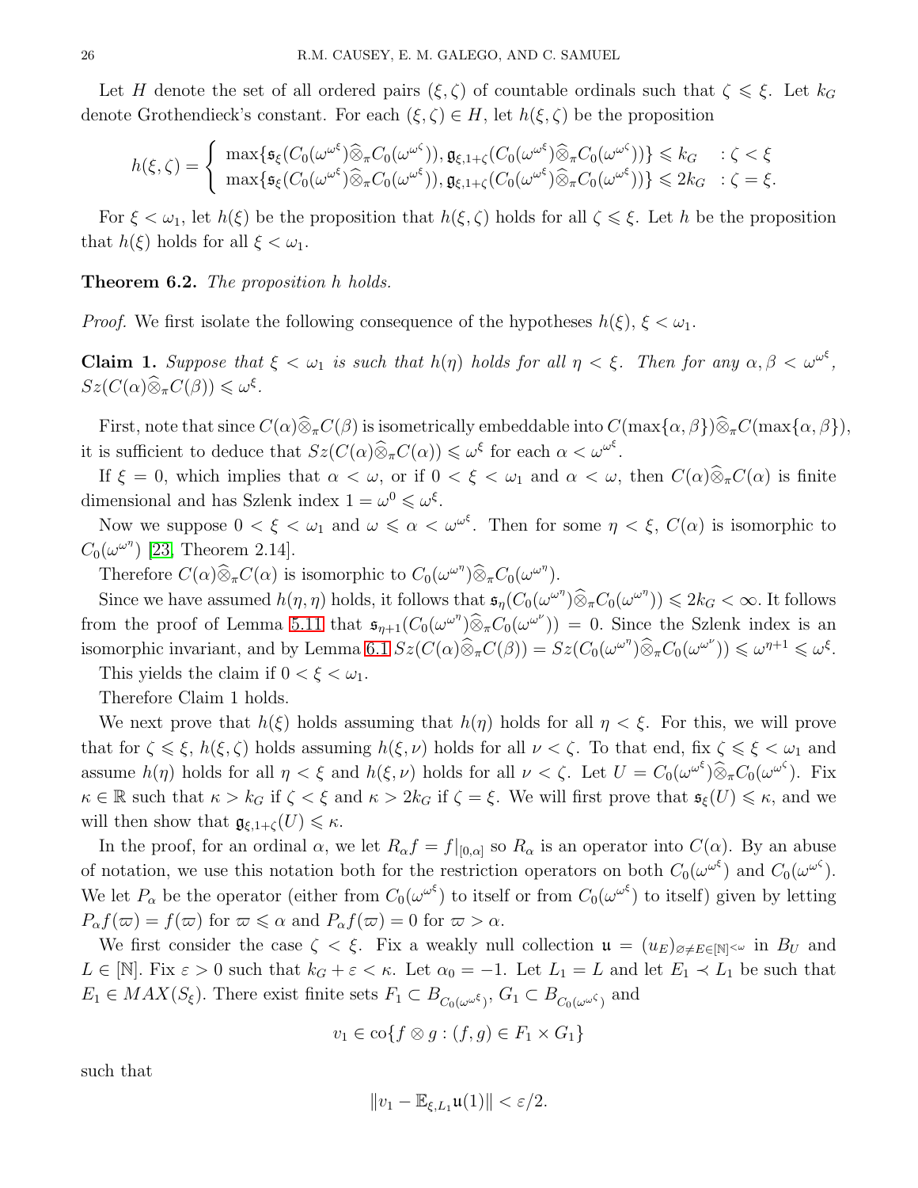Let $H$ denote the set of all ordered pairs $(\xi, \zeta)$ of countable ordinals such that $\zeta \leqslant \xi$. Let $k_G$ denote Grothendieck's constant. For each $(\xi, \zeta) \in H$, let $h(\xi, \zeta)$ be the proposition

$$h(\xi,\zeta) = \left\{ \begin{array}{ll} \max\{\mathfrak{s}_\xi(C_0(\omega^{\omega^\xi})\widehat{\otimes}_\pi C_0(\omega^{\omega^\zeta})), \mathfrak{g}_{\xi,1+\zeta}(C_0(\omega^{\omega^\xi})\widehat{\otimes}_\pi C_0(\omega^{\omega^\zeta}))\} \leqslant k_G & : \zeta < \xi \\ \max\{\mathfrak{s}_\xi(C_0(\omega^{\omega^\xi})\widehat{\otimes}_\pi C_0(\omega^{\omega^\xi})), \mathfrak{g}_{\xi,1+\zeta}(C_0(\omega^{\omega^\xi})\widehat{\otimes}_\pi C_0(\omega^{\omega^\xi}))\} \leqslant 2k_G & : \zeta = \xi. \end{array}\right.$$

For $\xi < \omega_1$, let $h(\xi)$ be the proposition that $h(\xi, \zeta)$ holds for all $\zeta \leqslant \xi$. Let $h$ be the proposition that $h(\xi)$ holds for all $\xi < \omega_1$.

**Theorem 6.2.** *The proposition $h$ holds.*

*Proof.* We first isolate the following consequence of the hypotheses $h(\xi)$, $\xi < \omega_1$.

**Claim 1.** *Suppose that $\xi < \omega_1$ is such that $h(\eta)$ holds for all $\eta < \xi$. Then for any $\alpha, \beta < \omega^{\omega^\xi}$, $Sz(C(\alpha)\widehat{\otimes}_\pi C(\beta)) \leqslant \omega^\xi$.*

First, note that since $C(\alpha)\widehat{\otimes}_\pi C(\beta)$ is isometrically embeddable into $C(\max\{\alpha,\beta\})\widehat{\otimes}_\pi C(\max\{\alpha,\beta\})$, it is sufficient to deduce that $Sz(C(\alpha)\widehat{\otimes}_\pi C(\alpha)) \leqslant \omega^\xi$ for each $\alpha < \omega^{\omega^\xi}$.

If $\xi = 0$, which implies that $\alpha < \omega$, or if $0 < \xi < \omega_1$ and $\alpha < \omega$, then $C(\alpha)\widehat{\otimes}_\pi C(\alpha)$ is finite dimensional and has Szlenk index $1 = \omega^0 \leqslant \omega^\xi$.

Now we suppose $0 < \xi < \omega_1$ and $\omega \leqslant \alpha < \omega^{\omega^\xi}$. Then for some $\eta < \xi$, $C(\alpha)$ is isomorphic to $C_0(\omega^{\omega^\eta})$ [23, Theorem 2.14].

Therefore $C(\alpha)\widehat{\otimes}_\pi C(\alpha)$ is isomorphic to $C_0(\omega^{\omega^\eta})\widehat{\otimes}_\pi C_0(\omega^{\omega^\eta})$.

Since we have assumed $h(\eta, \eta)$ holds, it follows that $\mathfrak{s}_\eta(C_0(\omega^{\omega^\eta})\widehat{\otimes}_\pi C_0(\omega^{\omega^\eta})) \leqslant 2k_G < \infty$. It follows from the proof of Lemma 5.11 that $\mathfrak{s}_{\eta+1}(C_0(\omega^{\omega^\eta})\widehat{\otimes}_\pi C_0(\omega^{\omega^\nu})) = 0$. Since the Szlenk index is an isomorphic invariant, and by Lemma 6.1 $Sz(C(\alpha)\widehat{\otimes}_\pi C(\beta)) = Sz(C_0(\omega^{\omega^\eta})\widehat{\otimes}_\pi C_0(\omega^{\omega^\nu})) \leqslant \omega^{\eta+1} \leqslant \omega^\xi$.

This yields the claim if $0 < \xi < \omega_1$.

Therefore Claim 1 holds.

We next prove that $h(\xi)$ holds assuming that $h(\eta)$ holds for all $\eta < \xi$. For this, we will prove that for $\zeta \leqslant \xi$, $h(\xi, \zeta)$ holds assuming $h(\xi, \nu)$ holds for all $\nu < \zeta$. To that end, fix $\zeta \leqslant \xi < \omega_1$ and assume $h(\eta)$ holds for all $\eta < \xi$ and $h(\xi, \nu)$ holds for all $\nu < \zeta$. Let $U = C_0(\omega^{\omega^\xi})\widehat{\otimes}_\pi C_0(\omega^{\omega^\zeta})$. Fix $\kappa \in \mathbb{R}$ such that $\kappa > k_G$ if $\zeta < \xi$ and $\kappa > 2k_G$ if $\zeta = \xi$. We will first prove that $\mathfrak{s}_\xi(U) \leqslant \kappa$, and we will then show that $\mathfrak{g}_{\xi,1+\zeta}(U) \leqslant \kappa$.

In the proof, for an ordinal $\alpha$, we let $R_\alpha f = f|_{[0,\alpha]}$ so $R_\alpha$ is an operator into $C(\alpha)$. By an abuse of notation, we use this notation both for the restriction operators on both $C_0(\omega^{\omega^\xi})$ and $C_0(\omega^{\omega^\zeta})$. We let $P_\alpha$ be the operator (either from $C_0(\omega^{\omega^\xi})$ to itself or from $C_0(\omega^{\omega^\xi})$ to itself) given by letting $P_\alpha f(\varpi) = f(\varpi)$ for $\varpi \leqslant \alpha$ and $P_\alpha f(\varpi) = 0$ for $\varpi > \alpha$.

We first consider the case $\zeta < \xi$. Fix a weakly null collection $\mathfrak{u} = (u_E)_{\varnothing \neq E \in [\mathbb{N}]^{<\omega}}$ in $B_U$ and $L \in [\mathbb{N}]$. Fix $\varepsilon > 0$ such that $k_G + \varepsilon < \kappa$. Let $\alpha_0 = -1$. Let $L_1 = L$ and let $E_1 \prec L_1$ be such that $E_1 \in MAX(\mathcal{S}_\xi)$. There exist finite sets $F_1 \subset B_{C_0(\omega^{\omega^\xi})}$, $G_1 \subset B_{C_0(\omega^{\omega^\zeta})}$ and

$$v_1 \in \text{co}\{f \otimes g : (f,g) \in F_1 \times G_1\}$$

such that

$$\|v_1 - \mathbb{E}_{\xi,L_1}\mathfrak{u}(1)\| < \varepsilon/2.$$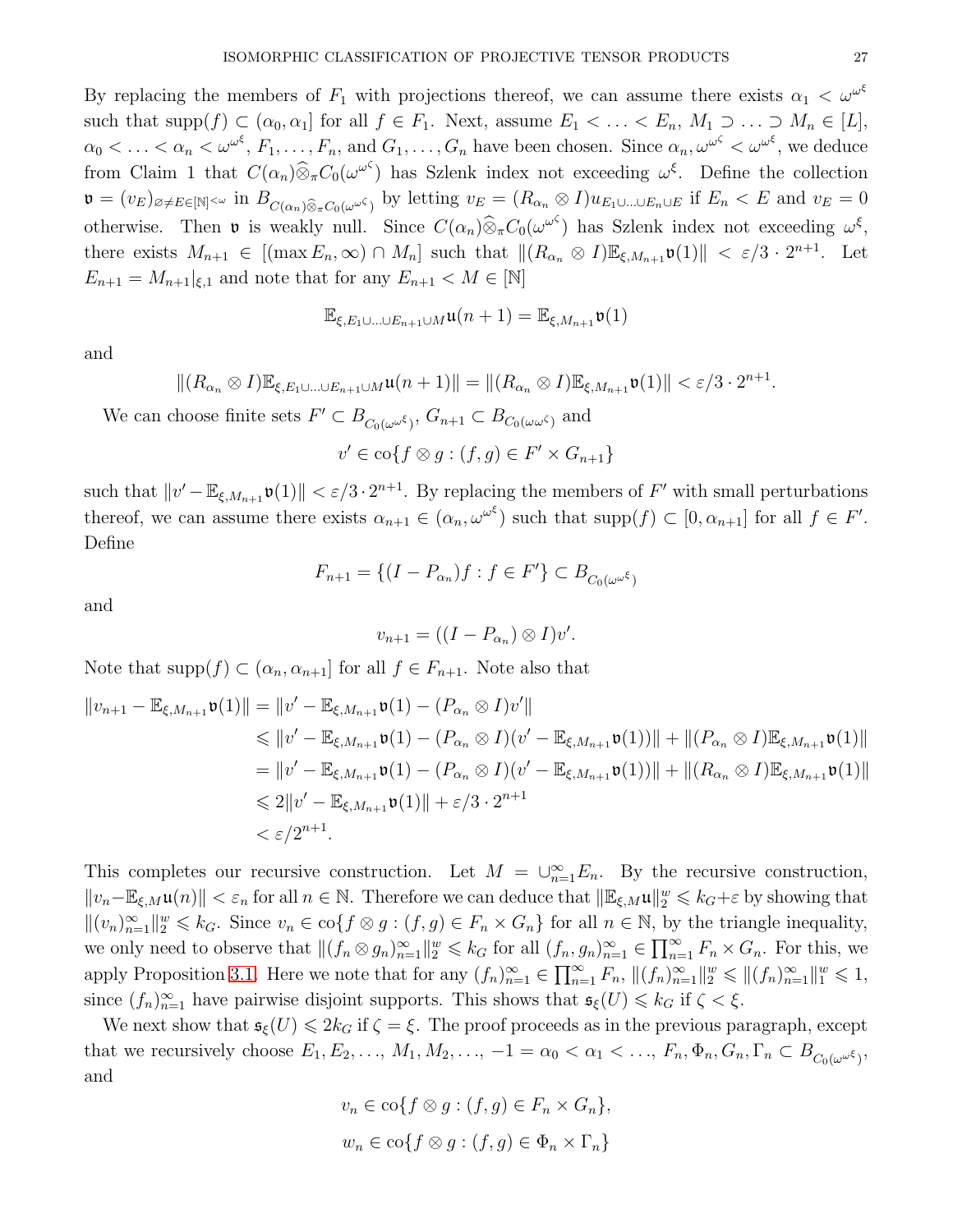By replacing the members of $F_1$ with projections thereof, we can assume there exists $\alpha_1 < \omega^{\omega^\xi}$ such that $\text{supp}(f) \subset (\alpha_0, \alpha_1]$ for all $f \in F_1$. Next, assume $E_1 < \ldots < E_n$, $M_1 \supset \ldots \supset M_n \in [L]$, $\alpha_0 < \ldots < \alpha_n < \omega^{\omega^\xi}$, $F_1, \ldots, F_n$, and $G_1, \ldots, G_n$ have been chosen. Since $\alpha_n, \omega^{\omega^\zeta} < \omega^{\omega^\xi}$, we deduce from Claim 1 that $C(\alpha_n)\widehat{\otimes}_\pi C_0(\omega^{\omega^\zeta})$ has Szlenk index not exceeding $\omega^\xi$. Define the collection $\mathfrak{v} = (v_E)_{\varnothing \neq E \in [\mathbb{N}]^{<\omega}}$ in $B_{C(\alpha_n)\widehat{\otimes}_\pi C_0(\omega^{\omega^\zeta})}$ by letting $v_E = (R_{\alpha_n} \otimes I)u_{E_1 \cup \ldots \cup E_n \cup E}$ if $E_n < E$ and $v_E = 0$ otherwise. Then $\mathfrak{v}$ is weakly null. Since $C(\alpha_n)\widehat{\otimes}_\pi C_0(\omega^{\omega^\zeta})$ has Szlenk index not exceeding $\omega^\xi$, there exists $M_{n+1} \in [(\max E_n, \infty) \cap M_n]$ such that $\|(R_{\alpha_n} \otimes I)\mathbb{E}_{\xi, M_{n+1}}\mathfrak{v}(1)\| < \varepsilon/3 \cdot 2^{n+1}$. Let $E_{n+1} = M_{n+1}|_{\xi,1}$ and note that for any $E_{n+1} < M \in [\mathbb{N}]$

$$\mathbb{E}_{\xi, E_1 \cup \ldots \cup E_{n+1} \cup M}\mathfrak{u}(n+1) = \mathbb{E}_{\xi, M_{n+1}}\mathfrak{v}(1)$$

and

$$\|(R_{\alpha_n} \otimes I)\mathbb{E}_{\xi, E_1 \cup \ldots \cup E_{n+1} \cup M}\mathfrak{u}(n+1)\| = \|(R_{\alpha_n} \otimes I)\mathbb{E}_{\xi, M_{n+1}}\mathfrak{v}(1)\| < \varepsilon/3 \cdot 2^{n+1}.$$

We can choose finite sets $F' \subset B_{C_0(\omega^{\omega^\xi})}$, $G_{n+1} \subset B_{C_0(\omega^{\omega^\zeta})}$ and

$$v' \in \text{co}\{f \otimes g : (f, g) \in F' \times G_{n+1}\}$$

such that $\|v' - \mathbb{E}_{\xi, M_{n+1}}\mathfrak{v}(1)\| < \varepsilon/3 \cdot 2^{n+1}$. By replacing the members of $F'$ with small perturbations thereof, we can assume there exists $\alpha_{n+1} \in (\alpha_n, \omega^{\omega^\xi})$ such that $\text{supp}(f) \subset [0, \alpha_{n+1}]$ for all $f \in F'$. Define

$$F_{n+1} = \{(I - P_{\alpha_n})f : f \in F'\} \subset B_{C_0(\omega^{\omega^\xi})}$$

and

$$v_{n+1} = ((I - P_{\alpha_n}) \otimes I)v'.$$

Note that $\text{supp}(f) \subset (\alpha_n, \alpha_{n+1}]$ for all $f \in F_{n+1}$. Note also that

$$\begin{aligned}
\|v_{n+1} - \mathbb{E}_{\xi, M_{n+1}}\mathfrak{v}(1)\| &= \|v' - \mathbb{E}_{\xi, M_{n+1}}\mathfrak{v}(1) - (P_{\alpha_n} \otimes I)v'\| \\
&\leqslant \|v' - \mathbb{E}_{\xi, M_{n+1}}\mathfrak{v}(1) - (P_{\alpha_n} \otimes I)(v' - \mathbb{E}_{\xi, M_{n+1}}\mathfrak{v}(1))\| + \|(P_{\alpha_n} \otimes I)\mathbb{E}_{\xi, M_{n+1}}\mathfrak{v}(1)\| \\
&= \|v' - \mathbb{E}_{\xi, M_{n+1}}\mathfrak{v}(1) - (P_{\alpha_n} \otimes I)(v' - \mathbb{E}_{\xi, M_{n+1}}\mathfrak{v}(1))\| + \|(R_{\alpha_n} \otimes I)\mathbb{E}_{\xi, M_{n+1}}\mathfrak{v}(1)\| \\
&\leqslant 2\|v' - \mathbb{E}_{\xi, M_{n+1}}\mathfrak{v}(1)\| + \varepsilon/3 \cdot 2^{n+1} \\
&< \varepsilon/2^{n+1}.
\end{aligned}$$

This completes our recursive construction. Let $M = \cup_{n=1}^\infty E_n$. By the recursive construction, $\|v_n - \mathbb{E}_{\xi, M}\mathfrak{u}(n)\| < \varepsilon_n$ for all $n \in \mathbb{N}$. Therefore we can deduce that $\|\mathbb{E}_{\xi, M}\mathfrak{u}\|_2^w \leqslant k_G + \varepsilon$ by showing that $\|(v_n)_{n=1}^\infty\|_2^w \leqslant k_G$. Since $v_n \in \text{co}\{f \otimes g : (f, g) \in F_n \times G_n\}$ for all $n \in \mathbb{N}$, by the triangle inequality, we only need to observe that $\|(f_n \otimes g_n)_{n=1}^\infty\|_2^w \leqslant k_G$ for all $(f_n, g_n)_{n=1}^\infty \in \prod_{n=1}^\infty F_n \times G_n$. For this, we apply Proposition 3.1. Here we note that for any $(f_n)_{n=1}^\infty \in \prod_{n=1}^\infty F_n$, $\|(f_n)_{n=1}^\infty\|_2^w \leqslant \|(f_n)_{n=1}^\infty\|_1^w \leqslant 1$, since $(f_n)_{n=1}^\infty$ have pairwise disjoint supports. This shows that $\mathfrak{s}_\xi(U) \leqslant k_G$ if $\zeta < \xi$.

We next show that $\mathfrak{s}_\xi(U) \leqslant 2k_G$ if $\zeta = \xi$. The proof proceeds as in the previous paragraph, except that we recursively choose $E_1, E_2, \ldots$, $M_1, M_2, \ldots$, $-1 = \alpha_0 < \alpha_1 < \ldots$, $F_n, \Phi_n, G_n, \Gamma_n \subset B_{C_0(\omega^{\omega^\xi})}$, and

$$v_n \in \text{co}\{f \otimes g : (f, g) \in F_n \times G_n\},$$

$$w_n \in \text{co}\{f \otimes g : (f, g) \in \Phi_n \times \Gamma_n\}$$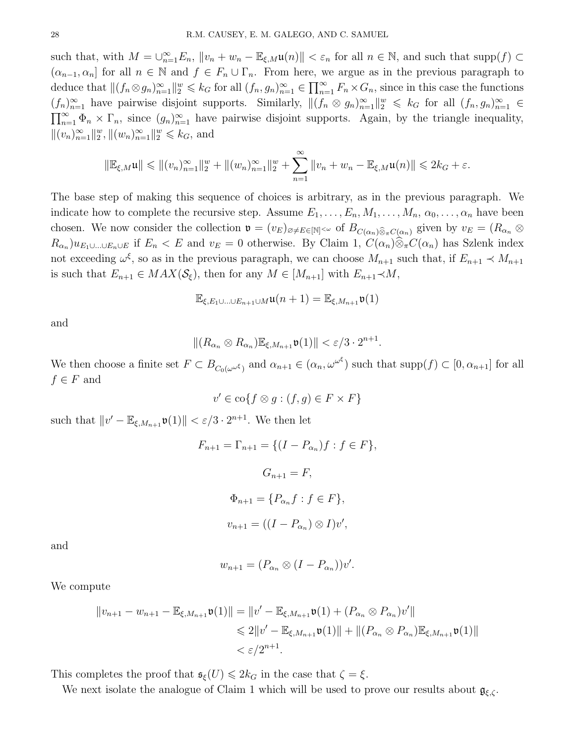such that, with $M = \cup_{n=1}^\infty E_n$, $\|v_n + w_n - \mathbb{E}_{\xi,M}\mathfrak{u}(n)\| < \varepsilon_n$ for all $n \in \mathbb{N}$, and such that $\text{supp}(f) \subset (\alpha_{n-1}, \alpha_n]$ for all $n \in \mathbb{N}$ and $f \in F_n \cup \Gamma_n$. From here, we argue as in the previous paragraph to deduce that $\|(f_n \otimes g_n)_{n=1}^\infty\|_2^w \leqslant k_G$ for all $(f_n, g_n)_{n=1}^\infty \in \prod_{n=1}^\infty F_n \times G_n$, since in this case the functions $(f_n)_{n=1}^\infty$ have pairwise disjoint supports. Similarly, $\|(f_n \otimes g_n)_{n=1}^\infty\|_2^w \leqslant k_G$ for all $(f_n, g_n)_{n=1}^\infty \in \prod_{n=1}^\infty \Phi_n \times \Gamma_n$, since $(g_n)_{n=1}^\infty$ have pairwise disjoint supports. Again, by the triangle inequality, $\|(v_n)_{n=1}^\infty\|_2^w, \|(w_n)_{n=1}^\infty\|_2^w \leqslant k_G$, and

$$\|\mathbb{E}_{\xi,M}\mathfrak{u}\| \leqslant \|(v_n)_{n=1}^\infty\|_2^w + \|(w_n)_{n=1}^\infty\|_2^w + \sum_{n=1}^\infty \|v_n + w_n - \mathbb{E}_{\xi,M}\mathfrak{u}(n)\| \leqslant 2k_G + \varepsilon.$$

The base step of making this sequence of choices is arbitrary, as in the previous paragraph. We indicate how to complete the recursive step. Assume $E_1, \ldots, E_n, M_1, \ldots, M_n, \alpha_0, \ldots, \alpha_n$ have been chosen. We now consider the collection $\mathfrak{v} = (v_E)_{\varnothing \neq E \in [\mathbb{N}]^{<\omega}}$ of $B_{C(\alpha_n)\widehat{\otimes}_\pi C(\alpha_n)}$ given by $v_E = (R_{\alpha_n} \otimes R_{\alpha_n})u_{E_1 \cup \ldots \cup E_n \cup E}$ if $E_n < E$ and $v_E = 0$ otherwise. By Claim 1, $C(\alpha_n)\widehat{\otimes}_\pi C(\alpha_n)$ has Szlenk index not exceeding $\omega^\xi$, so as in the previous paragraph, we can choose $M_{n+1}$ such that, if $E_{n+1} \prec M_{n+1}$ is such that $E_{n+1} \in MAX(\mathcal{S}_\xi)$, then for any $M \in [M_{n+1}]$ with $E_{n+1} \prec M$,

$$\mathbb{E}_{\xi, E_1 \cup \ldots \cup E_{n+1} \cup M}\mathfrak{u}(n+1) = \mathbb{E}_{\xi, M_{n+1}}\mathfrak{v}(1)$$

and

$$\|(R_{\alpha_n} \otimes R_{\alpha_n})\mathbb{E}_{\xi, M_{n+1}}\mathfrak{v}(1)\| < \varepsilon/3 \cdot 2^{n+1}.$$

We then choose a finite set $F \subset B_{C_0(\omega^{\omega^\xi})}$ and $\alpha_{n+1} \in (\alpha_n, \omega^{\omega^\xi})$ such that $\text{supp}(f) \subset [0, \alpha_{n+1}]$ for all $f \in F$ and

$$v' \in \text{co}\{f \otimes g : (f,g) \in F \times F\}$$

such that $\|v' - \mathbb{E}_{\xi, M_{n+1}}\mathfrak{v}(1)\| < \varepsilon/3 \cdot 2^{n+1}$. We then let

$$F_{n+1} = \Gamma_{n+1} = \{(I - P_{\alpha_n})f : f \in F\},$$

$$G_{n+1} = F,$$

$$\Phi_{n+1} = \{P_{\alpha_n} f : f \in F\},$$

$$v_{n+1} = ((I - P_{\alpha_n}) \otimes I)v',$$

and

$$w_{n+1} = (P_{\alpha_n} \otimes (I - P_{\alpha_n}))v'.$$

We compute

$$\begin{aligned}
\|v_{n+1} - w_{n+1} - \mathbb{E}_{\xi, M_{n+1}}\mathfrak{v}(1)\| &= \|v' - \mathbb{E}_{\xi, M_{n+1}}\mathfrak{v}(1) + (P_{\alpha_n} \otimes P_{\alpha_n})v'\| \\
&\leqslant 2\|v' - \mathbb{E}_{\xi, M_{n+1}}\mathfrak{v}(1)\| + \|(P_{\alpha_n} \otimes P_{\alpha_n})\mathbb{E}_{\xi, M_{n+1}}\mathfrak{v}(1)\| \\
&< \varepsilon/2^{n+1}.
\end{aligned}$$

This completes the proof that $\mathfrak{s}_\xi(U) \leqslant 2k_G$ in the case that $\zeta = \xi$.

We next isolate the analogue of Claim 1 which will be used to prove our results about $\mathfrak{g}_{\xi,\zeta}$.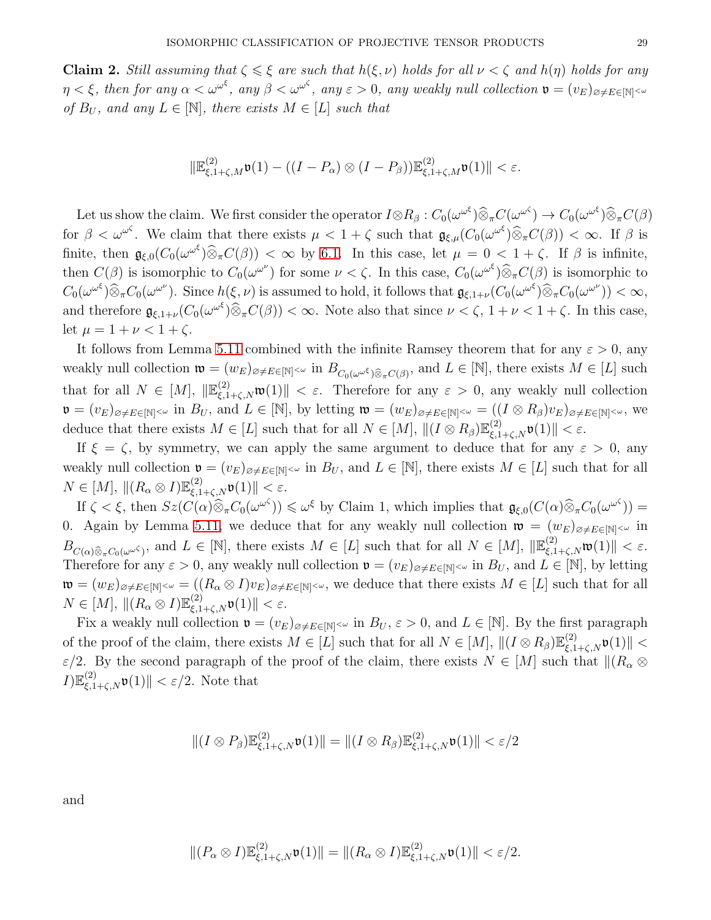**Claim 2.** *Still assuming that $\zeta \leqslant \xi$ are such that $h(\xi,\nu)$ holds for all $\nu < \zeta$ and $h(\eta)$ holds for any $\eta < \xi$, then for any $\alpha < \omega^{\omega^\xi}$, any $\beta < \omega^{\omega^\zeta}$, any $\varepsilon > 0$, any weakly null collection $\mathfrak{v} = (v_E)_{\varnothing \neq E \in [\mathbb{N}]^{<\omega}}$ of $B_U$, and any $L \in [\mathbb{N}]$, there exists $M \in [L]$ such that*

$$\|\mathbb{E}^{(2)}_{\xi,1+\zeta,M}\mathfrak{v}(1) - ((I - P_\alpha) \otimes (I - P_\beta))\mathbb{E}^{(2)}_{\xi,1+\zeta,M}\mathfrak{v}(1)\| < \varepsilon.$$

Let us show the claim. We first consider the operator $I \otimes R_\beta : C_0(\omega^{\omega^\xi})\widehat{\otimes}_\pi C(\omega^{\omega^\zeta}) \to C_0(\omega^{\omega^\xi})\widehat{\otimes}_\pi C(\beta)$ for $\beta < \omega^{\omega^\zeta}$. We claim that there exists $\mu < 1+\zeta$ such that $\mathfrak{g}_{\xi,\mu}(C_0(\omega^{\omega^\xi})\widehat{\otimes}_\pi C(\beta)) < \infty$. If $\beta$ is finite, then $\mathfrak{g}_{\xi,0}(C_0(\omega^{\omega^\xi})\widehat{\otimes}_\pi C(\beta)) < \infty$ by 6.1. In this case, let $\mu = 0 < 1+\zeta$. If $\beta$ is infinite, then $C(\beta)$ is isomorphic to $C_0(\omega^{\omega^\nu})$ for some $\nu < \zeta$. In this case, $C_0(\omega^{\omega^\xi})\widehat{\otimes}_\pi C(\beta)$ is isomorphic to $C_0(\omega^{\omega^\xi})\widehat{\otimes}_\pi C_0(\omega^{\omega^\nu})$. Since $h(\xi,\nu)$ is assumed to hold, it follows that $\mathfrak{g}_{\xi,1+\nu}(C_0(\omega^{\omega^\xi})\widehat{\otimes}_\pi C_0(\omega^{\omega^\nu})) < \infty$, and therefore $\mathfrak{g}_{\xi,1+\nu}(C_0(\omega^{\omega^\xi})\widehat{\otimes}_\pi C(\beta)) < \infty$. Note also that since $\nu < \zeta$, $1+\nu < 1+\zeta$. In this case, let $\mu = 1+\nu < 1+\zeta$.

It follows from Lemma 5.11 combined with the infinite Ramsey theorem that for any $\varepsilon > 0$, any weakly null collection $\mathfrak{w} = (w_E)_{\varnothing \neq E \in [\mathbb{N}]^{<\omega}}$ in $B_{C_0(\omega^{\omega^\xi})\widehat{\otimes}_\pi C(\beta)}$, and $L \in [\mathbb{N}]$, there exists $M \in [L]$ such that for all $N \in [M]$, $\|\mathbb{E}^{(2)}_{\xi,1+\zeta,N}\mathfrak{w}(1)\| < \varepsilon$. Therefore for any $\varepsilon > 0$, any weakly null collection $\mathfrak{v} = (v_E)_{\varnothing \neq E \in [\mathbb{N}]^{<\omega}}$ in $B_U$, and $L \in [\mathbb{N}]$, by letting $\mathfrak{w} = (w_E)_{\varnothing \neq E \in [\mathbb{N}]^{<\omega}} = ((I \otimes R_\beta)v_E)_{\varnothing \neq E \in [\mathbb{N}]^{<\omega}}$, we deduce that there exists $M \in [L]$ such that for all $N \in [M]$, $\|(I \otimes R_\beta)\mathbb{E}^{(2)}_{\xi,1+\zeta,N}\mathfrak{v}(1)\| < \varepsilon$.

If $\xi = \zeta$, by symmetry, we can apply the same argument to deduce that for any $\varepsilon > 0$, any weakly null collection $\mathfrak{v} = (v_E)_{\varnothing \neq E \in [\mathbb{N}]^{<\omega}}$ in $B_U$, and $L \in [\mathbb{N}]$, there exists $M \in [L]$ such that for all $N \in [M]$, $\|(R_\alpha \otimes I)\mathbb{E}^{(2)}_{\xi,1+\zeta,N}\mathfrak{v}(1)\| < \varepsilon$.

If $\zeta < \xi$, then $Sz(C(\alpha)\widehat{\otimes}_\pi C_0(\omega^{\omega^\zeta})) \leqslant \omega^\xi$ by Claim 1, which implies that $\mathfrak{g}_{\xi,0}(C(\alpha)\widehat{\otimes}_\pi C_0(\omega^{\omega^\zeta})) = 0$. Again by Lemma 5.11, we deduce that for any weakly null collection $\mathfrak{w} = (w_E)_{\varnothing \neq E \in [\mathbb{N}]^{<\omega}}$ in $B_{C(\alpha)\widehat{\otimes}_\pi C_0(\omega^{\omega^\zeta})}$, and $L \in [\mathbb{N}]$, there exists $M \in [L]$ such that for all $N \in [M]$, $\|\mathbb{E}^{(2)}_{\xi,1+\zeta,N}\mathfrak{w}(1)\| < \varepsilon$. Therefore for any $\varepsilon > 0$, any weakly null collection $\mathfrak{v} = (v_E)_{\varnothing \neq E \in [\mathbb{N}]^{<\omega}}$ in $B_U$, and $L \in [\mathbb{N}]$, by letting $\mathfrak{w} = (w_E)_{\varnothing \neq E \in [\mathbb{N}]^{<\omega}} = ((R_\alpha \otimes I)v_E)_{\varnothing \neq E \in [\mathbb{N}]^{<\omega}}$, we deduce that there exists $M \in [L]$ such that for all $N \in [M]$, $\|(R_\alpha \otimes I)\mathbb{E}^{(2)}_{\xi,1+\zeta,N}\mathfrak{v}(1)\| < \varepsilon$.

Fix a weakly null collection $\mathfrak{v} = (v_E)_{\varnothing \neq E \in [\mathbb{N}]^{<\omega}}$ in $B_U$, $\varepsilon > 0$, and $L \in [\mathbb{N}]$. By the first paragraph of the proof of the claim, there exists $M \in [L]$ such that for all $N \in [M]$, $\|(I \otimes R_\beta)\mathbb{E}^{(2)}_{\xi,1+\zeta,N}\mathfrak{v}(1)\| < \varepsilon/2$. By the second paragraph of the proof of the claim, there exists $N \in [M]$ such that $\|(R_\alpha \otimes I)\mathbb{E}^{(2)}_{\xi,1+\zeta,N}\mathfrak{v}(1)\| < \varepsilon/2$. Note that

$$\|(I \otimes P_\beta)\mathbb{E}^{(2)}_{\xi,1+\zeta,N}\mathfrak{v}(1)\| = \|(I \otimes R_\beta)\mathbb{E}^{(2)}_{\xi,1+\zeta,N}\mathfrak{v}(1)\| < \varepsilon/2$$

and

$$\|(P_\alpha \otimes I)\mathbb{E}^{(2)}_{\xi,1+\zeta,N}\mathfrak{v}(1)\| = \|(R_\alpha \otimes I)\mathbb{E}^{(2)}_{\xi,1+\zeta,N}\mathfrak{v}(1)\| < \varepsilon/2.$$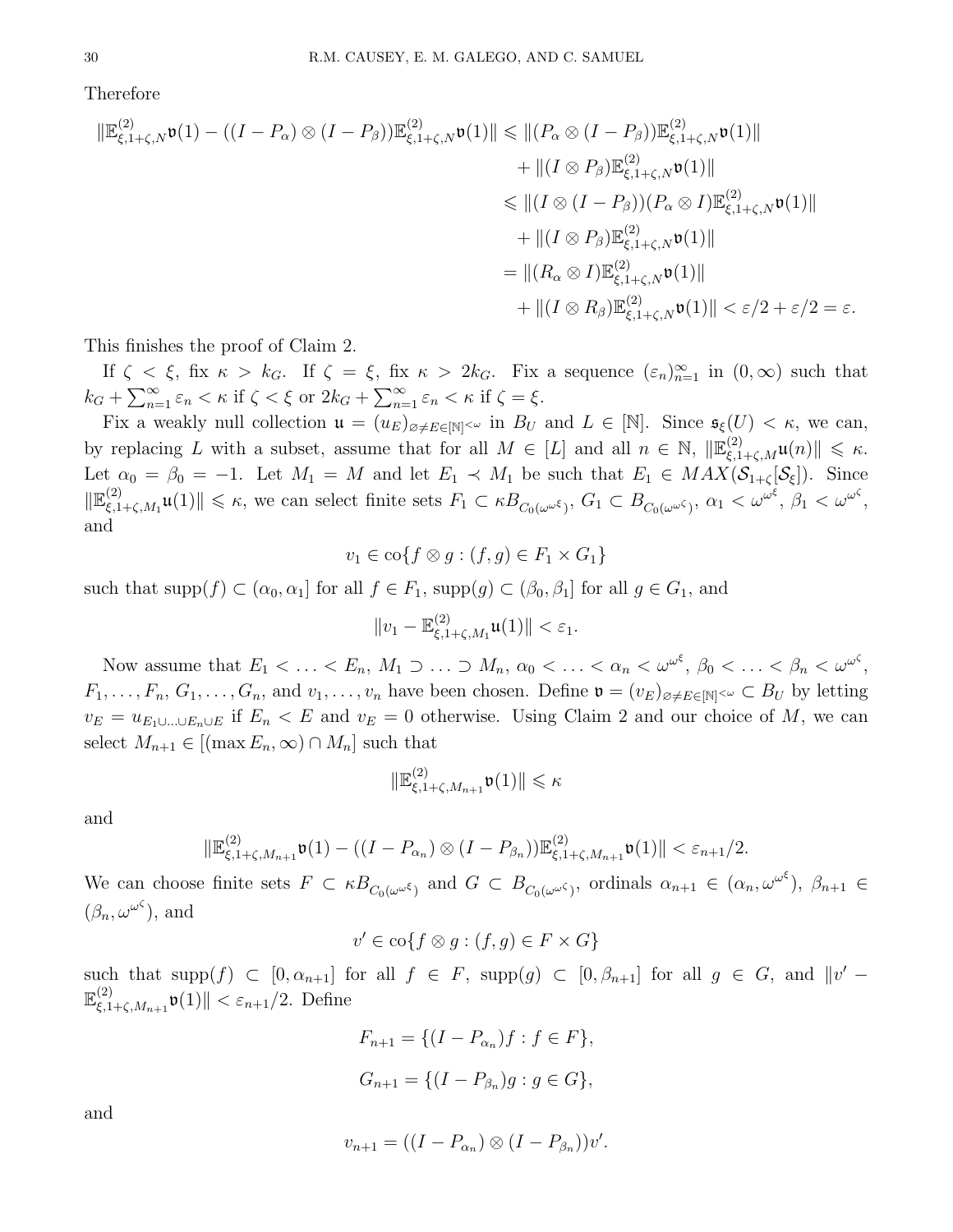Therefore

$$\begin{aligned}
\|\mathbb{E}^{(2)}_{\xi,1+\zeta,N}\mathfrak{v}(1) - ((I-P_\alpha)\otimes(I-P_\beta))\mathbb{E}^{(2)}_{\xi,1+\zeta,N}\mathfrak{v}(1)\| &\leqslant \|(P_\alpha\otimes(I-P_\beta))\mathbb{E}^{(2)}_{\xi,1+\zeta,N}\mathfrak{v}(1)\| \\
&\quad + \|(I\otimes P_\beta)\mathbb{E}^{(2)}_{\xi,1+\zeta,N}\mathfrak{v}(1)\| \\
&\leqslant \|(I\otimes(I-P_\beta))(P_\alpha\otimes I)\mathbb{E}^{(2)}_{\xi,1+\zeta,N}\mathfrak{v}(1)\| \\
&\quad + \|(I\otimes P_\beta)\mathbb{E}^{(2)}_{\xi,1+\zeta,N}\mathfrak{v}(1)\| \\
&= \|(R_\alpha\otimes I)\mathbb{E}^{(2)}_{\xi,1+\zeta,N}\mathfrak{v}(1)\| \\
&\quad + \|(I\otimes R_\beta)\mathbb{E}^{(2)}_{\xi,1+\zeta,N}\mathfrak{v}(1)\| < \varepsilon/2+\varepsilon/2=\varepsilon.
\end{aligned}$$

This finishes the proof of Claim 2.

If $\zeta<\xi$, fix $\kappa>k_G$. If $\zeta=\xi$, fix $\kappa>2k_G$. Fix a sequence $(\varepsilon_n)_{n=1}^\infty$ in $(0,\infty)$ such that $k_G+\sum_{n=1}^\infty\varepsilon_n<\kappa$ if $\zeta<\xi$ or $2k_G+\sum_{n=1}^\infty\varepsilon_n<\kappa$ if $\zeta=\xi$.

Fix a weakly null collection $\mathfrak{u}=(u_E)_{\varnothing\neq E\in[\mathbb{N}]^{<\omega}}$ in $B_U$ and $L\in[\mathbb{N}]$. Since $\mathfrak{s}_\xi(U)<\kappa$, we can, by replacing $L$ with a subset, assume that for all $M\in[L]$ and all $n\in\mathbb{N}$, $\|\mathbb{E}^{(2)}_{\xi,1+\zeta,M}\mathfrak{u}(n)\|\leqslant\kappa$. Let $\alpha_0=\beta_0=-1$. Let $M_1=M$ and let $E_1\prec M_1$ be such that $E_1\in MAX(\mathcal{S}_{1+\zeta}[\mathcal{S}_\xi])$. Since $\|\mathbb{E}^{(2)}_{\xi,1+\zeta,M_1}\mathfrak{u}(1)\|\leqslant\kappa$, we can select finite sets $F_1\subset\kappa B_{C_0(\omega^{\omega^\xi})}$, $G_1\subset B_{C_0(\omega^{\omega^\zeta})}$, $\alpha_1<\omega^{\omega^\xi}$, $\beta_1<\omega^{\omega^\zeta}$, and

$$v_1\in\text{co}\{f\otimes g:(f,g)\in F_1\times G_1\}$$

such that $\text{supp}(f)\subset(\alpha_0,\alpha_1]$ for all $f\in F_1$, $\text{supp}(g)\subset(\beta_0,\beta_1]$ for all $g\in G_1$, and

$$\|v_1-\mathbb{E}^{(2)}_{\xi,1+\zeta,M_1}\mathfrak{u}(1)\|<\varepsilon_1.$$

Now assume that $E_1<\ldots<E_n$, $M_1\supset\ldots\supset M_n$, $\alpha_0<\ldots<\alpha_n<\omega^{\omega^\xi}$, $\beta_0<\ldots<\beta_n<\omega^{\omega^\zeta}$, $F_1,\ldots,F_n$, $G_1,\ldots,G_n$, and $v_1,\ldots,v_n$ have been chosen. Define $\mathfrak{v}=(v_E)_{\varnothing\neq E\in[\mathbb{N}]^{<\omega}}\subset B_U$ by letting $v_E=u_{E_1\cup\ldots\cup E_n\cup E}$ if $E_n<E$ and $v_E=0$ otherwise. Using Claim 2 and our choice of $M$, we can select $M_{n+1}\in[(\max E_n,\infty)\cap M_n]$ such that

$$\|\mathbb{E}^{(2)}_{\xi,1+\zeta,M_{n+1}}\mathfrak{v}(1)\|\leqslant\kappa$$

and

$$\|\mathbb{E}^{(2)}_{\xi,1+\zeta,M_{n+1}}\mathfrak{v}(1)-((I-P_{\alpha_n})\otimes(I-P_{\beta_n}))\mathbb{E}^{(2)}_{\xi,1+\zeta,M_{n+1}}\mathfrak{v}(1)\|<\varepsilon_{n+1}/2.$$

We can choose finite sets $F\subset\kappa B_{C_0(\omega^{\omega^\xi})}$ and $G\subset B_{C_0(\omega^{\omega^\zeta})}$, ordinals $\alpha_{n+1}\in(\alpha_n,\omega^{\omega^\xi})$, $\beta_{n+1}\in(\beta_n,\omega^{\omega^\zeta})$, and

$$v'\in\text{co}\{f\otimes g:(f,g)\in F\times G\}$$

such that $\text{supp}(f)\subset[0,\alpha_{n+1}]$ for all $f\in F$, $\text{supp}(g)\subset[0,\beta_{n+1}]$ for all $g\in G$, and $\|v'-\mathbb{E}^{(2)}_{\xi,1+\zeta,M_{n+1}}\mathfrak{v}(1)\|<\varepsilon_{n+1}/2$. Define

$$F_{n+1}=\{(I-P_{\alpha_n})f:f\in F\},$$

$$G_{n+1}=\{(I-P_{\beta_n})g:g\in G\},$$

and

$$v_{n+1}=((I-P_{\alpha_n})\otimes(I-P_{\beta_n}))v'.$$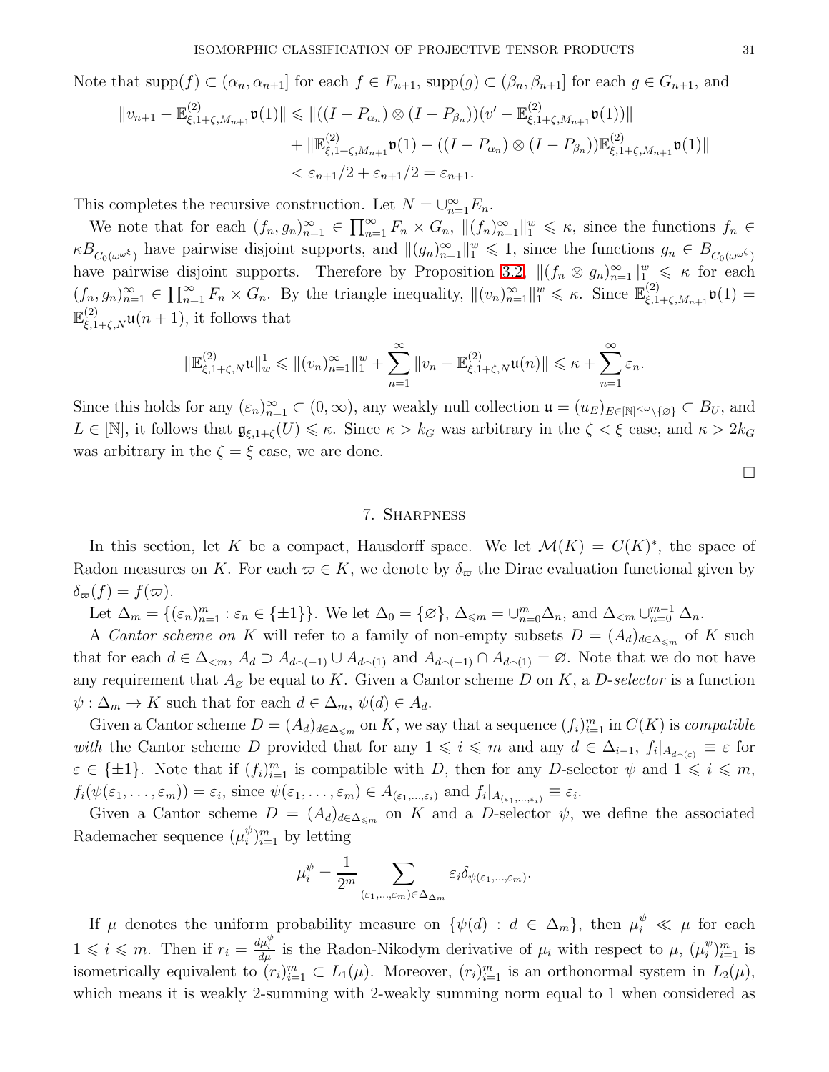Note that $\text{supp}(f) \subset (\alpha_n, \alpha_{n+1}]$ for each $f \in F_{n+1}$, $\text{supp}(g) \subset (\beta_n, \beta_{n+1}]$ for each $g \in G_{n+1}$, and

$$\begin{aligned}\|v_{n+1} - \mathbb{E}^{(2)}_{\xi,1+\zeta,M_{n+1}}\mathfrak{v}(1)\| &\leqslant \|((I-P_{\alpha_n})\otimes(I-P_{\beta_n}))(v' - \mathbb{E}^{(2)}_{\xi,1+\zeta,M_{n+1}}\mathfrak{v}(1))\| \\ &\quad + \|\mathbb{E}^{(2)}_{\xi,1+\zeta,M_{n+1}}\mathfrak{v}(1) - ((I-P_{\alpha_n})\otimes(I-P_{\beta_n}))\mathbb{E}^{(2)}_{\xi,1+\zeta,M_{n+1}}\mathfrak{v}(1)\| \\ &< \varepsilon_{n+1}/2 + \varepsilon_{n+1}/2 = \varepsilon_{n+1}.\end{aligned}$$

This completes the recursive construction. Let $N = \cup_{n=1}^\infty E_n$.

We note that for each $(f_n, g_n)_{n=1}^\infty \in \prod_{n=1}^\infty F_n \times G_n$, $\|(f_n)_{n=1}^\infty\|_1^w \leqslant \kappa$, since the functions $f_n \in \kappa B_{C_0(\omega^{\omega^\xi})}$ have pairwise disjoint supports, and $\|(g_n)_{n=1}^\infty\|_1^w \leqslant 1$, since the functions $g_n \in B_{C_0(\omega^{\omega^\zeta})}$ have pairwise disjoint supports. Therefore by Proposition 3.2, $\|(f_n \otimes g_n)_{n=1}^\infty\|_1^w \leqslant \kappa$ for each $(f_n, g_n)_{n=1}^\infty \in \prod_{n=1}^\infty F_n \times G_n$. By the triangle inequality, $\|(v_n)_{n=1}^\infty\|_1^w \leqslant \kappa$. Since $\mathbb{E}^{(2)}_{\xi,1+\zeta,M_{n+1}}\mathfrak{v}(1) = \mathbb{E}^{(2)}_{\xi,1+\zeta,N}\mathfrak{u}(n+1)$, it follows that

$$\|\mathbb{E}^{(2)}_{\xi,1+\zeta,N}\mathfrak{u}\|_w^1 \leqslant \|(v_n)_{n=1}^\infty\|_1^w + \sum_{n=1}^\infty \|v_n - \mathbb{E}^{(2)}_{\xi,1+\zeta,N}\mathfrak{u}(n)\| \leqslant \kappa + \sum_{n=1}^\infty \varepsilon_n.$$

Since this holds for any $(\varepsilon_n)_{n=1}^\infty \subset (0,\infty)$, any weakly null collection $\mathfrak{u} = (u_E)_{E\in[\mathbb{N}]^{<\omega}\setminus\{\varnothing\}} \subset B_U$, and $L \in [\mathbb{N}]$, it follows that $\mathfrak{g}_{\xi,1+\zeta}(U) \leqslant \kappa$. Since $\kappa > k_G$ was arbitrary in the $\zeta < \xi$ case, and $\kappa > 2k_G$ was arbitrary in the $\zeta = \xi$ case, we are done.

∎

## 7. Sharpness

In this section, let $K$ be a compact, Hausdorff space. We let $\mathcal{M}(K) = C(K)^*$, the space of Radon measures on $K$. For each $\varpi \in K$, we denote by $\delta_\varpi$ the Dirac evaluation functional given by $\delta_\varpi(f) = f(\varpi)$.

Let $\Delta_m = \{(\varepsilon_n)_{n=1}^m : \varepsilon_n \in \{\pm 1\}\}$. We let $\Delta_0 = \{\varnothing\}$, $\Delta_{\leqslant m} = \cup_{n=0}^m \Delta_n$, and $\Delta_{<m} \cup_{n=0}^{m-1} \Delta_n$.

A *Cantor scheme on* $K$ will refer to a family of non-empty subsets $D = (A_d)_{d\in\Delta_{\leqslant m}}$ of $K$ such that for each $d \in \Delta_{<m}$, $A_d \supset A_{d\frown(-1)} \cup A_{d\frown(1)}$ and $A_{d\frown(-1)} \cap A_{d\frown(1)} = \varnothing$. Note that we do not have any requirement that $A_\varnothing$ be equal to $K$. Given a Cantor scheme $D$ on $K$, a *$D$-selector* is a function $\psi : \Delta_m \to K$ such that for each $d \in \Delta_m$, $\psi(d) \in A_d$.

Given a Cantor scheme $D = (A_d)_{d\in\Delta_{\leqslant m}}$ on $K$, we say that a sequence $(f_i)_{i=1}^m$ in $C(K)$ is *compatible with* the Cantor scheme $D$ provided that for any $1 \leqslant i \leqslant m$ and any $d \in \Delta_{i-1}$, $f_i|_{A_{d\frown(\varepsilon)}} \equiv \varepsilon$ for $\varepsilon \in \{\pm 1\}$. Note that if $(f_i)_{i=1}^m$ is compatible with $D$, then for any $D$-selector $\psi$ and $1 \leqslant i \leqslant m$, $f_i(\psi(\varepsilon_1, \ldots, \varepsilon_m)) = \varepsilon_i$, since $\psi(\varepsilon_1, \ldots, \varepsilon_m) \in A_{(\varepsilon_1,\ldots,\varepsilon_i)}$ and $f_i|_{A_{(\varepsilon_1,\ldots,\varepsilon_i)}} \equiv \varepsilon_i$.

Given a Cantor scheme $D = (A_d)_{d\in\Delta_{\leqslant m}}$ on $K$ and a $D$-selector $\psi$, we define the associated Rademacher sequence $(\mu_i^\psi)_{i=1}^m$ by letting

$$\mu_i^\psi = \frac{1}{2^m} \sum_{(\varepsilon_1,\ldots,\varepsilon_m)\in\Delta_{\Delta_m}} \varepsilon_i \delta_{\psi(\varepsilon_1,\ldots,\varepsilon_m)}.$$

If $\mu$ denotes the uniform probability measure on $\{\psi(d) : d \in \Delta_m\}$, then $\mu_i^\psi \ll \mu$ for each $1 \leqslant i \leqslant m$. Then if $r_i = \frac{d\mu_i^\psi}{d\mu}$ is the Radon-Nikodym derivative of $\mu_i$ with respect to $\mu$, $(\mu_i^\psi)_{i=1}^m$ is isometrically equivalent to $(r_i)_{i=1}^m \subset L_1(\mu)$. Moreover, $(r_i)_{i=1}^m$ is an orthonormal system in $L_2(\mu)$, which means it is weakly 2-summing with 2-weakly summing norm equal to 1 when considered as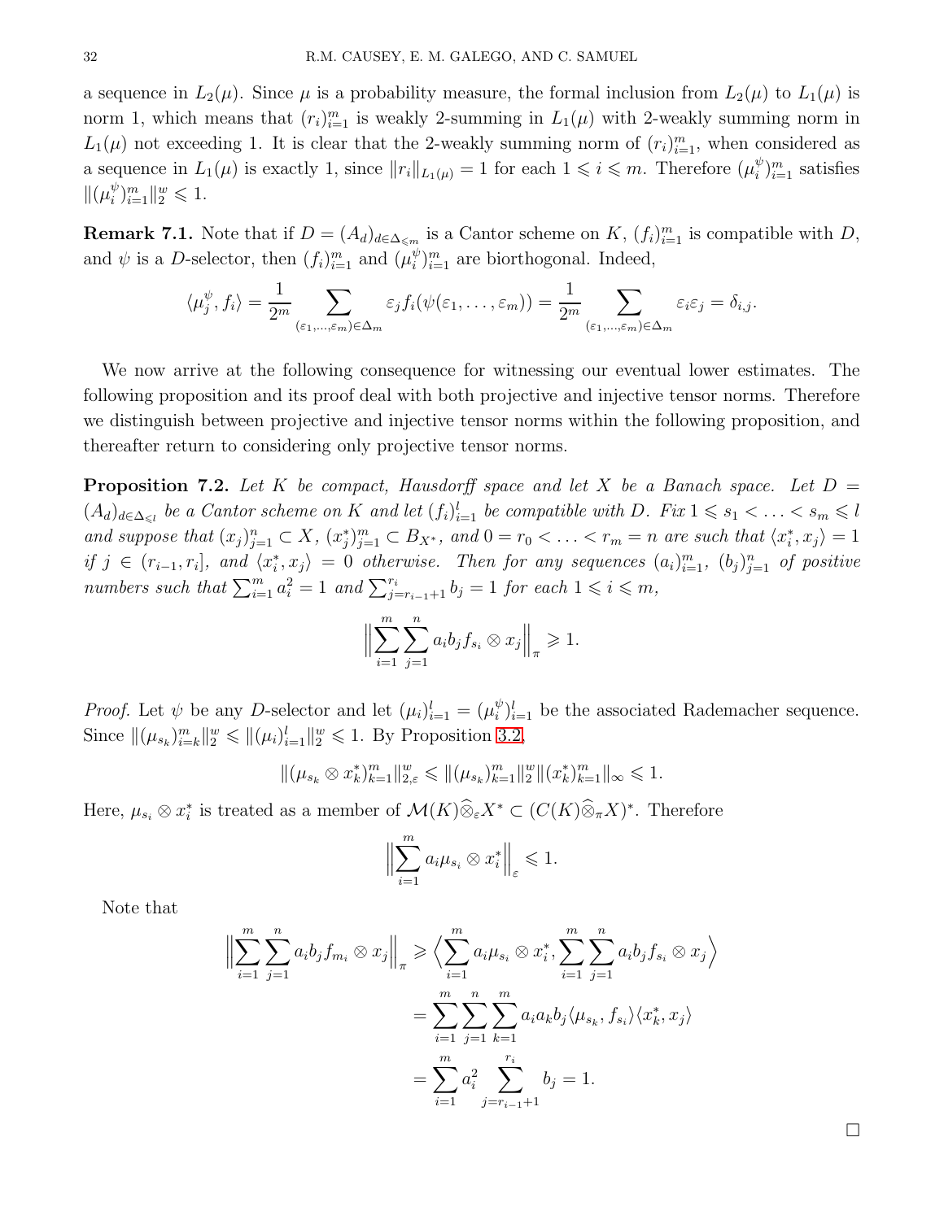a sequence in $L_2(\mu)$. Since $\mu$ is a probability measure, the formal inclusion from $L_2(\mu)$ to $L_1(\mu)$ is norm 1, which means that $(r_i)_{i=1}^m$ is weakly 2-summing in $L_1(\mu)$ with 2-weakly summing norm in $L_1(\mu)$ not exceeding 1. It is clear that the 2-weakly summing norm of $(r_i)_{i=1}^m$, when considered as a sequence in $L_1(\mu)$ is exactly 1, since $\|r_i\|_{L_1(\mu)} = 1$ for each $1 \leqslant i \leqslant m$. Therefore $(\mu_i^\psi)_{i=1}^m$ satisfies $\|(\mu_i^\psi)_{i=1}^m\|_2^w \leqslant 1$.

**Remark 7.1.** Note that if $D = (A_d)_{d\in\Delta_{\leqslant m}}$ is a Cantor scheme on $K$, $(f_i)_{i=1}^m$ is compatible with $D$, and $\psi$ is a $D$-selector, then $(f_i)_{i=1}^m$ and $(\mu_i^\psi)_{i=1}^m$ are biorthogonal. Indeed,

$$\langle \mu_j^\psi, f_i\rangle = \frac{1}{2^m}\sum_{(\varepsilon_1,\dots,\varepsilon_m)\in\Delta_m} \varepsilon_j f_i(\psi(\varepsilon_1,\dots,\varepsilon_m)) = \frac{1}{2^m}\sum_{(\varepsilon_1,\dots,\varepsilon_m)\in\Delta_m}\varepsilon_i\varepsilon_j = \delta_{i,j}.$$

We now arrive at the following consequence for witnessing our eventual lower estimates. The following proposition and its proof deal with both projective and injective tensor norms. Therefore we distinguish between projective and injective tensor norms within the following proposition, and thereafter return to considering only projective tensor norms.

**Proposition 7.2.** *Let $K$ be compact, Hausdorff space and let $X$ be a Banach space. Let $D = (A_d)_{d\in\Delta_{\leqslant l}}$ be a Cantor scheme on $K$ and let $(f_i)_{i=1}^l$ be compatible with $D$. Fix $1 \leqslant s_1 < \ldots < s_m \leqslant l$ and suppose that $(x_j)_{j=1}^n \subset X$, $(x_j^*)_{j=1}^m \subset B_{X^*}$, and $0 = r_0 < \ldots < r_m = n$ are such that $\langle x_i^*, x_j\rangle = 1$ if $j \in (r_{i-1}, r_i]$, and $\langle x_i^*, x_j\rangle = 0$ otherwise. Then for any sequences $(a_i)_{i=1}^m$, $(b_j)_{j=1}^n$ of positive numbers such that $\sum_{i=1}^m a_i^2 = 1$ and $\sum_{j=r_{i-1}+1}^{r_i} b_j = 1$ for each $1 \leqslant i \leqslant m$,*

$$\Big\|\sum_{i=1}^m\sum_{j=1}^n a_ib_jf_{s_i}\otimes x_j\Big\|_\pi \geqslant 1.$$

*Proof.* Let $\psi$ be any $D$-selector and let $(\mu_i)_{i=1}^l = (\mu_i^\psi)_{i=1}^l$ be the associated Rademacher sequence. Since $\|(\mu_{s_k})_{i=k}^m\|_2^w \leqslant \|(\mu_i)_{i=1}^l\|_2^w \leqslant 1$. By Proposition 3.2,

$$\|(\mu_{s_k}\otimes x_k^*)_{k=1}^m\|_{2,\varepsilon}^w \leqslant \|(\mu_{s_k})_{k=1}^m\|_2^w\|(x_k^*)_{k=1}^m\|_\infty \leqslant 1.$$

Here, $\mu_{s_i}\otimes x_i^*$ is treated as a member of $\mathcal{M}(K)\widehat{\otimes}_\varepsilon X^* \subset (C(K)\widehat{\otimes}_\pi X)^*$. Therefore

$$\Big\|\sum_{i=1}^m a_i\mu_{s_i}\otimes x_i^*\Big\|_\varepsilon \leqslant 1.$$

Note that

$$\begin{aligned}\Big\|\sum_{i=1}^m\sum_{j=1}^n a_ib_jf_{m_i}\otimes x_j\Big\|_\pi &\geqslant \Big\langle \sum_{i=1}^m a_i\mu_{s_i}\otimes x_i^*, \sum_{i=1}^m\sum_{j=1}^n a_ib_jf_{s_i}\otimes x_j\Big\rangle \\ &= \sum_{i=1}^m\sum_{j=1}^n\sum_{k=1}^m a_ia_kb_j\langle \mu_{s_k}, f_{s_i}\rangle\langle x_k^*, x_j\rangle \\ &= \sum_{i=1}^m a_i^2\sum_{j=r_{i-1}+1}^{r_i} b_j = 1.\end{aligned}$$

$\square$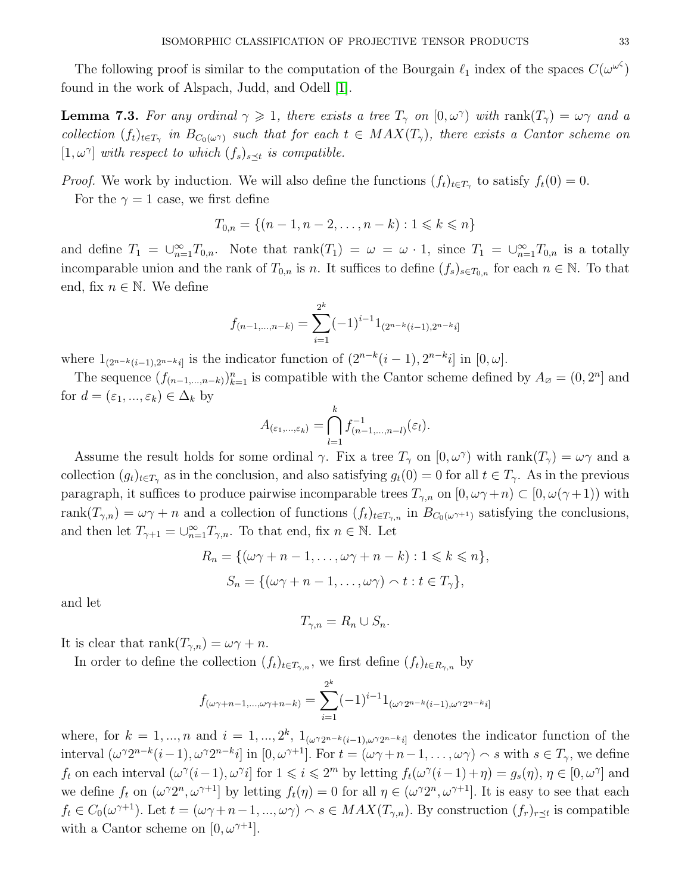The following proof is similar to the computation of the Bourgain $\ell_1$ index of the spaces $C(\omega^{\omega^\zeta})$ found in the work of Alspach, Judd, and Odell [1].

**Lemma 7.3.** *For any ordinal $\gamma \geqslant 1$, there exists a tree $T_\gamma$ on $[0, \omega^\gamma)$ with $\text{rank}(T_\gamma) = \omega\gamma$ and a collection $(f_t)_{t\in T_\gamma}$ in $B_{C_0(\omega^\gamma)}$ such that for each $t \in MAX(T_\gamma)$, there exists a Cantor scheme on $[1, \omega^\gamma]$ with respect to which $(f_s)_{s\preceq t}$ is compatible.*

*Proof.* We work by induction. We will also define the functions $(f_t)_{t\in T_\gamma}$ to satisfy $f_t(0) = 0$.

For the $\gamma = 1$ case, we first define

$$T_{0,n} = \{(n-1, n-2, \dots, n-k) : 1 \leqslant k \leqslant n\}$$

and define $T_1 = \cup_{n=1}^\infty T_{0,n}$. Note that $\text{rank}(T_1) = \omega = \omega \cdot 1$, since $T_1 = \cup_{n=1}^\infty T_{0,n}$ is a totally incomparable union and the rank of $T_{0,n}$ is $n$. It suffices to define $(f_s)_{s\in T_{0,n}}$ for each $n \in \mathbb{N}$. To that end, fix $n \in \mathbb{N}$. We define

$$f_{(n-1,\dots,n-k)} = \sum_{i=1}^{2^k} (-1)^{i-1} 1_{(2^{n-k}(i-1), 2^{n-k}i]}$$

where $1_{(2^{n-k}(i-1),2^{n-k}i]}$ is the indicator function of $(2^{n-k}(i-1), 2^{n-k}i]$ in $[0, \omega]$.

The sequence $(f_{(n-1,\dots,n-k)})_{k=1}^n$ is compatible with the Cantor scheme defined by $A_\varnothing = (0, 2^n]$ and for $d = (\varepsilon_1, ..., \varepsilon_k) \in \Delta_k$ by

$$A_{(\varepsilon_1,\dots,\varepsilon_k)} = \bigcap_{l=1}^k f^{-1}_{(n-1,\dots,n-l)}(\varepsilon_l).$$

Assume the result holds for some ordinal $\gamma$. Fix a tree $T_\gamma$ on $[0, \omega^\gamma)$ with $\text{rank}(T_\gamma) = \omega\gamma$ and a collection $(g_t)_{t\in T_\gamma}$ as in the conclusion, and also satisfying $g_t(0) = 0$ for all $t \in T_\gamma$. As in the previous paragraph, it suffices to produce pairwise incomparable trees $T_{\gamma,n}$ on $[0, \omega\gamma + n) \subset [0, \omega(\gamma + 1))$ with $\text{rank}(T_{\gamma,n}) = \omega\gamma + n$ and a collection of functions $(f_t)_{t\in T_{\gamma,n}}$ in $B_{C_0(\omega^{\gamma+1})}$ satisfying the conclusions, and then let $T_{\gamma+1} = \cup_{n=1}^\infty T_{\gamma,n}$. To that end, fix $n \in \mathbb{N}$. Let

$$R_n = \{(\omega\gamma + n - 1, \dots, \omega\gamma + n - k) : 1 \leqslant k \leqslant n\},$$

$$S_n = \{(\omega\gamma + n - 1, \dots, \omega\gamma) \frown t : t \in T_\gamma\},$$

and let

$$T_{\gamma,n} = R_n \cup S_n.$$

It is clear that $\text{rank}(T_{\gamma,n}) = \omega\gamma + n$.

In order to define the collection $(f_t)_{t\in T_{\gamma,n}}$, we first define $(f_t)_{t\in R_{\gamma,n}}$ by

$$f_{(\omega\gamma+n-1,\dots,\omega\gamma+n-k)} = \sum_{i=1}^{2^k} (-1)^{i-1} 1_{(\omega^\gamma 2^{n-k}(i-1), \omega^\gamma 2^{n-k}i]}$$

where, for $k = 1, ..., n$ and $i = 1, ..., 2^k$, $1_{(\omega^\gamma 2^{n-k}(i-1),\omega^\gamma 2^{n-k}i]}$ denotes the indicator function of the interval $(\omega^\gamma 2^{n-k}(i-1), \omega^\gamma 2^{n-k}i]$ in $[0, \omega^{\gamma+1}]$. For $t = (\omega\gamma+n-1, \dots, \omega\gamma) \frown s$ with $s \in T_\gamma$, we define $f_t$ on each interval $(\omega^\gamma(i-1), \omega^\gamma i]$ for $1 \leqslant i \leqslant 2^m$ by letting $f_t(\omega^\gamma(i-1) + \eta) = g_s(\eta)$, $\eta \in [0, \omega^\gamma]$ and we define $f_t$ on $(\omega^\gamma 2^n, \omega^{\gamma+1}]$ by letting $f_t(\eta) = 0$ for all $\eta \in (\omega^\gamma 2^n, \omega^{\gamma+1}]$. It is easy to see that each $f_t \in C_0(\omega^{\gamma+1})$. Let $t = (\omega\gamma+n-1, ..., \omega\gamma) \frown s \in MAX(T_{\gamma,n})$. By construction $(f_r)_{r\preceq t}$ is compatible with a Cantor scheme on $[0, \omega^{\gamma+1}]$.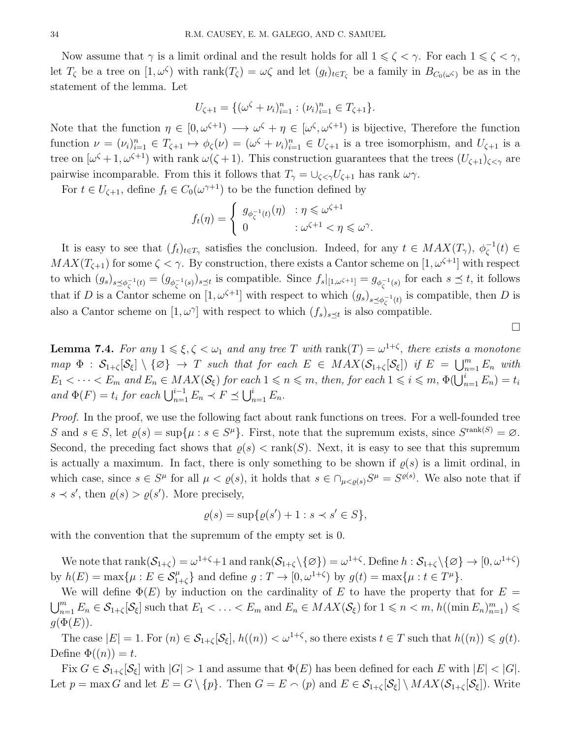Now assume that $\gamma$ is a limit ordinal and the result holds for all $1 \leqslant \zeta < \gamma$. For each $1 \leqslant \zeta < \gamma$, let $T_\zeta$ be a tree on $[1, \omega^\zeta)$ with $\text{rank}(T_\zeta) = \omega\zeta$ and let $(g_t)_{t\in T_\zeta}$ be a family in $B_{C_0(\omega^\zeta)}$ be as in the statement of the lemma. Let

$$U_{\zeta+1} = \{(\omega^\zeta + \nu_i)_{i=1}^n : (\nu_i)_{i=1}^n \in T_{\zeta+1}\}.$$

Note that the function $\eta \in [0, \omega^{\zeta+1}) \longrightarrow \omega^\zeta + \eta \in [\omega^\zeta, \omega^{\zeta+1})$ is bijective, Therefore the function function $\nu = (\nu_i)_{i=1}^n \in T_{\zeta+1} \mapsto \phi_\zeta(\nu) = (\omega^\zeta + \nu_i)_{i=1}^n \in U_{\zeta+1}$ is a tree isomorphism, and $U_{\zeta+1}$ is a tree on $[\omega^\zeta + 1, \omega^{\zeta+1})$ with rank $\omega(\zeta+1)$. This construction guarantees that the trees $(U_{\zeta+1})_{\zeta<\gamma}$ are pairwise incomparable. From this it follows that $T_\gamma = \cup_{\zeta<\gamma} U_{\zeta+1}$ has rank $\omega\gamma$.

For $t \in U_{\zeta+1}$, define $f_t \in C_0(\omega^{\gamma+1})$ to be the function defined by

$$f_t(\eta) = \begin{cases} g_{\phi_\zeta^{-1}(t)}(\eta) & : \eta \leqslant \omega^{\zeta+1} \\ 0 & : \omega^{\zeta+1} < \eta \leqslant \omega^\gamma. \end{cases}$$

It is easy to see that $(f_t)_{t\in T_\gamma}$ satisfies the conclusion. Indeed, for any $t \in MAX(T_\gamma)$, $\phi_\zeta^{-1}(t) \in MAX(T_{\zeta+1})$ for some $\zeta < \gamma$. By construction, there exists a Cantor scheme on $[1, \omega^{\zeta+1}]$ with respect to which $(g_s)_{s\preceq\phi_\zeta^{-1}(t)} = (g_{\phi_\zeta^{-1}(s)})_{s\preceq t}$ is compatible. Since $f_s|_{[1,\omega^{\zeta+1}]} = g_{\phi_\zeta^{-1}(s)}$ for each $s \preceq t$, it follows that if $D$ is a Cantor scheme on $[1, \omega^{\zeta+1}]$ with respect to which $(g_s)_{s\preceq\phi_\zeta^{-1}(t)}$ is compatible, then $D$ is also a Cantor scheme on $[1, \omega^\gamma]$ with respect to which $(f_s)_{s\preceq t}$ is also compatible.

□

**Lemma 7.4.** *For any $1 \leqslant \xi, \zeta < \omega_1$ and any tree $T$ with $\text{rank}(T) = \omega^{1+\zeta}$, there exists a monotone map $\Phi : \mathcal{S}_{1+\zeta}[\mathcal{S}_\xi] \setminus \{\varnothing\} \to T$ such that for each $E \in MAX(\mathcal{S}_{1+\zeta}[\mathcal{S}_\xi])$ if $E = \bigcup_{n=1}^m E_n$ with $E_1 < \cdots < E_m$ and $E_n \in MAX(\mathcal{S}_\xi)$ for each $1 \leqslant n \leqslant m$, then, for each $1 \leqslant i \leqslant m$, $\Phi(\bigcup_{n=1}^i E_n) = t_i$ and $\Phi(F) = t_i$ for each $\bigcup_{n=1}^{i-1} E_n \prec F \preceq \bigcup_{n=1}^i E_n$.*

*Proof.* In the proof, we use the following fact about rank functions on trees. For a well-founded tree $S$ and $s \in S$, let $\varrho(s) = \sup\{\mu : s \in S^\mu\}$. First, note that the supremum exists, since $S^{\text{rank}(S)} = \varnothing$. Second, the preceding fact shows that $\varrho(s) < \text{rank}(S)$. Next, it is easy to see that this supremum is actually a maximum. In fact, there is only something to be shown if $\varrho(s)$ is a limit ordinal, in which case, since $s \in S^\mu$ for all $\mu < \varrho(s)$, it holds that $s \in \cap_{\mu<\varrho(s)} S^\mu = S^{\varrho(s)}$. We also note that if $s \prec s'$, then $\varrho(s) > \varrho(s')$. More precisely,

$$\varrho(s) = \sup\{\varrho(s') + 1 : s \prec s' \in S\},$$

with the convention that the supremum of the empty set is 0.

We note that $\text{rank}(\mathcal{S}_{1+\zeta}) = \omega^{1+\zeta}+1$ and $\text{rank}(\mathcal{S}_{1+\zeta}\setminus\{\varnothing\}) = \omega^{1+\zeta}$. Define $h : \mathcal{S}_{1+\zeta}\setminus\{\varnothing\} \to [0, \omega^{1+\zeta})$ by $h(E) = \max\{\mu : E \in \mathcal{S}_{1+\zeta}^\mu\}$ and define $g : T \to [0, \omega^{1+\zeta})$ by $g(t) = \max\{\mu : t \in T^\mu\}$.

We will define $\Phi(E)$ by induction on the cardinality of $E$ to have the property that for $E = \bigcup_{n=1}^m E_n \in \mathcal{S}_{1+\zeta}[\mathcal{S}_\xi]$ such that $E_1 < \ldots < E_m$ and $E_n \in MAX(\mathcal{S}_\xi)$ for $1 \leqslant n < m$, $h((\min E_n)_{n=1}^m) \leqslant g(\Phi(E))$.

The case $|E| = 1$. For $(n) \in \mathcal{S}_{1+\zeta}[\mathcal{S}_\xi]$, $h((n)) < \omega^{1+\zeta}$, so there exists $t \in T$ such that $h((n)) \leqslant g(t)$. Define $\Phi((n)) = t$.

Fix $G \in \mathcal{S}_{1+\zeta}[\mathcal{S}_\xi]$ with $|G| > 1$ and assume that $\Phi(E)$ has been defined for each $E$ with $|E| < |G|$. Let $p = \max G$ and let $E = G \setminus \{p\}$. Then $G = E \frown (p)$ and $E \in \mathcal{S}_{1+\zeta}[\mathcal{S}_\xi] \setminus MAX(\mathcal{S}_{1+\zeta}[\mathcal{S}_\xi])$. Write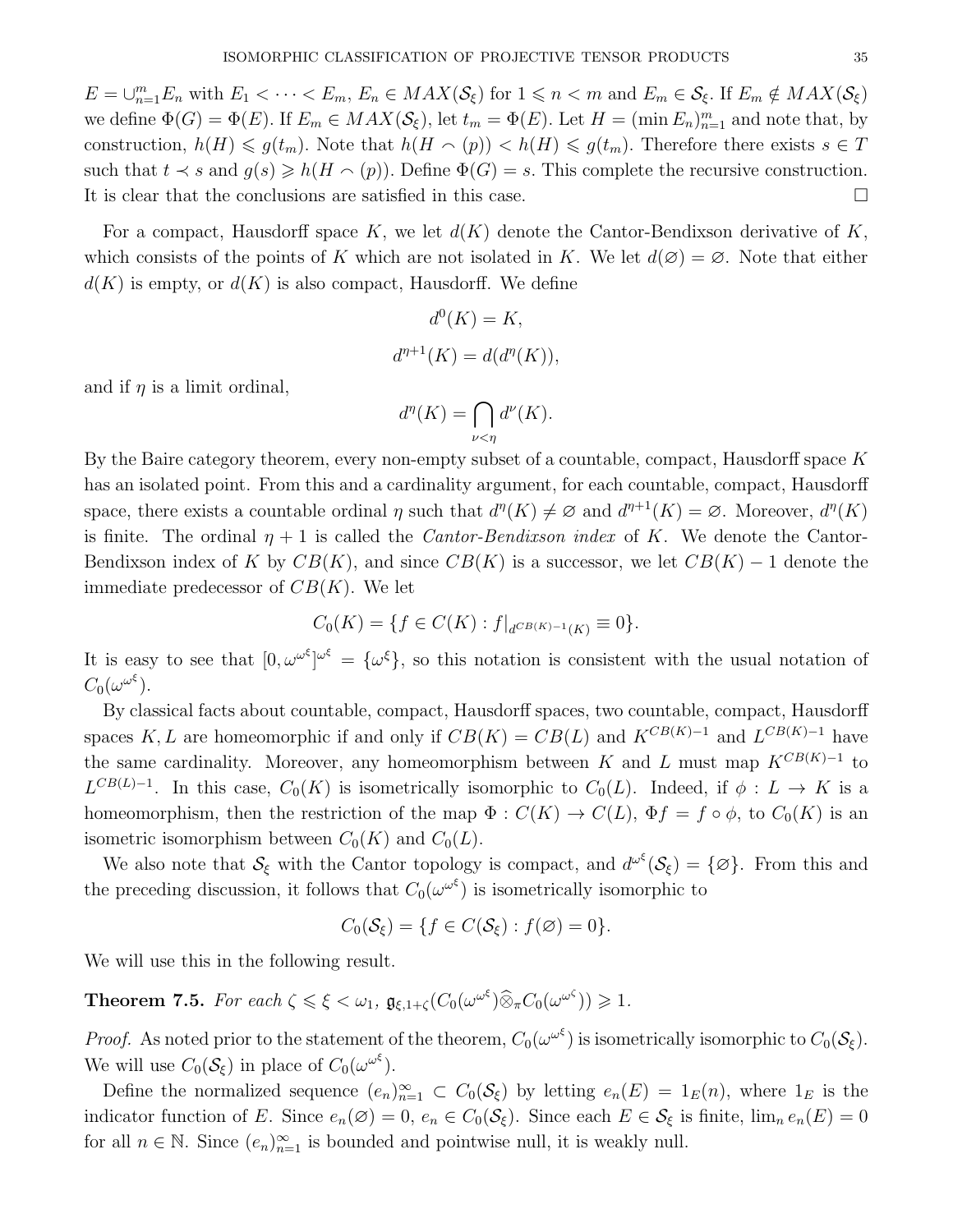$E = \cup_{n=1}^m E_n$ with $E_1 < \cdots < E_m$, $E_n \in MAX(\mathcal{S}_\xi)$ for $1 \leqslant n < m$ and $E_m \in \mathcal{S}_\xi$. If $E_m \notin MAX(\mathcal{S}_\xi)$ we define $\Phi(G) = \Phi(E)$. If $E_m \in MAX(\mathcal{S}_\xi)$, let $t_m = \Phi(E)$. Let $H = (\min E_n)_{n=1}^m$ and note that, by construction, $h(H) \leqslant g(t_m)$. Note that $h(H \frown (p)) < h(H) \leqslant g(t_m)$. Therefore there exists $s \in T$ such that $t \prec s$ and $g(s) \geqslant h(H \frown (p))$. Define $\Phi(G) = s$. This complete the recursive construction. It is clear that the conclusions are satisfied in this case. $\square$

For a compact, Hausdorff space $K$, we let $d(K)$ denote the Cantor-Bendixson derivative of $K$, which consists of the points of $K$ which are not isolated in $K$. We let $d(\varnothing) = \varnothing$. Note that either $d(K)$ is empty, or $d(K)$ is also compact, Hausdorff. We define

$$d^0(K) = K,$$

$$d^{\eta+1}(K) = d(d^\eta(K)),$$

and if $\eta$ is a limit ordinal,

$$d^\eta(K) = \bigcap_{\nu<\eta} d^\nu(K).$$

By the Baire category theorem, every non-empty subset of a countable, compact, Hausdorff space $K$ has an isolated point. From this and a cardinality argument, for each countable, compact, Hausdorff space, there exists a countable ordinal $\eta$ such that $d^\eta(K) \neq \varnothing$ and $d^{\eta+1}(K) = \varnothing$. Moreover, $d^\eta(K)$ is finite. The ordinal $\eta + 1$ is called the *Cantor-Bendixson index* of $K$. We denote the Cantor-Bendixson index of $K$ by $CB(K)$, and since $CB(K)$ is a successor, we let $CB(K) - 1$ denote the immediate predecessor of $CB(K)$. We let

$$C_0(K) = \{f \in C(K) : f|_{d^{CB(K)-1}(K)} \equiv 0\}.$$

It is easy to see that $[0, \omega^{\omega^\xi}]^{\omega^\xi} = \{\omega^\xi\}$, so this notation is consistent with the usual notation of $C_0(\omega^{\omega^\xi})$.

By classical facts about countable, compact, Hausdorff spaces, two countable, compact, Hausdorff spaces $K, L$ are homeomorphic if and only if $CB(K) = CB(L)$ and $K^{CB(K)-1}$ and $L^{CB(K)-1}$ have the same cardinality. Moreover, any homeomorphism between $K$ and $L$ must map $K^{CB(K)-1}$ to $L^{CB(L)-1}$. In this case, $C_0(K)$ is isometrically isomorphic to $C_0(L)$. Indeed, if $\phi : L \to K$ is a homeomorphism, then the restriction of the map $\Phi : C(K) \to C(L)$, $\Phi f = f \circ \phi$, to $C_0(K)$ is an isometric isomorphism between $C_0(K)$ and $C_0(L)$.

We also note that $\mathcal{S}_\xi$ with the Cantor topology is compact, and $d^{\omega^\xi}(\mathcal{S}_\xi) = \{\varnothing\}$. From this and the preceding discussion, it follows that $C_0(\omega^{\omega^\xi})$ is isometrically isomorphic to

$$C_0(\mathcal{S}_\xi) = \{f \in C(\mathcal{S}_\xi) : f(\varnothing) = 0\}.$$

We will use this in the following result.

**Theorem 7.5.** *For each $\zeta \leqslant \xi < \omega_1$, $\mathfrak{g}_{\xi,1+\zeta}(C_0(\omega^{\omega^\xi})\widehat{\otimes}_\pi C_0(\omega^{\omega^\zeta})) \geqslant 1$.*

*Proof.* As noted prior to the statement of the theorem, $C_0(\omega^{\omega^\xi})$ is isometrically isomorphic to $C_0(\mathcal{S}_\xi)$. We will use $C_0(\mathcal{S}_\xi)$ in place of $C_0(\omega^{\omega^\xi})$.

Define the normalized sequence $(e_n)_{n=1}^\infty \subset C_0(\mathcal{S}_\xi)$ by letting $e_n(E) = 1_E(n)$, where $1_E$ is the indicator function of $E$. Since $e_n(\varnothing) = 0$, $e_n \in C_0(\mathcal{S}_\xi)$. Since each $E \in \mathcal{S}_\xi$ is finite, $\lim_n e_n(E) = 0$ for all $n \in \mathbb{N}$. Since $(e_n)_{n=1}^\infty$ is bounded and pointwise null, it is weakly null.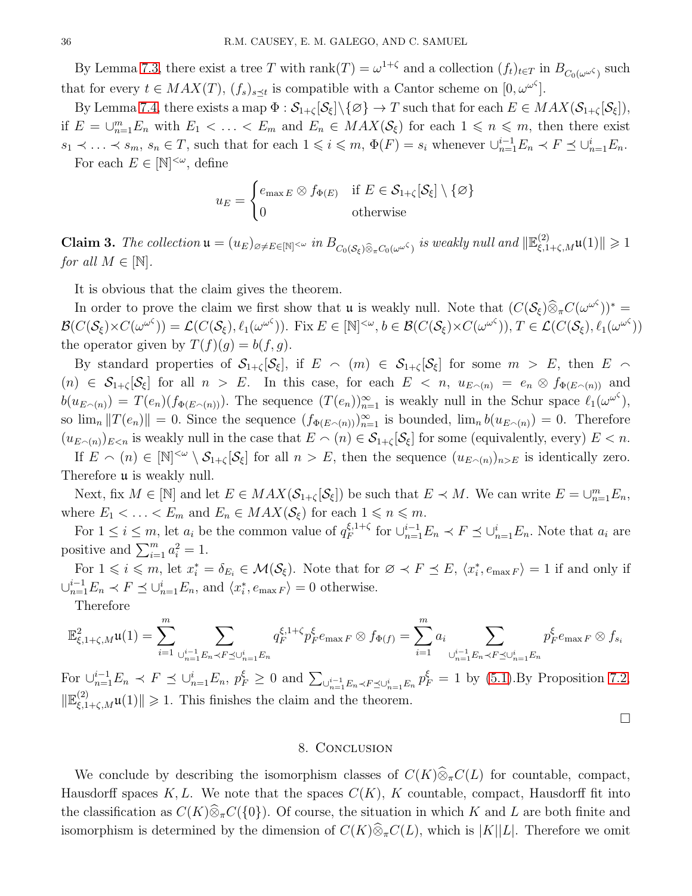By Lemma 7.3, there exist a tree $T$ with $\text{rank}(T) = \omega^{1+\zeta}$ and a collection $(f_t)_{t\in T}$ in $B_{C_0(\omega^{\omega^\zeta})}$ such that for every $t \in MAX(T)$, $(f_s)_{s\preceq t}$ is compatible with a Cantor scheme on $[0, \omega^{\omega^\zeta}]$.

By Lemma 7.4, there exists a map $\Phi : \mathcal{S}_{1+\zeta}[\mathcal{S}_\xi]\setminus\{\varnothing\} \to T$ such that for each $E \in MAX(\mathcal{S}_{1+\zeta}[\mathcal{S}_\xi])$, if $E = \cup_{n=1}^m E_n$ with $E_1 < \ldots < E_m$ and $E_n \in MAX(\mathcal{S}_\xi)$ for each $1 \leqslant n \leqslant m$, then there exist $s_1 \prec \ldots \prec s_m$, $s_n \in T$, such that for each $1 \leqslant i \leqslant m$, $\Phi(F) = s_i$ whenever $\cup_{n=1}^{i-1}E_n \prec F \preceq \cup_{n=1}^{i}E_n$.

For each $E \in [\mathbb{N}]^{<\omega}$, define

$$u_E = \begin{cases} e_{\max E} \otimes f_{\Phi(E)} & \text{if } E \in \mathcal{S}_{1+\zeta}[\mathcal{S}_\xi] \setminus \{\varnothing\} \\ 0 & \text{otherwise} \end{cases}$$

**Claim 3.** *The collection* $\mathfrak{u} = (u_E)_{\varnothing\neq E\in[\mathbb{N}]^{<\omega}}$ *in* $B_{C_0(\mathcal{S}_\xi)\widehat{\otimes}_\pi C_0(\omega^{\omega^\zeta})}$ *is weakly null and* $\|\mathbb{E}^{(2)}_{\xi,1+\zeta,M}\mathfrak{u}(1)\| \geqslant 1$ *for all* $M \in [\mathbb{N}]$.

It is obvious that the claim gives the theorem.

In order to prove the claim we first show that $\mathfrak{u}$ is weakly null. Note that $(C(\mathcal{S}_\xi)\widehat{\otimes}_\pi C(\omega^{\omega^\zeta}))^* = \mathcal{B}(C(\mathcal{S}_\xi)\times C(\omega^{\omega^\zeta})) = \mathcal{L}(C(\mathcal{S}_\xi), \ell_1(\omega^{\omega^\zeta}))$. Fix $E \in [\mathbb{N}]^{<\omega}$, $b \in \mathcal{B}(C(\mathcal{S}_\xi)\times C(\omega^{\omega^\zeta}))$, $T \in \mathcal{L}(C(\mathcal{S}_\xi), \ell_1(\omega^{\omega^\zeta}))$ the operator given by $T(f)(g) = b(f, g)$.

By standard properties of $\mathcal{S}_{1+\zeta}[\mathcal{S}_\xi]$, if $E \frown (m) \in \mathcal{S}_{1+\zeta}[\mathcal{S}_\xi]$ for some $m > E$, then $E \frown (n) \in \mathcal{S}_{1+\zeta}[\mathcal{S}_\xi]$ for all $n > E$. In this case, for each $E < n$, $u_{E\frown(n)} = e_n \otimes f_{\Phi(E\frown(n))}$ and $b(u_{E\frown(n)}) = T(e_n)(f_{\Phi(E\frown(n))})$. The sequence $(T(e_n))_{n=1}^\infty$ is weakly null in the Schur space $\ell_1(\omega^{\omega^\zeta})$, so $\lim_n \|T(e_n)\| = 0$. Since the sequence $(f_{\Phi(E\frown(n))})_{n=1}^\infty$ is bounded, $\lim_n b(u_{E\frown(n)}) = 0$. Therefore $(u_{E\frown(n)})_{E<n}$ is weakly null in the case that $E \frown (n) \in \mathcal{S}_{1+\zeta}[\mathcal{S}_\xi]$ for some (equivalently, every) $E < n$.

If $E \frown (n) \in [\mathbb{N}]^{<\omega} \setminus \mathcal{S}_{1+\zeta}[\mathcal{S}_\xi]$ for all $n > E$, then the sequence $(u_{E\frown(n)})_{n>E}$ is identically zero. Therefore $\mathfrak{u}$ is weakly null.

Next, fix $M \in [\mathbb{N}]$ and let $E \in MAX(\mathcal{S}_{1+\zeta}[\mathcal{S}_\xi])$ be such that $E \prec M$. We can write $E = \cup_{n=1}^m E_n$, where $E_1 < \ldots < E_m$ and $E_n \in MAX(\mathcal{S}_\xi)$ for each $1 \leqslant n \leqslant m$.

For $1 \leq i \leq m$, let $a_i$ be the common value of $q_F^{\xi,1+\zeta}$ for $\cup_{n=1}^{i-1}E_n \prec F \preceq \cup_{n=1}^{i}E_n$. Note that $a_i$ are positive and $\sum_{i=1}^m a_i^2 = 1$.

For $1 \leqslant i \leqslant m$, let $x_i^* = \delta_{E_i} \in \mathcal{M}(\mathcal{S}_\xi)$. Note that for $\varnothing \prec F \preceq E$, $\langle x_i^*, e_{\max F}\rangle = 1$ if and only if $\cup_{n=1}^{i-1}E_n \prec F \preceq \cup_{n=1}^{i}E_n$, and $\langle x_i^*, e_{\max F}\rangle = 0$ otherwise.

Therefore

$$\mathbb{E}^2_{\xi,1+\zeta,M}\mathfrak{u}(1) = \sum_{i=1}^m \sum_{\cup_{n=1}^{i-1}E_n\prec F\preceq\cup_{n=1}^{i}E_n} q_F^{\xi,1+\zeta} p_F^\xi e_{\max F} \otimes f_{\Phi(f)} = \sum_{i=1}^m a_i \sum_{\cup_{n=1}^{i-1}E_n\prec F\preceq\cup_{n=1}^{i}E_n} p_F^\xi e_{\max F} \otimes f_{s_i}$$

For $\cup_{n=1}^{i-1}E_n \prec F \preceq \cup_{n=1}^{i}E_n$, $p_F^\xi \geq 0$ and $\sum_{\cup_{n=1}^{i-1}E_n\prec F\preceq\cup_{n=1}^{i}E_n} p_F^\xi = 1$ by (5.1).By Proposition 7.2, $\|\mathbb{E}^{(2)}_{\xi,1+\zeta,M}\mathfrak{u}(1)\| \geqslant 1$. This finishes the claim and the theorem.

□

## 8. Conclusion

We conclude by describing the isomorphism classes of $C(K)\widehat{\otimes}_\pi C(L)$ for countable, compact, Hausdorff spaces $K, L$. We note that the spaces $C(K)$, $K$ countable, compact, Hausdorff fit into the classification as $C(K)\widehat{\otimes}_\pi C(\{0\})$. Of course, the situation in which $K$ and $L$ are both finite and isomorphism is determined by the dimension of $C(K)\widehat{\otimes}_\pi C(L)$, which is $|K||L|$. Therefore we omit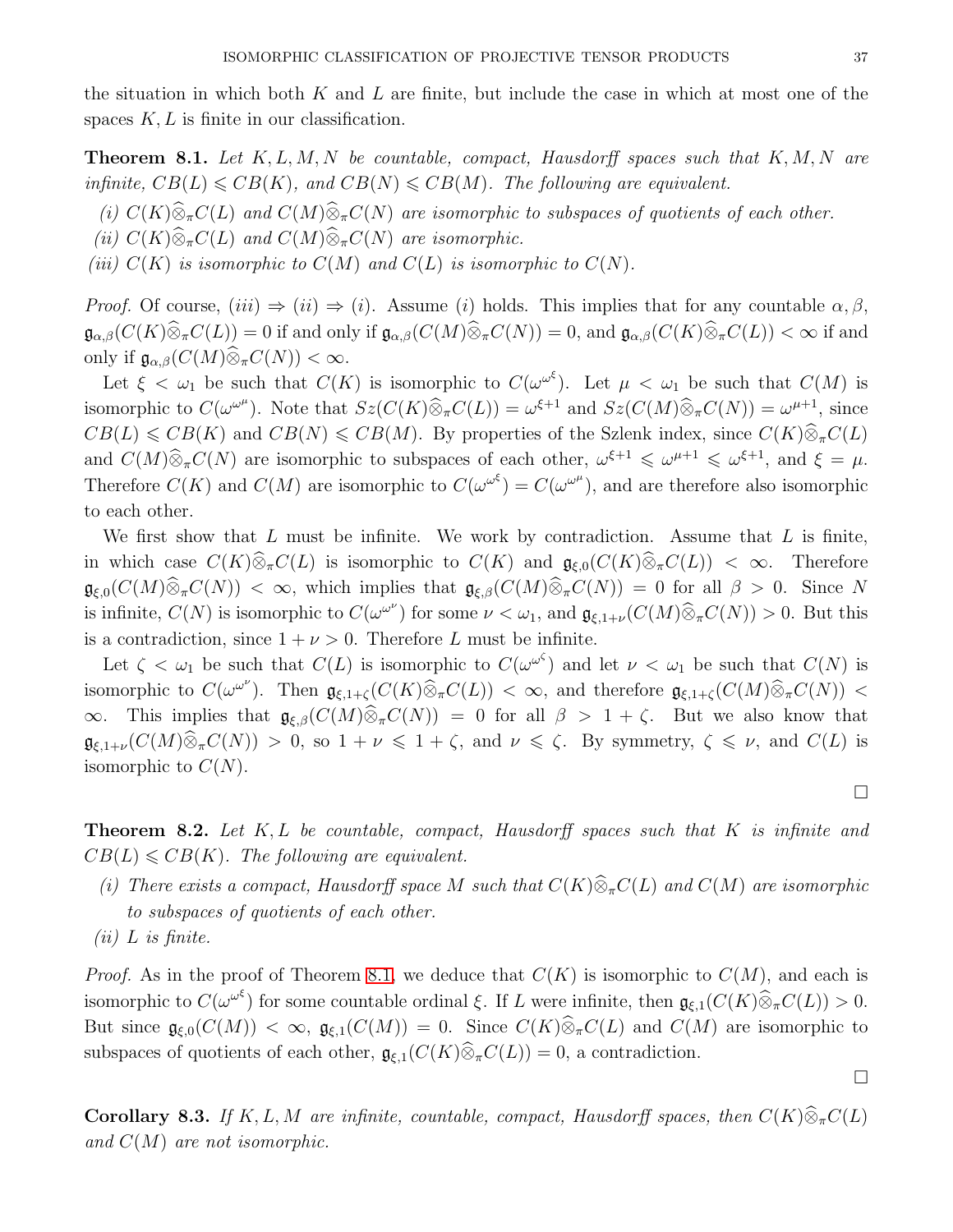the situation in which both $K$ and $L$ are finite, but include the case in which at most one of the spaces $K, L$ is finite in our classification.

**Theorem 8.1.** *Let $K, L, M, N$ be countable, compact, Hausdorff spaces such that $K, M, N$ are infinite, $CB(L) \leqslant CB(K)$, and $CB(N) \leqslant CB(M)$. The following are equivalent.*

*(i) $C(K)\widehat{\otimes}_\pi C(L)$ and $C(M)\widehat{\otimes}_\pi C(N)$ are isomorphic to subspaces of quotients of each other.*

*(ii) $C(K)\widehat{\otimes}_\pi C(L)$ and $C(M)\widehat{\otimes}_\pi C(N)$ are isomorphic.*

*(iii) $C(K)$ is isomorphic to $C(M)$ and $C(L)$ is isomorphic to $C(N)$.*

*Proof.* Of course, $(iii) \Rightarrow (ii) \Rightarrow (i)$. Assume $(i)$ holds. This implies that for any countable $\alpha, \beta$, $\mathfrak{g}_{\alpha,\beta}(C(K)\widehat{\otimes}_\pi C(L)) = 0$ if and only if $\mathfrak{g}_{\alpha,\beta}(C(M)\widehat{\otimes}_\pi C(N)) = 0$, and $\mathfrak{g}_{\alpha,\beta}(C(K)\widehat{\otimes}_\pi C(L)) < \infty$ if and only if $\mathfrak{g}_{\alpha,\beta}(C(M)\widehat{\otimes}_\pi C(N)) < \infty$.

Let $\xi < \omega_1$ be such that $C(K)$ is isomorphic to $C(\omega^{\omega^\xi})$. Let $\mu < \omega_1$ be such that $C(M)$ is isomorphic to $C(\omega^{\omega^\mu})$. Note that $Sz(C(K)\widehat{\otimes}_\pi C(L)) = \omega^{\xi+1}$ and $Sz(C(M)\widehat{\otimes}_\pi C(N)) = \omega^{\mu+1}$, since $CB(L) \leqslant CB(K)$ and $CB(N) \leqslant CB(M)$. By properties of the Szlenk index, since $C(K)\widehat{\otimes}_\pi C(L)$ and $C(M)\widehat{\otimes}_\pi C(N)$ are isomorphic to subspaces of each other, $\omega^{\xi+1} \leqslant \omega^{\mu+1} \leqslant \omega^{\xi+1}$, and $\xi = \mu$. Therefore $C(K)$ and $C(M)$ are isomorphic to $C(\omega^{\omega^\xi}) = C(\omega^{\omega^\mu})$, and are therefore also isomorphic to each other.

We first show that $L$ must be infinite. We work by contradiction. Assume that $L$ is finite, in which case $C(K)\widehat{\otimes}_\pi C(L)$ is isomorphic to $C(K)$ and $\mathfrak{g}_{\xi,0}(C(K)\widehat{\otimes}_\pi C(L)) < \infty$. Therefore $\mathfrak{g}_{\xi,0}(C(M)\widehat{\otimes}_\pi C(N)) < \infty$, which implies that $\mathfrak{g}_{\xi,\beta}(C(M)\widehat{\otimes}_\pi C(N)) = 0$ for all $\beta > 0$. Since $N$ is infinite, $C(N)$ is isomorphic to $C(\omega^{\omega^\nu})$ for some $\nu < \omega_1$, and $\mathfrak{g}_{\xi,1+\nu}(C(M)\widehat{\otimes}_\pi C(N)) > 0$. But this is a contradiction, since $1 + \nu > 0$. Therefore $L$ must be infinite.

Let $\zeta < \omega_1$ be such that $C(L)$ is isomorphic to $C(\omega^{\omega^\zeta})$ and let $\nu < \omega_1$ be such that $C(N)$ is isomorphic to $C(\omega^{\omega^\nu})$. Then $\mathfrak{g}_{\xi,1+\zeta}(C(K)\widehat{\otimes}_\pi C(L)) < \infty$, and therefore $\mathfrak{g}_{\xi,1+\zeta}(C(M)\widehat{\otimes}_\pi C(N)) < \infty$. This implies that $\mathfrak{g}_{\xi,\beta}(C(M)\widehat{\otimes}_\pi C(N)) = 0$ for all $\beta > 1 + \zeta$. But we also know that $\mathfrak{g}_{\xi,1+\nu}(C(M)\widehat{\otimes}_\pi C(N)) > 0$, so $1 + \nu \leqslant 1 + \zeta$, and $\nu \leqslant \zeta$. By symmetry, $\zeta \leqslant \nu$, and $C(L)$ is isomorphic to $C(N)$.

∎

**Theorem 8.2.** *Let $K, L$ be countable, compact, Hausdorff spaces such that $K$ is infinite and $CB(L) \leqslant CB(K)$. The following are equivalent.*

*(i) There exists a compact, Hausdorff space $M$ such that $C(K)\widehat{\otimes}_\pi C(L)$ and $C(M)$ are isomorphic to subspaces of quotients of each other.*

*(ii) $L$ is finite.*

*Proof.* As in the proof of Theorem 8.1, we deduce that $C(K)$ is isomorphic to $C(M)$, and each is isomorphic to $C(\omega^{\omega^\xi})$ for some countable ordinal $\xi$. If $L$ were infinite, then $\mathfrak{g}_{\xi,1}(C(K)\widehat{\otimes}_\pi C(L)) > 0$. But since $\mathfrak{g}_{\xi,0}(C(M)) < \infty$, $\mathfrak{g}_{\xi,1}(C(M)) = 0$. Since $C(K)\widehat{\otimes}_\pi C(L)$ and $C(M)$ are isomorphic to subspaces of quotients of each other, $\mathfrak{g}_{\xi,1}(C(K)\widehat{\otimes}_\pi C(L)) = 0$, a contradiction.

∎

**Corollary 8.3.** *If $K, L, M$ are infinite, countable, compact, Hausdorff spaces, then $C(K)\widehat{\otimes}_\pi C(L)$ and $C(M)$ are not isomorphic.*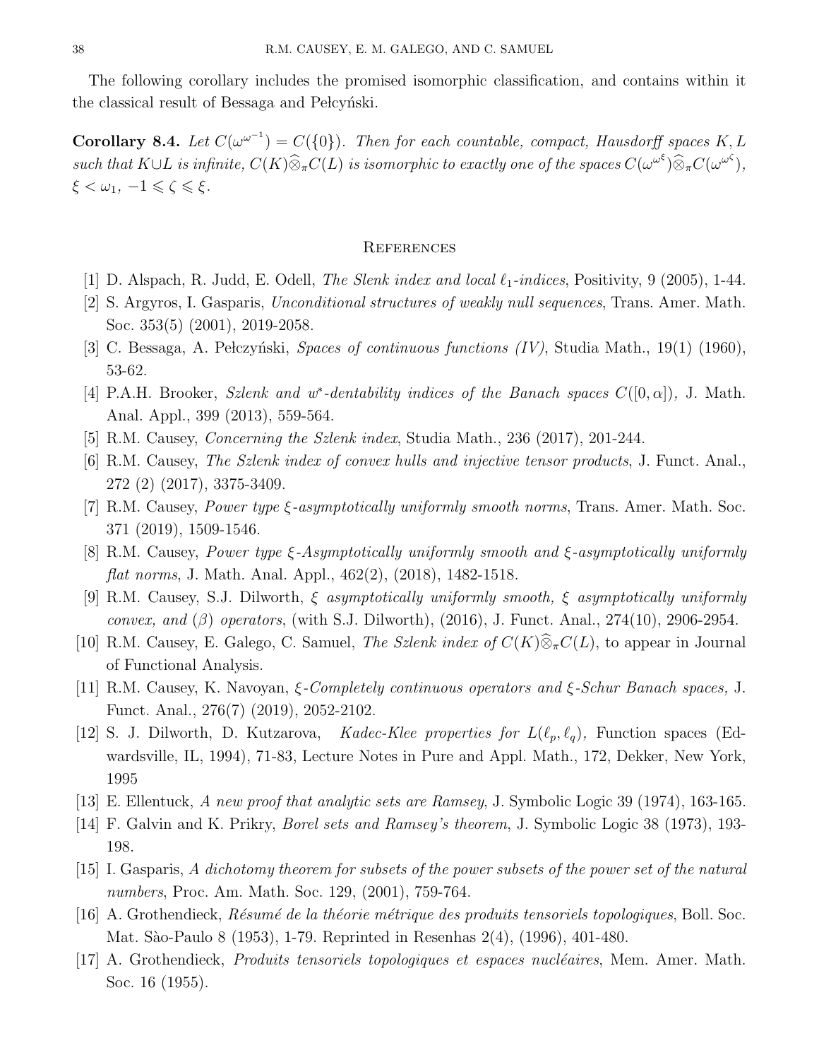The following corollary includes the promised isomorphic classification, and contains within it the classical result of Bessaga and Pełczyński.

**Corollary 8.4.** *Let $C(\omega^{\omega^{-1}}) = C(\{0\})$. Then for each countable, compact, Hausdorff spaces $K, L$ such that $K \cup L$ is infinite, $C(K)\widehat{\otimes}_\pi C(L)$ is isomorphic to exactly one of the spaces $C(\omega^{\omega^\xi})\widehat{\otimes}_\pi C(\omega^{\omega^\zeta})$, $\xi < \omega_1$, $-1 \leqslant \zeta \leqslant \xi$.*

## References

[1] D. Alspach, R. Judd, E. Odell, *The Slenk index and local $\ell_1$-indices*, Positivity, 9 (2005), 1-44.

[2] S. Argyros, I. Gasparis, *Unconditional structures of weakly null sequences*, Trans. Amer. Math. Soc. 353(5) (2001), 2019-2058.

[3] C. Bessaga, A. Pełczyński, *Spaces of continuous functions (IV)*, Studia Math., 19(1) (1960), 53-62.

[4] P.A.H. Brooker, *Szlenk and $w^*$-dentability indices of the Banach spaces $C([0, \alpha])$,* J. Math. Anal. Appl., 399 (2013), 559-564.

[5] R.M. Causey, *Concerning the Szlenk index*, Studia Math., 236 (2017), 201-244.

[6] R.M. Causey, *The Szlenk index of convex hulls and injective tensor products*, J. Funct. Anal., 272 (2) (2017), 3375-3409.

[7] R.M. Causey, *Power type $\xi$-asymptotically uniformly smooth norms*, Trans. Amer. Math. Soc. 371 (2019), 1509-1546.

[8] R.M. Causey, *Power type $\xi$-Asymptotically uniformly smooth and $\xi$-asymptotically uniformly flat norms*, J. Math. Anal. Appl., 462(2), (2018), 1482-1518.

[9] R.M. Causey, S.J. Dilworth, *$\xi$ asymptotically uniformly smooth, $\xi$ asymptotically uniformly convex, and $(\beta)$ operators*, (with S.J. Dilworth), (2016), J. Funct. Anal., 274(10), 2906-2954.

[10] R.M. Causey, E. Galego, C. Samuel, *The Szlenk index of $C(K)\widehat{\otimes}_\pi C(L)$*, to appear in Journal of Functional Analysis.

[11] R.M. Causey, K. Navoyan, *$\xi$-Completely continuous operators and $\xi$-Schur Banach spaces,* J. Funct. Anal., 276(7) (2019), 2052-2102.

[12] S. J. Dilworth, D. Kutzarova, *Kadec-Klee properties for $L(\ell_p, \ell_q)$,* Function spaces (Edwardsville, IL, 1994), 71-83, Lecture Notes in Pure and Appl. Math., 172, Dekker, New York, 1995

[13] E. Ellentuck, *A new proof that analytic sets are Ramsey*, J. Symbolic Logic 39 (1974), 163-165.

[14] F. Galvin and K. Prikry, *Borel sets and Ramsey's theorem*, J. Symbolic Logic 38 (1973), 193-198.

[15] I. Gasparis, *A dichotomy theorem for subsets of the power subsets of the power set of the natural numbers*, Proc. Am. Math. Soc. 129, (2001), 759-764.

[16] A. Grothendieck, *Résumé de la théorie métrique des produits tensoriels topologiques*, Boll. Soc. Mat. Sào-Paulo 8 (1953), 1-79. Reprinted in Resenhas 2(4), (1996), 401-480.

[17] A. Grothendieck, *Produits tensoriels topologiques et espaces nucléaires*, Mem. Amer. Math. Soc. 16 (1955).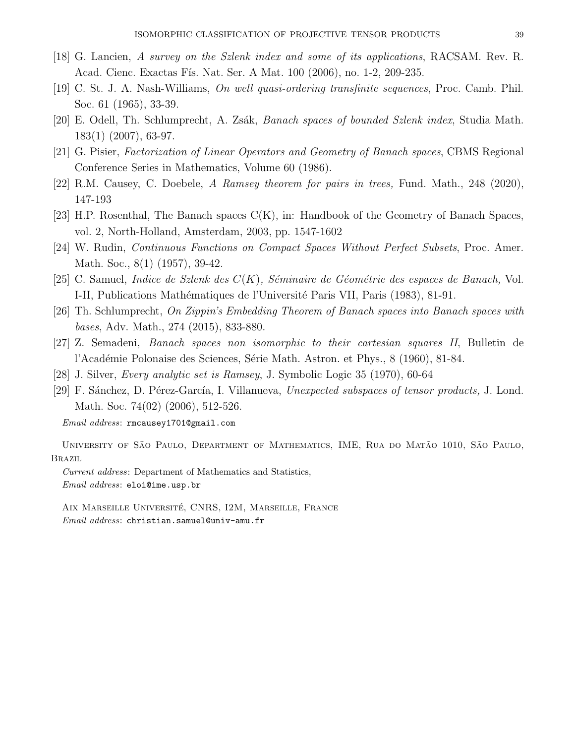[18] G. Lancien, *A survey on the Szlenk index and some of its applications*, RACSAM. Rev. R. Acad. Cienc. Exactas Fís. Nat. Ser. A Mat. 100 (2006), no. 1-2, 209-235.

[19] C. St. J. A. Nash-Williams, *On well quasi-ordering transfinite sequences*, Proc. Camb. Phil. Soc. 61 (1965), 33-39.

[20] E. Odell, Th. Schlumprecht, A. Zsák, *Banach spaces of bounded Szlenk index*, Studia Math. 183(1) (2007), 63-97.

[21] G. Pisier, *Factorization of Linear Operators and Geometry of Banach spaces*, CBMS Regional Conference Series in Mathematics, Volume 60 (1986).

[22] R.M. Causey, C. Doebele, *A Ramsey theorem for pairs in trees,* Fund. Math., 248 (2020), 147-193

[23] H.P. Rosenthal, The Banach spaces C(K), in: Handbook of the Geometry of Banach Spaces, vol. 2, North-Holland, Amsterdam, 2003, pp. 1547-1602

[24] W. Rudin, *Continuous Functions on Compact Spaces Without Perfect Subsets*, Proc. Amer. Math. Soc., 8(1) (1957), 39-42.

[25] C. Samuel, *Indice de Szlenk des $C(K)$, Séminaire de Géométrie des espaces de Banach,* Vol. I-II, Publications Mathématiques de l'Université Paris VII, Paris (1983), 81-91.

[26] Th. Schlumprecht, *On Zippin's Embedding Theorem of Banach spaces into Banach spaces with bases*, Adv. Math., 274 (2015), 833-880.

[27] Z. Semadeni, *Banach spaces non isomorphic to their cartesian squares II*, Bulletin de l'Académie Polonaise des Sciences, Série Math. Astron. et Phys., 8 (1960), 81-84.

[28] J. Silver, *Every analytic set is Ramsey*, J. Symbolic Logic 35 (1970), 60-64

[29] F. Sánchez, D. Pérez-García, I. Villanueva, *Unexpected subspaces of tensor products,* J. Lond. Math. Soc. 74(02) (2006), 512-526.

*Email address*: `rmcausey1701@gmail.com`

University of São Paulo, Department of Mathematics, IME, Rua do Matão 1010, São Paulo, Brazil

*Current address*: Department of Mathematics and Statistics,

*Email address*: `eloi@ime.usp.br`

Aix Marseille Université, CNRS, I2M, Marseille, France

*Email address*: `christian.samuel@univ-amu.fr`